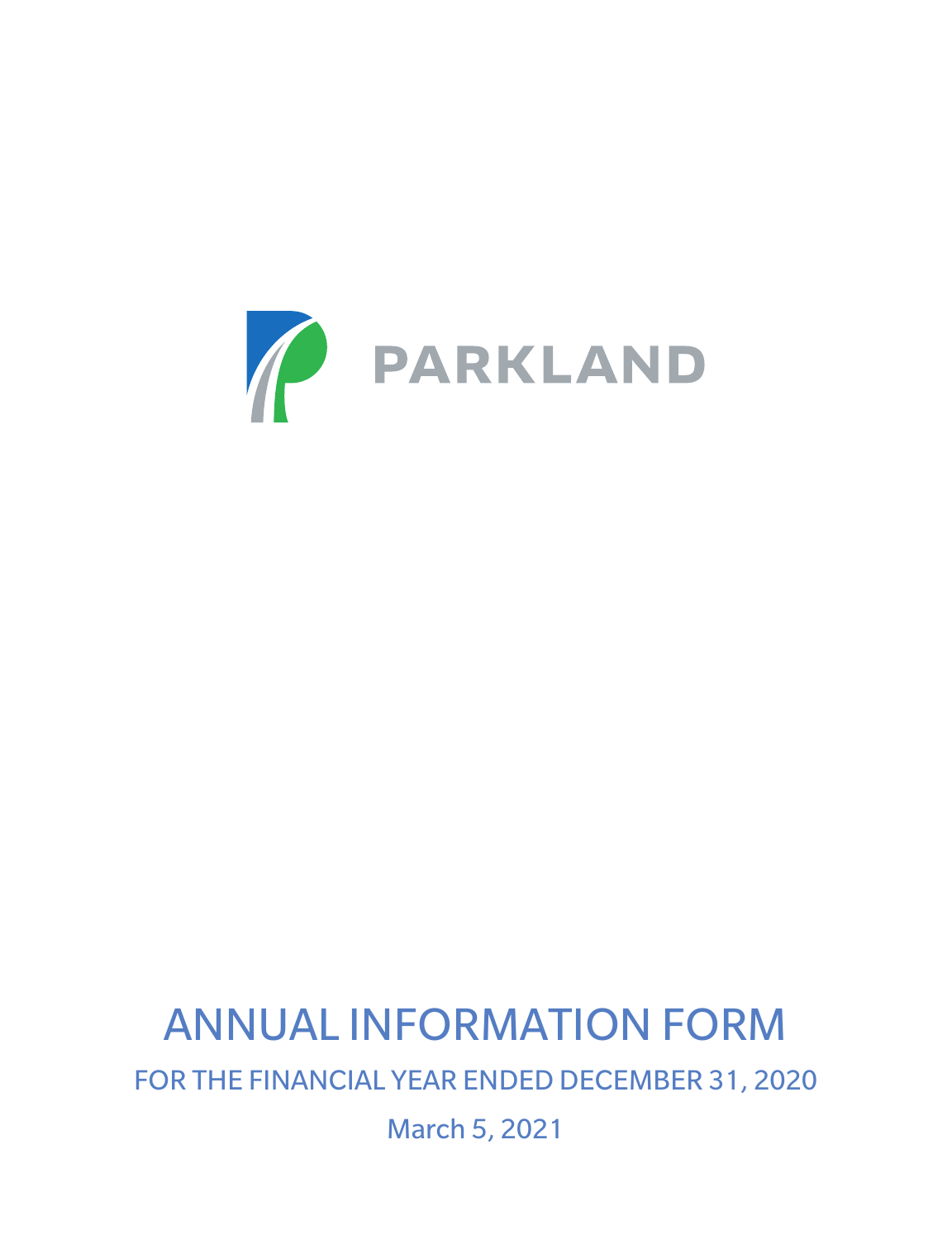PARKLAND

# ANNUAL INFORMATION FORM

FOR THE FINANCIAL YEAR ENDED DECEMBER 31, 2020

March 5, 2021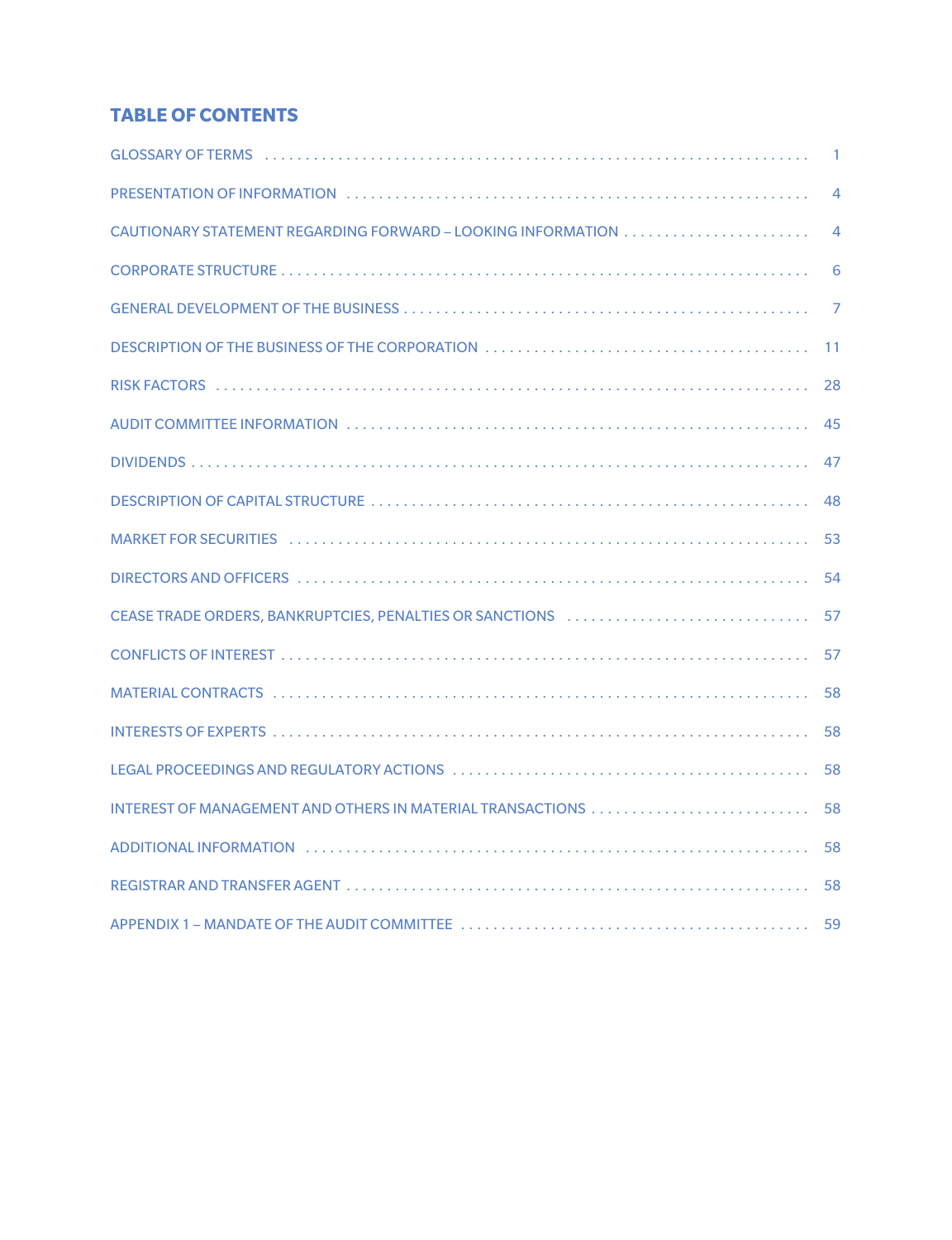# TABLE OF CONTENTS

| Section | Page |
|---|---|
| GLOSSARY OF TERMS | 1 |
| PRESENTATION OF INFORMATION | 4 |
| CAUTIONARY STATEMENT REGARDING FORWARD – LOOKING INFORMATION | 4 |
| CORPORATE STRUCTURE | 6 |
| GENERAL DEVELOPMENT OF THE BUSINESS | 7 |
| DESCRIPTION OF THE BUSINESS OF THE CORPORATION | 11 |
| RISK FACTORS | 28 |
| AUDIT COMMITTEE INFORMATION | 45 |
| DIVIDENDS | 47 |
| DESCRIPTION OF CAPITAL STRUCTURE | 48 |
| MARKET FOR SECURITIES | 53 |
| DIRECTORS AND OFFICERS | 54 |
| CEASE TRADE ORDERS, BANKRUPTCIES, PENALTIES OR SANCTIONS | 57 |
| CONFLICTS OF INTEREST | 57 |
| MATERIAL CONTRACTS | 58 |
| INTERESTS OF EXPERTS | 58 |
| LEGAL PROCEEDINGS AND REGULATORY ACTIONS | 58 |
| INTEREST OF MANAGEMENT AND OTHERS IN MATERIAL TRANSACTIONS | 58 |
| ADDITIONAL INFORMATION | 58 |
| REGISTRAR AND TRANSFER AGENT | 58 |
| APPENDIX 1 – MANDATE OF THE AUDIT COMMITTEE | 59 |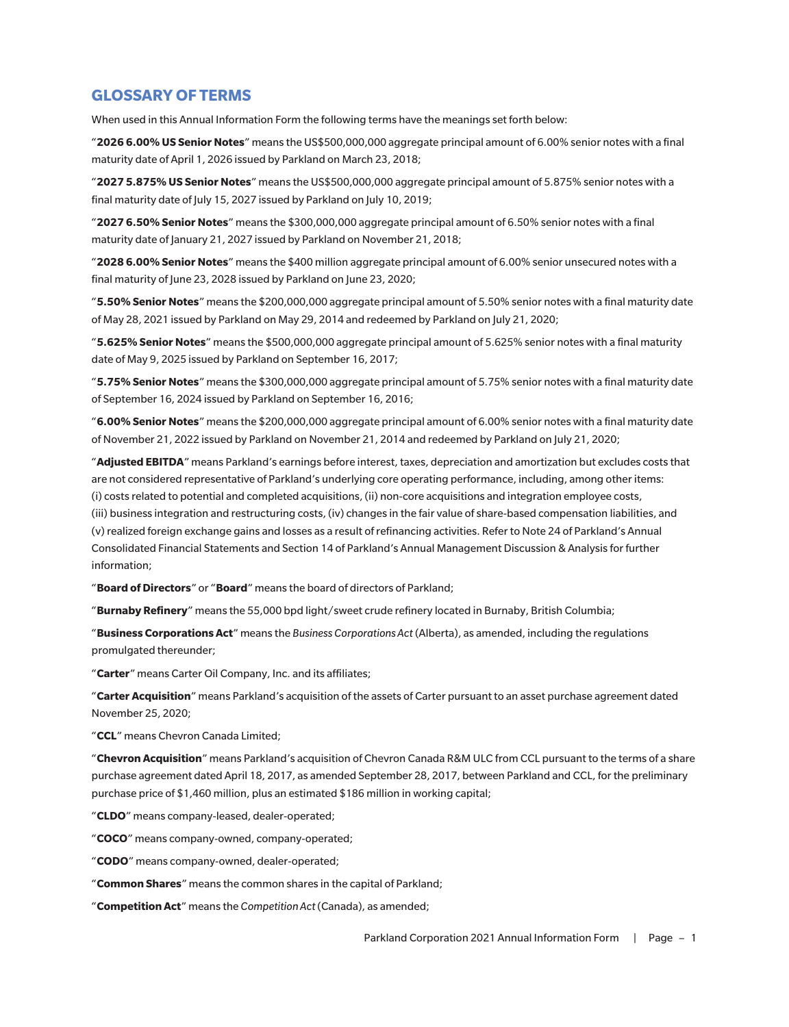## GLOSSARY OF TERMS

When used in this Annual Information Form the following terms have the meanings set forth below:

"**2026 6.00% US Senior Notes**" means the US$500,000,000 aggregate principal amount of 6.00% senior notes with a final maturity date of April 1, 2026 issued by Parkland on March 23, 2018;

"**2027 5.875% US Senior Notes**" means the US$500,000,000 aggregate principal amount of 5.875% senior notes with a final maturity date of July 15, 2027 issued by Parkland on July 10, 2019;

"**2027 6.50% Senior Notes**" means the $300,000,000 aggregate principal amount of 6.50% senior notes with a final maturity date of January 21, 2027 issued by Parkland on November 21, 2018;

"**2028 6.00% Senior Notes**" means the $400 million aggregate principal amount of 6.00% senior unsecured notes with a final maturity of June 23, 2028 issued by Parkland on June 23, 2020;

"**5.50% Senior Notes**" means the $200,000,000 aggregate principal amount of 5.50% senior notes with a final maturity date of May 28, 2021 issued by Parkland on May 29, 2014 and redeemed by Parkland on July 21, 2020;

"**5.625% Senior Notes**" means the $500,000,000 aggregate principal amount of 5.625% senior notes with a final maturity date of May 9, 2025 issued by Parkland on September 16, 2017;

"**5.75% Senior Notes**" means the $300,000,000 aggregate principal amount of 5.75% senior notes with a final maturity date of September 16, 2024 issued by Parkland on September 16, 2016;

"**6.00% Senior Notes**" means the $200,000,000 aggregate principal amount of 6.00% senior notes with a final maturity date of November 21, 2022 issued by Parkland on November 21, 2014 and redeemed by Parkland on July 21, 2020;

"**Adjusted EBITDA**" means Parkland's earnings before interest, taxes, depreciation and amortization but excludes costs that are not considered representative of Parkland's underlying core operating performance, including, among other items: (i) costs related to potential and completed acquisitions, (ii) non-core acquisitions and integration employee costs, (iii) business integration and restructuring costs, (iv) changes in the fair value of share-based compensation liabilities, and (v) realized foreign exchange gains and losses as a result of refinancing activities. Refer to Note 24 of Parkland's Annual Consolidated Financial Statements and Section 14 of Parkland's Annual Management Discussion & Analysis for further information;

"**Board of Directors**" or "**Board**" means the board of directors of Parkland;

"**Burnaby Refinery**" means the 55,000 bpd light/sweet crude refinery located in Burnaby, British Columbia;

"**Business Corporations Act**" means the *Business Corporations Act* (Alberta), as amended, including the regulations promulgated thereunder;

"**Carter**" means Carter Oil Company, Inc. and its affiliates;

"**Carter Acquisition**" means Parkland's acquisition of the assets of Carter pursuant to an asset purchase agreement dated November 25, 2020;

"**CCL**" means Chevron Canada Limited;

"**Chevron Acquisition**" means Parkland's acquisition of Chevron Canada R&M ULC from CCL pursuant to the terms of a share purchase agreement dated April 18, 2017, as amended September 28, 2017, between Parkland and CCL, for the preliminary purchase price of $1,460 million, plus an estimated $186 million in working capital;

"**CLDO**" means company-leased, dealer-operated;

"**COCO**" means company-owned, company-operated;

"**CODO**" means company-owned, dealer-operated;

"**Common Shares**" means the common shares in the capital of Parkland;

"**Competition Act**" means the *Competition Act* (Canada), as amended;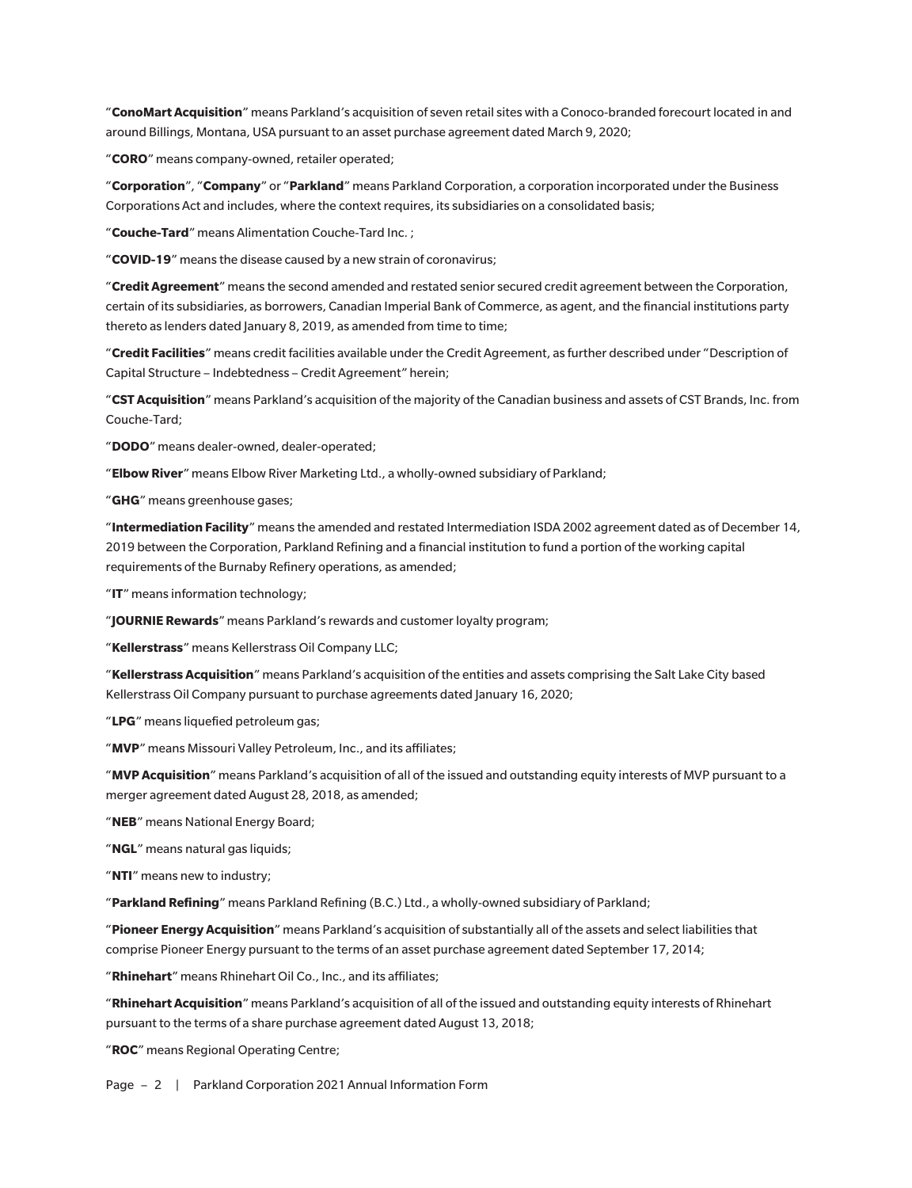"**ConoMart Acquisition**" means Parkland's acquisition of seven retail sites with a Conoco-branded forecourt located in and around Billings, Montana, USA pursuant to an asset purchase agreement dated March 9, 2020;

"**CORO**" means company-owned, retailer operated;

"**Corporation**", "**Company**" or "**Parkland**" means Parkland Corporation, a corporation incorporated under the Business Corporations Act and includes, where the context requires, its subsidiaries on a consolidated basis;

"**Couche-Tard**" means Alimentation Couche-Tard Inc. ;

"**COVID-19**" means the disease caused by a new strain of coronavirus;

"**Credit Agreement**" means the second amended and restated senior secured credit agreement between the Corporation, certain of its subsidiaries, as borrowers, Canadian Imperial Bank of Commerce, as agent, and the financial institutions party thereto as lenders dated January 8, 2019, as amended from time to time;

"**Credit Facilities**" means credit facilities available under the Credit Agreement, as further described under "Description of Capital Structure – Indebtedness – Credit Agreement" herein;

"**CST Acquisition**" means Parkland's acquisition of the majority of the Canadian business and assets of CST Brands, Inc. from Couche-Tard;

"**DODO**" means dealer-owned, dealer-operated;

"**Elbow River**" means Elbow River Marketing Ltd., a wholly-owned subsidiary of Parkland;

"**GHG**" means greenhouse gases;

"**Intermediation Facility**" means the amended and restated Intermediation ISDA 2002 agreement dated as of December 14, 2019 between the Corporation, Parkland Refining and a financial institution to fund a portion of the working capital requirements of the Burnaby Refinery operations, as amended;

"**IT**" means information technology;

"**JOURNIE Rewards**" means Parkland's rewards and customer loyalty program;

"**Kellerstrass**" means Kellerstrass Oil Company LLC;

"**Kellerstrass Acquisition**" means Parkland's acquisition of the entities and assets comprising the Salt Lake City based Kellerstrass Oil Company pursuant to purchase agreements dated January 16, 2020;

"**LPG**" means liquefied petroleum gas;

"**MVP**" means Missouri Valley Petroleum, Inc., and its affiliates;

"**MVP Acquisition**" means Parkland's acquisition of all of the issued and outstanding equity interests of MVP pursuant to a merger agreement dated August 28, 2018, as amended;

"**NEB**" means National Energy Board;

"**NGL**" means natural gas liquids;

"**NTI**" means new to industry;

"**Parkland Refining**" means Parkland Refining (B.C.) Ltd., a wholly-owned subsidiary of Parkland;

"**Pioneer Energy Acquisition**" means Parkland's acquisition of substantially all of the assets and select liabilities that comprise Pioneer Energy pursuant to the terms of an asset purchase agreement dated September 17, 2014;

"**Rhinehart**" means Rhinehart Oil Co., Inc., and its affiliates;

"**Rhinehart Acquisition**" means Parkland's acquisition of all of the issued and outstanding equity interests of Rhinehart pursuant to the terms of a share purchase agreement dated August 13, 2018;

"**ROC**" means Regional Operating Centre;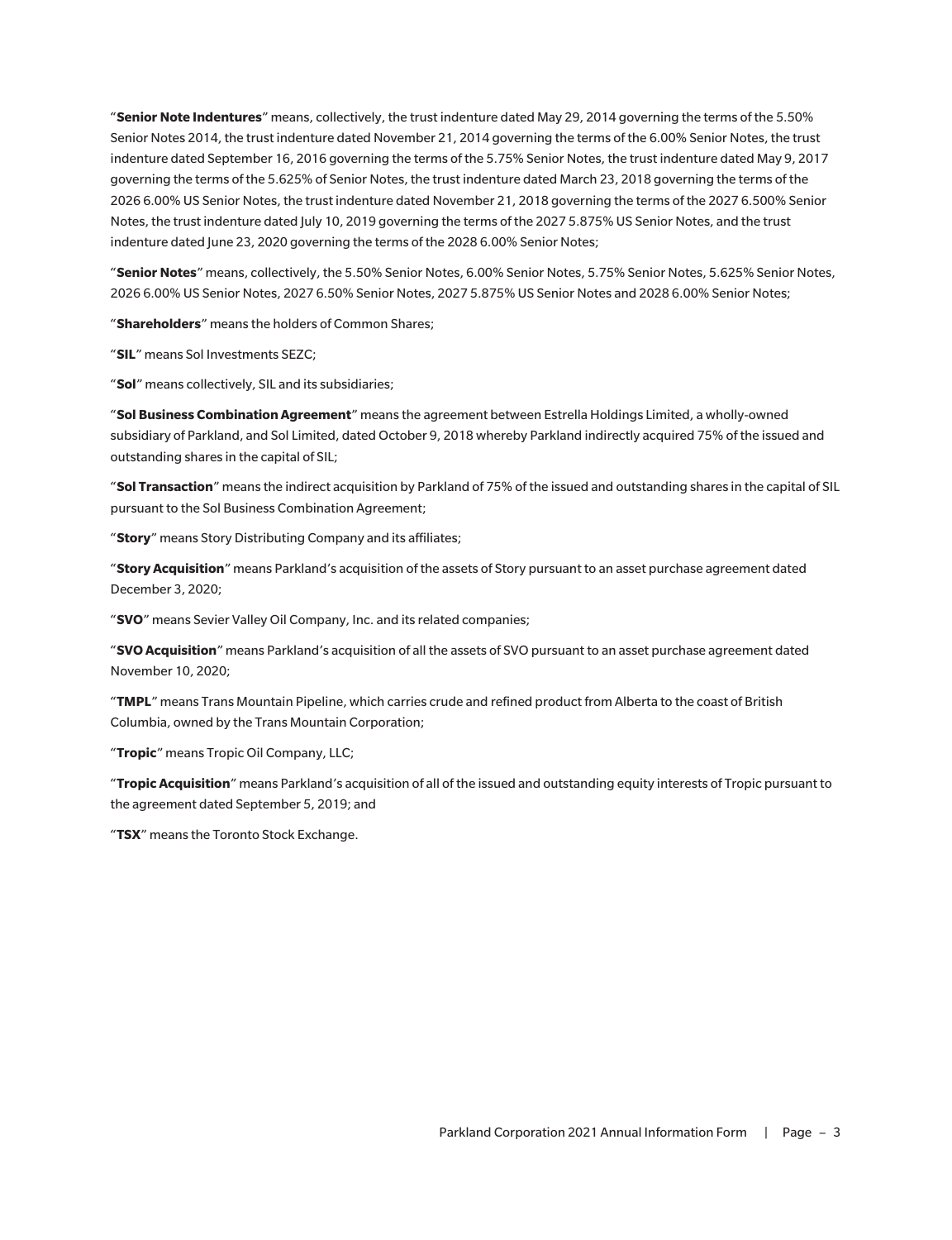"**Senior Note Indentures**" means, collectively, the trust indenture dated May 29, 2014 governing the terms of the 5.50% Senior Notes 2014, the trust indenture dated November 21, 2014 governing the terms of the 6.00% Senior Notes, the trust indenture dated September 16, 2016 governing the terms of the 5.75% Senior Notes, the trust indenture dated May 9, 2017 governing the terms of the 5.625% of Senior Notes, the trust indenture dated March 23, 2018 governing the terms of the 2026 6.00% US Senior Notes, the trust indenture dated November 21, 2018 governing the terms of the 2027 6.500% Senior Notes, the trust indenture dated July 10, 2019 governing the terms of the 2027 5.875% US Senior Notes, and the trust indenture dated June 23, 2020 governing the terms of the 2028 6.00% Senior Notes;

"**Senior Notes**" means, collectively, the 5.50% Senior Notes, 6.00% Senior Notes, 5.75% Senior Notes, 5.625% Senior Notes, 2026 6.00% US Senior Notes, 2027 6.50% Senior Notes, 2027 5.875% US Senior Notes and 2028 6.00% Senior Notes;

"**Shareholders**" means the holders of Common Shares;

"**SIL**" means Sol Investments SEZC;

"**Sol**" means collectively, SIL and its subsidiaries;

"**Sol Business Combination Agreement**" means the agreement between Estrella Holdings Limited, a wholly-owned subsidiary of Parkland, and Sol Limited, dated October 9, 2018 whereby Parkland indirectly acquired 75% of the issued and outstanding shares in the capital of SIL;

"**Sol Transaction**" means the indirect acquisition by Parkland of 75% of the issued and outstanding shares in the capital of SIL pursuant to the Sol Business Combination Agreement;

"**Story**" means Story Distributing Company and its affiliates;

"**Story Acquisition**" means Parkland's acquisition of the assets of Story pursuant to an asset purchase agreement dated December 3, 2020;

"**SVO**" means Sevier Valley Oil Company, Inc. and its related companies;

"**SVO Acquisition**" means Parkland's acquisition of all the assets of SVO pursuant to an asset purchase agreement dated November 10, 2020;

"**TMPL**" means Trans Mountain Pipeline, which carries crude and refined product from Alberta to the coast of British Columbia, owned by the Trans Mountain Corporation;

"**Tropic**" means Tropic Oil Company, LLC;

"**Tropic Acquisition**" means Parkland's acquisition of all of the issued and outstanding equity interests of Tropic pursuant to the agreement dated September 5, 2019; and

"**TSX**" means the Toronto Stock Exchange.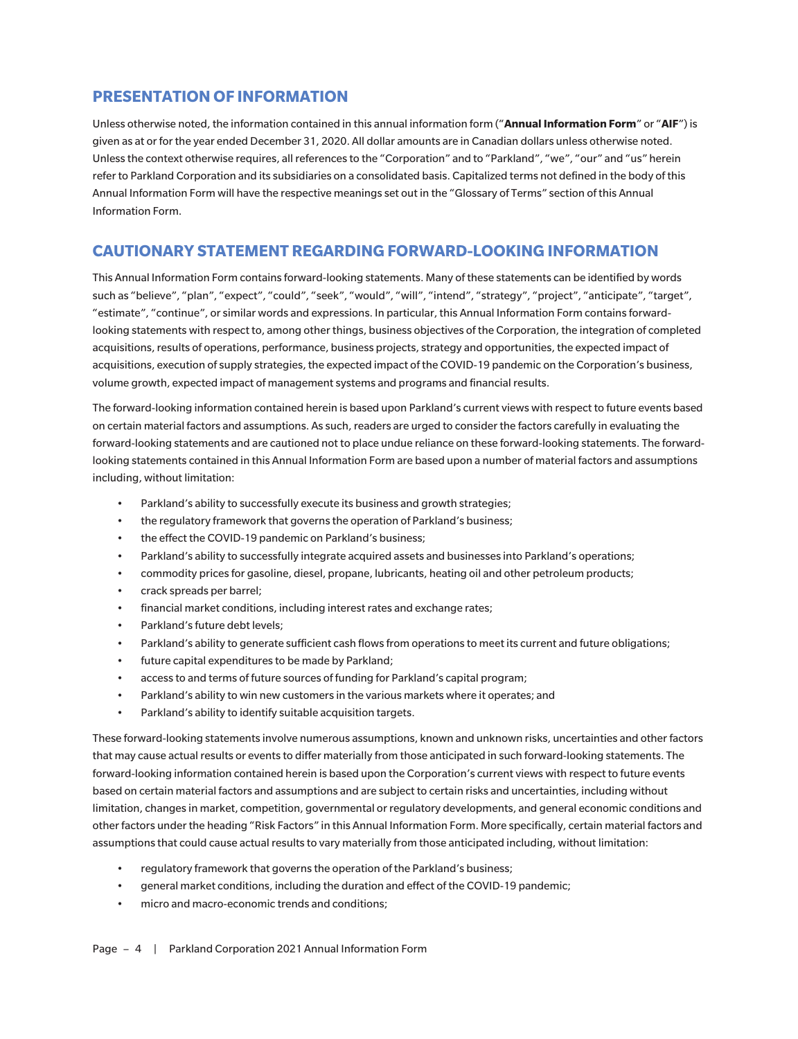## PRESENTATION OF INFORMATION

Unless otherwise noted, the information contained in this annual information form ("**Annual Information Form**" or "**AIF**") is given as at or for the year ended December 31, 2020. All dollar amounts are in Canadian dollars unless otherwise noted. Unless the context otherwise requires, all references to the "Corporation" and to "Parkland", "we", "our" and "us" herein refer to Parkland Corporation and its subsidiaries on a consolidated basis. Capitalized terms not defined in the body of this Annual Information Form will have the respective meanings set out in the "Glossary of Terms" section of this Annual Information Form.

## CAUTIONARY STATEMENT REGARDING FORWARD-LOOKING INFORMATION

This Annual Information Form contains forward-looking statements. Many of these statements can be identified by words such as "believe", "plan", "expect", "could", "seek", "would", "will", "intend", "strategy", "project", "anticipate", "target", "estimate", "continue", or similar words and expressions. In particular, this Annual Information Form contains forward-looking statements with respect to, among other things, business objectives of the Corporation, the integration of completed acquisitions, results of operations, performance, business projects, strategy and opportunities, the expected impact of acquisitions, execution of supply strategies, the expected impact of the COVID-19 pandemic on the Corporation's business, volume growth, expected impact of management systems and programs and financial results.

The forward-looking information contained herein is based upon Parkland's current views with respect to future events based on certain material factors and assumptions. As such, readers are urged to consider the factors carefully in evaluating the forward-looking statements and are cautioned not to place undue reliance on these forward-looking statements. The forward-looking statements contained in this Annual Information Form are based upon a number of material factors and assumptions including, without limitation:

- Parkland's ability to successfully execute its business and growth strategies;
- the regulatory framework that governs the operation of Parkland's business;
- the effect the COVID-19 pandemic on Parkland's business;
- Parkland's ability to successfully integrate acquired assets and businesses into Parkland's operations;
- commodity prices for gasoline, diesel, propane, lubricants, heating oil and other petroleum products;
- crack spreads per barrel;
- financial market conditions, including interest rates and exchange rates;
- Parkland's future debt levels;
- Parkland's ability to generate sufficient cash flows from operations to meet its current and future obligations;
- future capital expenditures to be made by Parkland;
- access to and terms of future sources of funding for Parkland's capital program;
- Parkland's ability to win new customers in the various markets where it operates; and
- Parkland's ability to identify suitable acquisition targets.

These forward-looking statements involve numerous assumptions, known and unknown risks, uncertainties and other factors that may cause actual results or events to differ materially from those anticipated in such forward-looking statements. The forward-looking information contained herein is based upon the Corporation's current views with respect to future events based on certain material factors and assumptions and are subject to certain risks and uncertainties, including without limitation, changes in market, competition, governmental or regulatory developments, and general economic conditions and other factors under the heading "Risk Factors" in this Annual Information Form. More specifically, certain material factors and assumptions that could cause actual results to vary materially from those anticipated including, without limitation:

- regulatory framework that governs the operation of the Parkland's business;
- general market conditions, including the duration and effect of the COVID-19 pandemic;
- micro and macro-economic trends and conditions;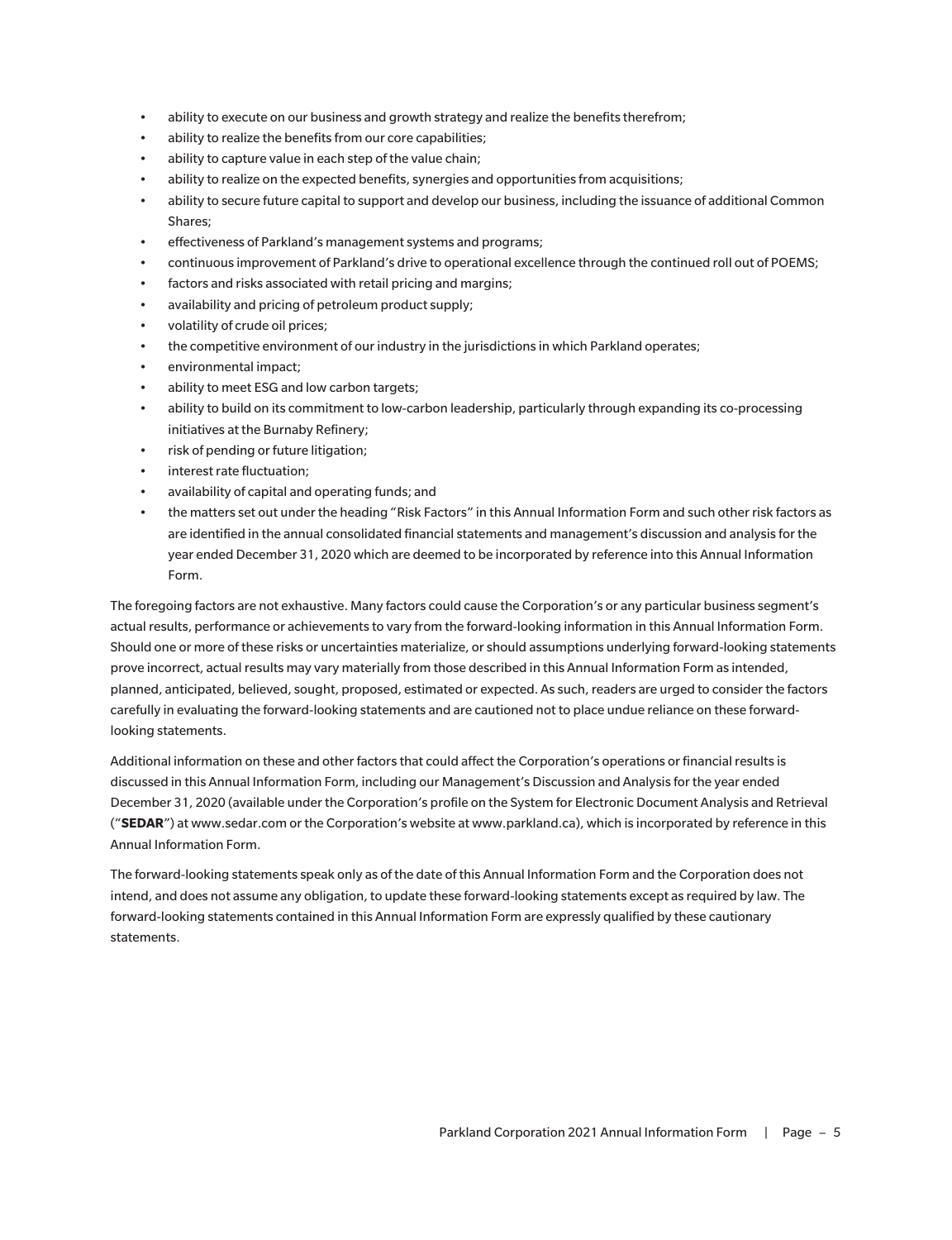- ability to execute on our business and growth strategy and realize the benefits therefrom;
- ability to realize the benefits from our core capabilities;
- ability to capture value in each step of the value chain;
- ability to realize on the expected benefits, synergies and opportunities from acquisitions;
- ability to secure future capital to support and develop our business, including the issuance of additional Common Shares;
- effectiveness of Parkland's management systems and programs;
- continuous improvement of Parkland's drive to operational excellence through the continued roll out of POEMS;
- factors and risks associated with retail pricing and margins;
- availability and pricing of petroleum product supply;
- volatility of crude oil prices;
- the competitive environment of our industry in the jurisdictions in which Parkland operates;
- environmental impact;
- ability to meet ESG and low carbon targets;
- ability to build on its commitment to low-carbon leadership, particularly through expanding its co-processing initiatives at the Burnaby Refinery;
- risk of pending or future litigation;
- interest rate fluctuation;
- availability of capital and operating funds; and
- the matters set out under the heading "Risk Factors" in this Annual Information Form and such other risk factors as are identified in the annual consolidated financial statements and management's discussion and analysis for the year ended December 31, 2020 which are deemed to be incorporated by reference into this Annual Information Form.

The foregoing factors are not exhaustive. Many factors could cause the Corporation's or any particular business segment's actual results, performance or achievements to vary from the forward-looking information in this Annual Information Form. Should one or more of these risks or uncertainties materialize, or should assumptions underlying forward-looking statements prove incorrect, actual results may vary materially from those described in this Annual Information Form as intended, planned, anticipated, believed, sought, proposed, estimated or expected. As such, readers are urged to consider the factors carefully in evaluating the forward-looking statements and are cautioned not to place undue reliance on these forward-looking statements.

Additional information on these and other factors that could affect the Corporation's operations or financial results is discussed in this Annual Information Form, including our Management's Discussion and Analysis for the year ended December 31, 2020 (available under the Corporation's profile on the System for Electronic Document Analysis and Retrieval ("**SEDAR**") at www.sedar.com or the Corporation's website at www.parkland.ca), which is incorporated by reference in this Annual Information Form.

The forward-looking statements speak only as of the date of this Annual Information Form and the Corporation does not intend, and does not assume any obligation, to update these forward-looking statements except as required by law. The forward-looking statements contained in this Annual Information Form are expressly qualified by these cautionary statements.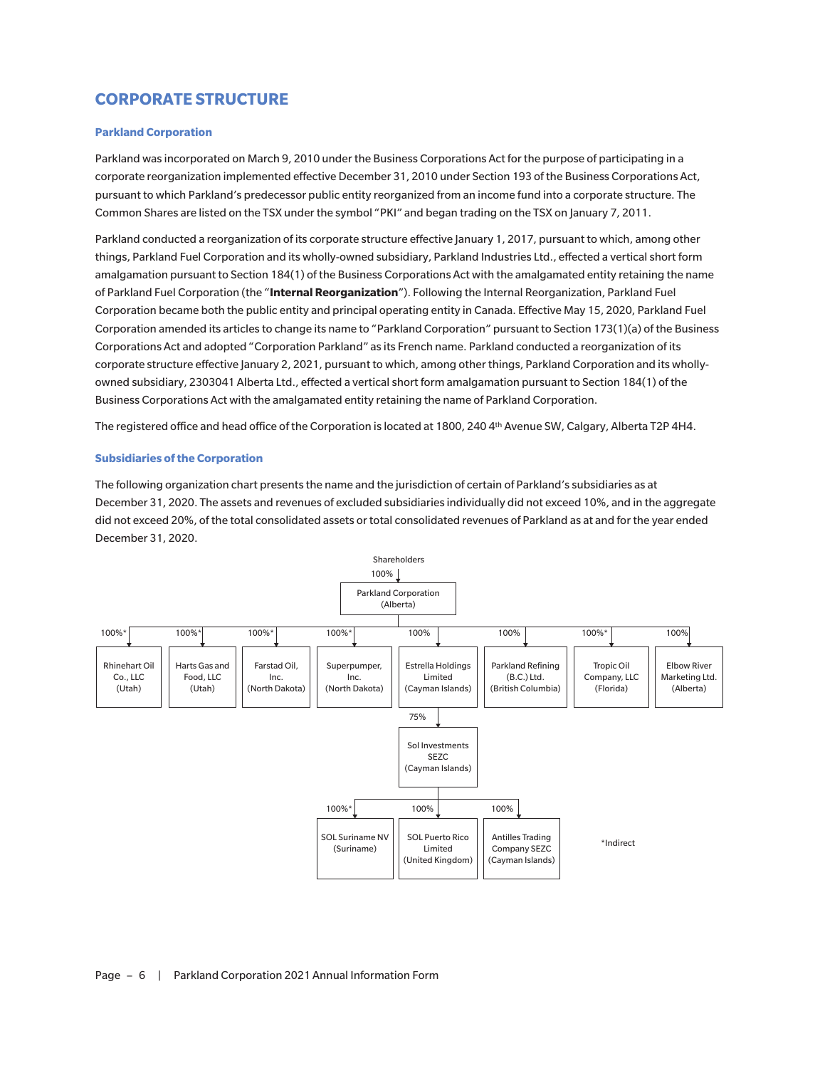## CORPORATE STRUCTURE

### Parkland Corporation

Parkland was incorporated on March 9, 2010 under the Business Corporations Act for the purpose of participating in a corporate reorganization implemented effective December 31, 2010 under Section 193 of the Business Corporations Act, pursuant to which Parkland's predecessor public entity reorganized from an income fund into a corporate structure. The Common Shares are listed on the TSX under the symbol "PKI" and began trading on the TSX on January 7, 2011.

Parkland conducted a reorganization of its corporate structure effective January 1, 2017, pursuant to which, among other things, Parkland Fuel Corporation and its wholly-owned subsidiary, Parkland Industries Ltd., effected a vertical short form amalgamation pursuant to Section 184(1) of the Business Corporations Act with the amalgamated entity retaining the name of Parkland Fuel Corporation (the "**Internal Reorganization**"). Following the Internal Reorganization, Parkland Fuel Corporation became both the public entity and principal operating entity in Canada. Effective May 15, 2020, Parkland Fuel Corporation amended its articles to change its name to "Parkland Corporation" pursuant to Section 173(1)(a) of the Business Corporations Act and adopted "Corporation Parkland" as its French name. Parkland conducted a reorganization of its corporate structure effective January 2, 2021, pursuant to which, among other things, Parkland Corporation and its wholly-owned subsidiary, 2303041 Alberta Ltd., effected a vertical short form amalgamation pursuant to Section 184(1) of the Business Corporations Act with the amalgamated entity retaining the name of Parkland Corporation.

The registered office and head office of the Corporation is located at 1800, 240 4th Avenue SW, Calgary, Alberta T2P 4H4.

### Subsidiaries of the Corporation

The following organization chart presents the name and the jurisdiction of certain of Parkland's subsidiaries as at December 31, 2020. The assets and revenues of excluded subsidiaries individually did not exceed 10%, and in the aggregate did not exceed 20%, of the total consolidated assets or total consolidated revenues of Parkland as at and for the year ended December 31, 2020.

Shareholders
- 100% → Parkland Corporation (Alberta)
  - 100%* → Rhinehart Oil Co., LLC (Utah)
  - 100%* → Harts Gas and Food, LLC (Utah)
  - 100%* → Farstad Oil, Inc. (North Dakota)
  - 100%* → Superpumper, Inc. (North Dakota)
  - 100% → Estrella Holdings Limited (Cayman Islands)
    - 75% → Sol Investments SEZC (Cayman Islands)
      - 100%* → SOL Suriname NV (Suriname)
      - 100% → SOL Puerto Rico Limited (United Kingdom)
      - 100% → Antilles Trading Company SEZC (Cayman Islands)
  - 100% → Parkland Refining (B.C.) Ltd. (British Columbia)
  - 100%* → Tropic Oil Company, LLC (Florida)
  - 100% → Elbow River Marketing Ltd. (Alberta)

*Indirect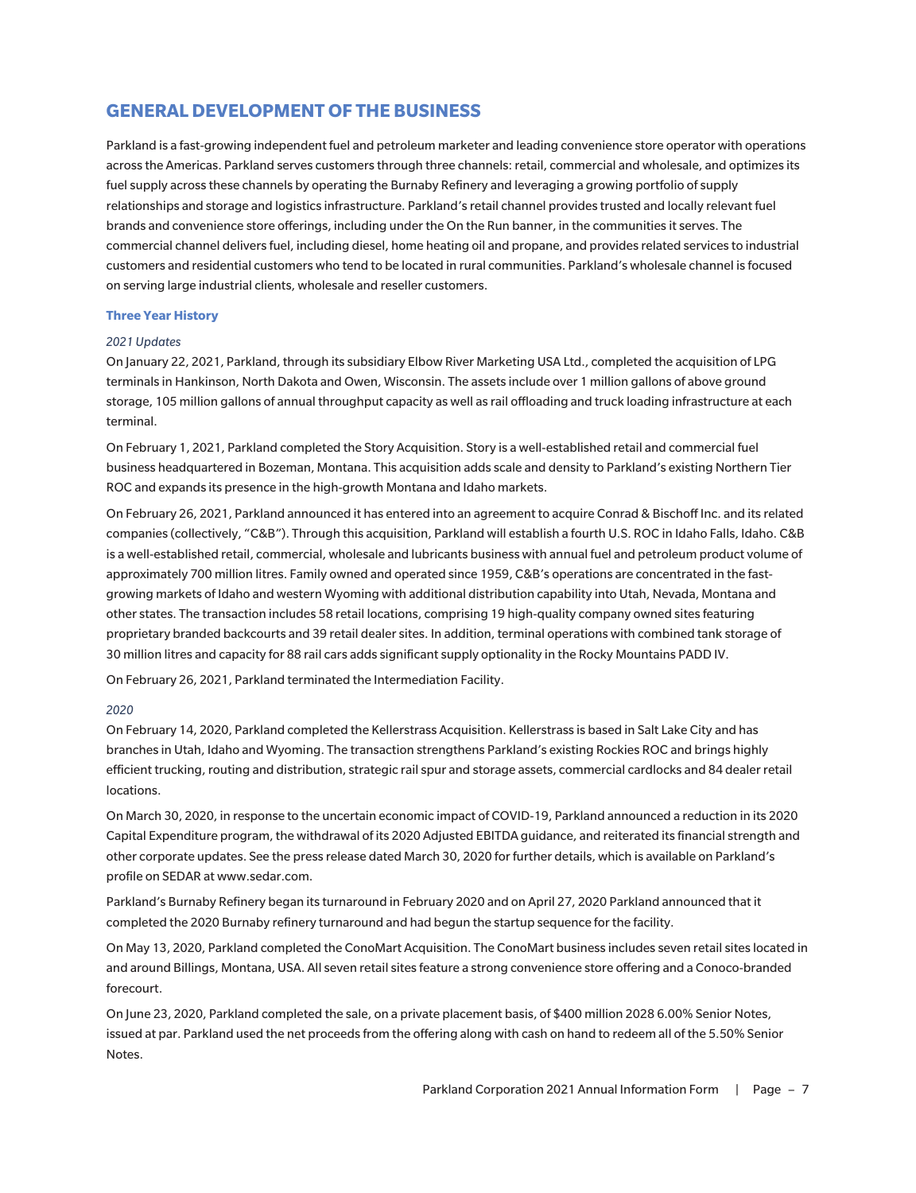## GENERAL DEVELOPMENT OF THE BUSINESS

Parkland is a fast-growing independent fuel and petroleum marketer and leading convenience store operator with operations across the Americas. Parkland serves customers through three channels: retail, commercial and wholesale, and optimizes its fuel supply across these channels by operating the Burnaby Refinery and leveraging a growing portfolio of supply relationships and storage and logistics infrastructure. Parkland's retail channel provides trusted and locally relevant fuel brands and convenience store offerings, including under the On the Run banner, in the communities it serves. The commercial channel delivers fuel, including diesel, home heating oil and propane, and provides related services to industrial customers and residential customers who tend to be located in rural communities. Parkland's wholesale channel is focused on serving large industrial clients, wholesale and reseller customers.

### Three Year History

*2021 Updates*

On January 22, 2021, Parkland, through its subsidiary Elbow River Marketing USA Ltd., completed the acquisition of LPG terminals in Hankinson, North Dakota and Owen, Wisconsin. The assets include over 1 million gallons of above ground storage, 105 million gallons of annual throughput capacity as well as rail offloading and truck loading infrastructure at each terminal.

On February 1, 2021, Parkland completed the Story Acquisition. Story is a well-established retail and commercial fuel business headquartered in Bozeman, Montana. This acquisition adds scale and density to Parkland's existing Northern Tier ROC and expands its presence in the high-growth Montana and Idaho markets.

On February 26, 2021, Parkland announced it has entered into an agreement to acquire Conrad & Bischoff Inc. and its related companies (collectively, "C&B"). Through this acquisition, Parkland will establish a fourth U.S. ROC in Idaho Falls, Idaho. C&B is a well-established retail, commercial, wholesale and lubricants business with annual fuel and petroleum product volume of approximately 700 million litres. Family owned and operated since 1959, C&B's operations are concentrated in the fast-growing markets of Idaho and western Wyoming with additional distribution capability into Utah, Nevada, Montana and other states. The transaction includes 58 retail locations, comprising 19 high-quality company owned sites featuring proprietary branded backcourts and 39 retail dealer sites. In addition, terminal operations with combined tank storage of 30 million litres and capacity for 88 rail cars adds significant supply optionality in the Rocky Mountains PADD IV.

On February 26, 2021, Parkland terminated the Intermediation Facility.

*2020*

On February 14, 2020, Parkland completed the Kellerstrass Acquisition. Kellerstrass is based in Salt Lake City and has branches in Utah, Idaho and Wyoming. The transaction strengthens Parkland's existing Rockies ROC and brings highly efficient trucking, routing and distribution, strategic rail spur and storage assets, commercial cardlocks and 84 dealer retail locations.

On March 30, 2020, in response to the uncertain economic impact of COVID-19, Parkland announced a reduction in its 2020 Capital Expenditure program, the withdrawal of its 2020 Adjusted EBITDA guidance, and reiterated its financial strength and other corporate updates. See the press release dated March 30, 2020 for further details, which is available on Parkland's profile on SEDAR at www.sedar.com.

Parkland's Burnaby Refinery began its turnaround in February 2020 and on April 27, 2020 Parkland announced that it completed the 2020 Burnaby refinery turnaround and had begun the startup sequence for the facility.

On May 13, 2020, Parkland completed the ConoMart Acquisition. The ConoMart business includes seven retail sites located in and around Billings, Montana, USA. All seven retail sites feature a strong convenience store offering and a Conoco-branded forecourt.

On June 23, 2020, Parkland completed the sale, on a private placement basis, of $400 million 2028 6.00% Senior Notes, issued at par. Parkland used the net proceeds from the offering along with cash on hand to redeem all of the 5.50% Senior Notes.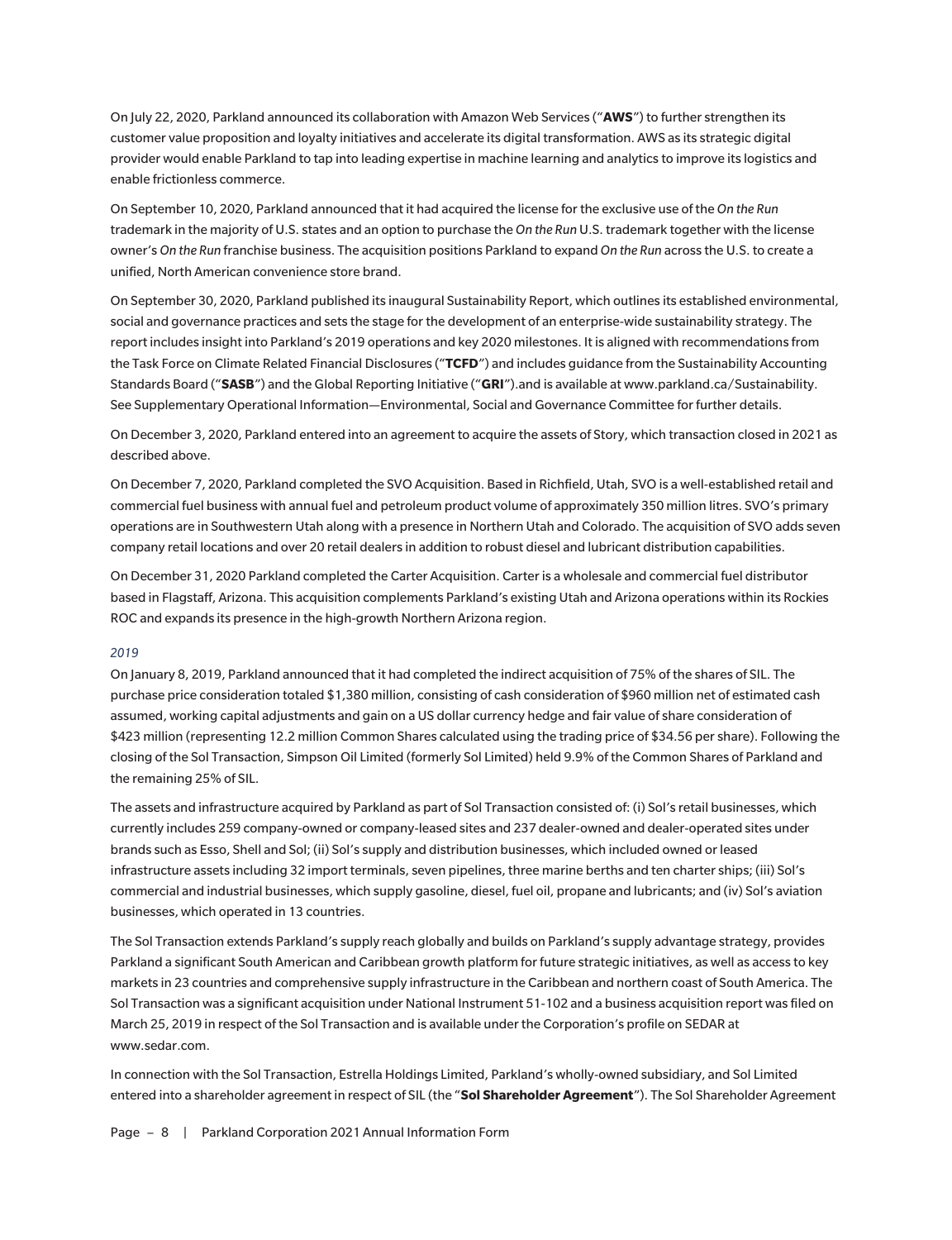On July 22, 2020, Parkland announced its collaboration with Amazon Web Services ("**AWS**") to further strengthen its customer value proposition and loyalty initiatives and accelerate its digital transformation. AWS as its strategic digital provider would enable Parkland to tap into leading expertise in machine learning and analytics to improve its logistics and enable frictionless commerce.

On September 10, 2020, Parkland announced that it had acquired the license for the exclusive use of the *On the Run* trademark in the majority of U.S. states and an option to purchase the *On the Run* U.S. trademark together with the license owner's *On the Run* franchise business. The acquisition positions Parkland to expand *On the Run* across the U.S. to create a unified, North American convenience store brand.

On September 30, 2020, Parkland published its inaugural Sustainability Report, which outlines its established environmental, social and governance practices and sets the stage for the development of an enterprise-wide sustainability strategy. The report includes insight into Parkland's 2019 operations and key 2020 milestones. It is aligned with recommendations from the Task Force on Climate Related Financial Disclosures ("**TCFD**") and includes guidance from the Sustainability Accounting Standards Board ("**SASB**") and the Global Reporting Initiative ("**GRI**").and is available at www.parkland.ca/Sustainability. See Supplementary Operational Information—Environmental, Social and Governance Committee for further details.

On December 3, 2020, Parkland entered into an agreement to acquire the assets of Story, which transaction closed in 2021 as described above.

On December 7, 2020, Parkland completed the SVO Acquisition. Based in Richfield, Utah, SVO is a well-established retail and commercial fuel business with annual fuel and petroleum product volume of approximately 350 million litres. SVO's primary operations are in Southwestern Utah along with a presence in Northern Utah and Colorado. The acquisition of SVO adds seven company retail locations and over 20 retail dealers in addition to robust diesel and lubricant distribution capabilities.

On December 31, 2020 Parkland completed the Carter Acquisition. Carter is a wholesale and commercial fuel distributor based in Flagstaff, Arizona. This acquisition complements Parkland's existing Utah and Arizona operations within its Rockies ROC and expands its presence in the high-growth Northern Arizona region.

*2019*

On January 8, 2019, Parkland announced that it had completed the indirect acquisition of 75% of the shares of SIL. The purchase price consideration totaled $1,380 million, consisting of cash consideration of $960 million net of estimated cash assumed, working capital adjustments and gain on a US dollar currency hedge and fair value of share consideration of $423 million (representing 12.2 million Common Shares calculated using the trading price of $34.56 per share). Following the closing of the Sol Transaction, Simpson Oil Limited (formerly Sol Limited) held 9.9% of the Common Shares of Parkland and the remaining 25% of SIL.

The assets and infrastructure acquired by Parkland as part of Sol Transaction consisted of: (i) Sol's retail businesses, which currently includes 259 company-owned or company-leased sites and 237 dealer-owned and dealer-operated sites under brands such as Esso, Shell and Sol; (ii) Sol's supply and distribution businesses, which included owned or leased infrastructure assets including 32 import terminals, seven pipelines, three marine berths and ten charter ships; (iii) Sol's commercial and industrial businesses, which supply gasoline, diesel, fuel oil, propane and lubricants; and (iv) Sol's aviation businesses, which operated in 13 countries.

The Sol Transaction extends Parkland's supply reach globally and builds on Parkland's supply advantage strategy, provides Parkland a significant South American and Caribbean growth platform for future strategic initiatives, as well as access to key markets in 23 countries and comprehensive supply infrastructure in the Caribbean and northern coast of South America. The Sol Transaction was a significant acquisition under National Instrument 51-102 and a business acquisition report was filed on March 25, 2019 in respect of the Sol Transaction and is available under the Corporation's profile on SEDAR at www.sedar.com.

In connection with the Sol Transaction, Estrella Holdings Limited, Parkland's wholly-owned subsidiary, and Sol Limited entered into a shareholder agreement in respect of SIL (the "**Sol Shareholder Agreement**"). The Sol Shareholder Agreement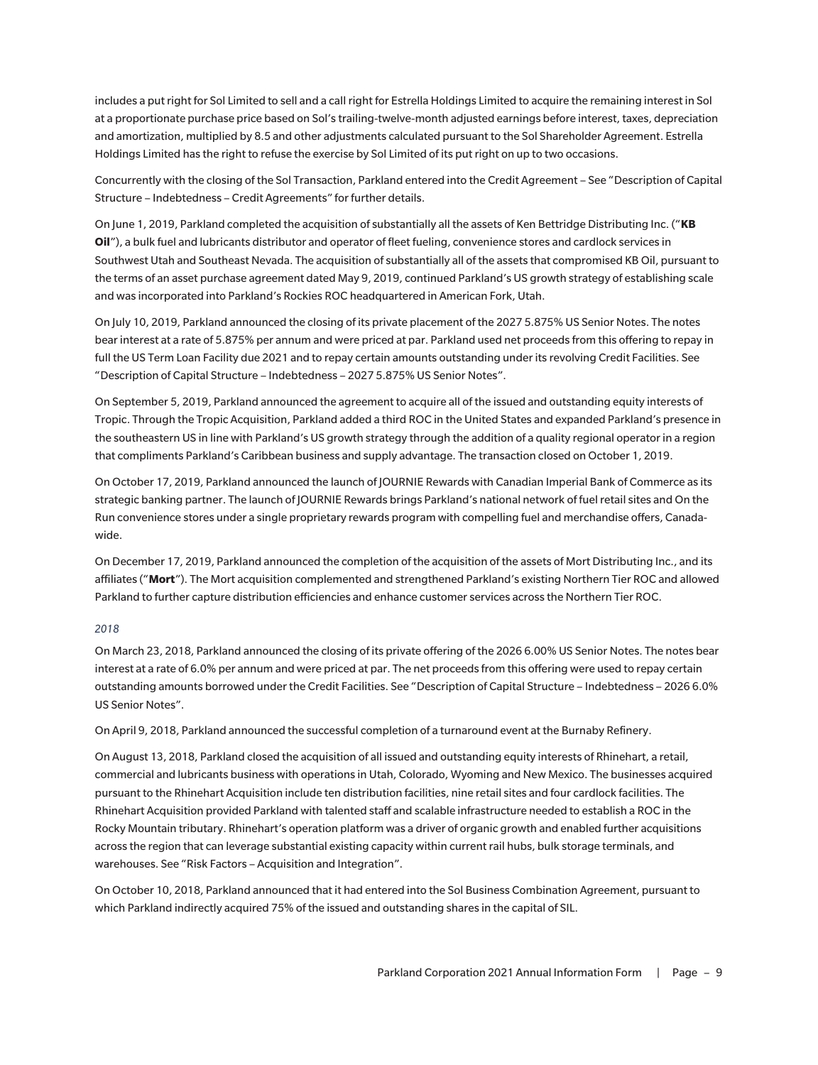includes a put right for Sol Limited to sell and a call right for Estrella Holdings Limited to acquire the remaining interest in Sol at a proportionate purchase price based on Sol's trailing-twelve-month adjusted earnings before interest, taxes, depreciation and amortization, multiplied by 8.5 and other adjustments calculated pursuant to the Sol Shareholder Agreement. Estrella Holdings Limited has the right to refuse the exercise by Sol Limited of its put right on up to two occasions.

Concurrently with the closing of the Sol Transaction, Parkland entered into the Credit Agreement – See "Description of Capital Structure – Indebtedness – Credit Agreements" for further details.

On June 1, 2019, Parkland completed the acquisition of substantially all the assets of Ken Bettridge Distributing Inc. ("**KB Oil**"), a bulk fuel and lubricants distributor and operator of fleet fueling, convenience stores and cardlock services in Southwest Utah and Southeast Nevada. The acquisition of substantially all of the assets that compromised KB Oil, pursuant to the terms of an asset purchase agreement dated May 9, 2019, continued Parkland's US growth strategy of establishing scale and was incorporated into Parkland's Rockies ROC headquartered in American Fork, Utah.

On July 10, 2019, Parkland announced the closing of its private placement of the 2027 5.875% US Senior Notes. The notes bear interest at a rate of 5.875% per annum and were priced at par. Parkland used net proceeds from this offering to repay in full the US Term Loan Facility due 2021 and to repay certain amounts outstanding under its revolving Credit Facilities. See "Description of Capital Structure – Indebtedness – 2027 5.875% US Senior Notes".

On September 5, 2019, Parkland announced the agreement to acquire all of the issued and outstanding equity interests of Tropic. Through the Tropic Acquisition, Parkland added a third ROC in the United States and expanded Parkland's presence in the southeastern US in line with Parkland's US growth strategy through the addition of a quality regional operator in a region that compliments Parkland's Caribbean business and supply advantage. The transaction closed on October 1, 2019.

On October 17, 2019, Parkland announced the launch of JOURNIE Rewards with Canadian Imperial Bank of Commerce as its strategic banking partner. The launch of JOURNIE Rewards brings Parkland's national network of fuel retail sites and On the Run convenience stores under a single proprietary rewards program with compelling fuel and merchandise offers, Canada-wide.

On December 17, 2019, Parkland announced the completion of the acquisition of the assets of Mort Distributing Inc., and its affiliates ("**Mort**"). The Mort acquisition complemented and strengthened Parkland's existing Northern Tier ROC and allowed Parkland to further capture distribution efficiencies and enhance customer services across the Northern Tier ROC.

*2018*

On March 23, 2018, Parkland announced the closing of its private offering of the 2026 6.00% US Senior Notes. The notes bear interest at a rate of 6.0% per annum and were priced at par. The net proceeds from this offering were used to repay certain outstanding amounts borrowed under the Credit Facilities. See "Description of Capital Structure – Indebtedness – 2026 6.0% US Senior Notes".

On April 9, 2018, Parkland announced the successful completion of a turnaround event at the Burnaby Refinery.

On August 13, 2018, Parkland closed the acquisition of all issued and outstanding equity interests of Rhinehart, a retail, commercial and lubricants business with operations in Utah, Colorado, Wyoming and New Mexico. The businesses acquired pursuant to the Rhinehart Acquisition include ten distribution facilities, nine retail sites and four cardlock facilities. The Rhinehart Acquisition provided Parkland with talented staff and scalable infrastructure needed to establish a ROC in the Rocky Mountain tributary. Rhinehart's operation platform was a driver of organic growth and enabled further acquisitions across the region that can leverage substantial existing capacity within current rail hubs, bulk storage terminals, and warehouses. See "Risk Factors – Acquisition and Integration".

On October 10, 2018, Parkland announced that it had entered into the Sol Business Combination Agreement, pursuant to which Parkland indirectly acquired 75% of the issued and outstanding shares in the capital of SIL.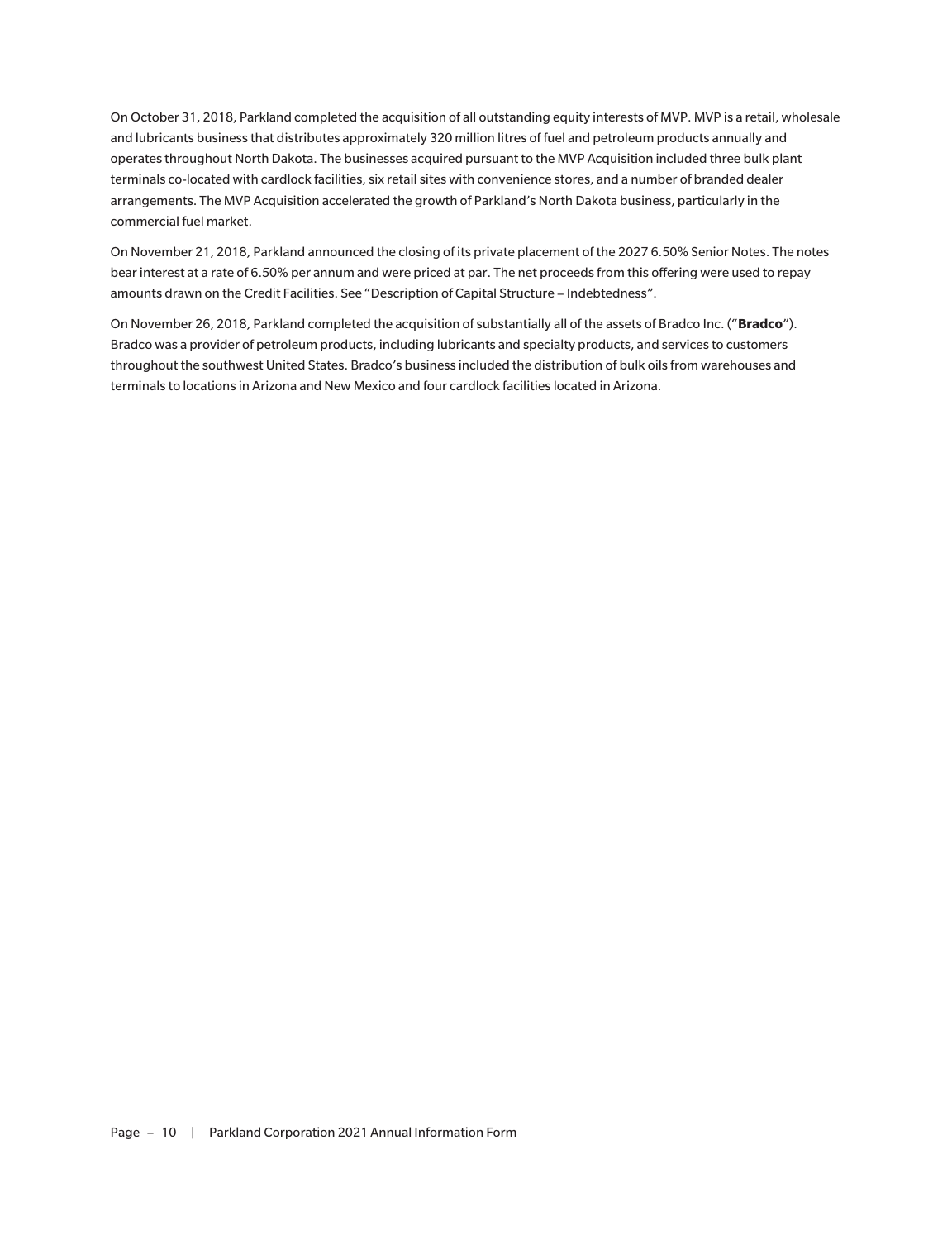On October 31, 2018, Parkland completed the acquisition of all outstanding equity interests of MVP. MVP is a retail, wholesale and lubricants business that distributes approximately 320 million litres of fuel and petroleum products annually and operates throughout North Dakota. The businesses acquired pursuant to the MVP Acquisition included three bulk plant terminals co-located with cardlock facilities, six retail sites with convenience stores, and a number of branded dealer arrangements. The MVP Acquisition accelerated the growth of Parkland's North Dakota business, particularly in the commercial fuel market.

On November 21, 2018, Parkland announced the closing of its private placement of the 2027 6.50% Senior Notes. The notes bear interest at a rate of 6.50% per annum and were priced at par. The net proceeds from this offering were used to repay amounts drawn on the Credit Facilities. See "Description of Capital Structure – Indebtedness".

On November 26, 2018, Parkland completed the acquisition of substantially all of the assets of Bradco Inc. ("**Bradco**"). Bradco was a provider of petroleum products, including lubricants and specialty products, and services to customers throughout the southwest United States. Bradco's business included the distribution of bulk oils from warehouses and terminals to locations in Arizona and New Mexico and four cardlock facilities located in Arizona.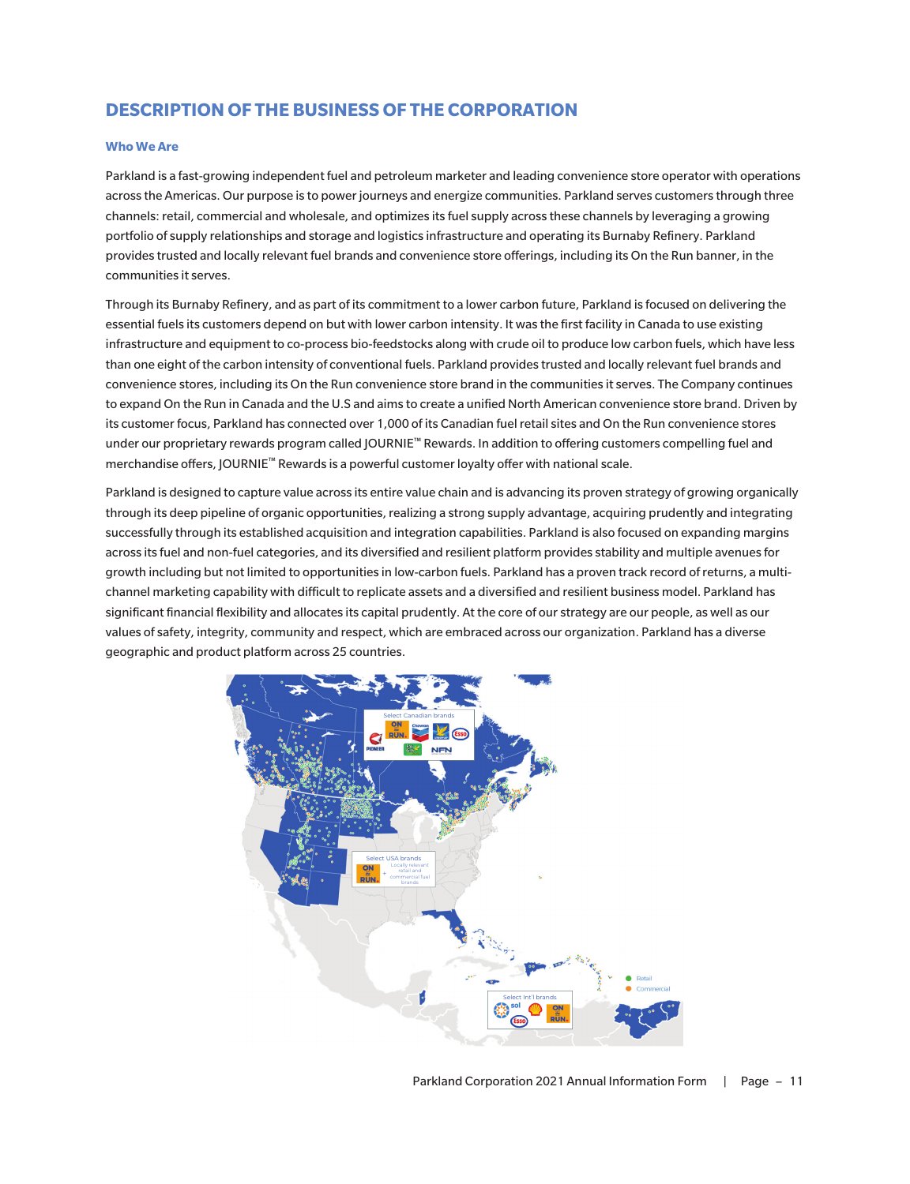## DESCRIPTION OF THE BUSINESS OF THE CORPORATION

### Who We Are

Parkland is a fast-growing independent fuel and petroleum marketer and leading convenience store operator with operations across the Americas. Our purpose is to power journeys and energize communities. Parkland serves customers through three channels: retail, commercial and wholesale, and optimizes its fuel supply across these channels by leveraging a growing portfolio of supply relationships and storage and logistics infrastructure and operating its Burnaby Refinery. Parkland provides trusted and locally relevant fuel brands and convenience store offerings, including its On the Run banner, in the communities it serves.

Through its Burnaby Refinery, and as part of its commitment to a lower carbon future, Parkland is focused on delivering the essential fuels its customers depend on but with lower carbon intensity. It was the first facility in Canada to use existing infrastructure and equipment to co-process bio-feedstocks along with crude oil to produce low carbon fuels, which have less than one eight of the carbon intensity of conventional fuels. Parkland provides trusted and locally relevant fuel brands and convenience stores, including its On the Run convenience store brand in the communities it serves. The Company continues to expand On the Run in Canada and the U.S and aims to create a unified North American convenience store brand. Driven by its customer focus, Parkland has connected over 1,000 of its Canadian fuel retail sites and On the Run convenience stores under our proprietary rewards program called JOURNIE™ Rewards. In addition to offering customers compelling fuel and merchandise offers, JOURNIE™ Rewards is a powerful customer loyalty offer with national scale.

Parkland is designed to capture value across its entire value chain and is advancing its proven strategy of growing organically through its deep pipeline of organic opportunities, realizing a strong supply advantage, acquiring prudently and integrating successfully through its established acquisition and integration capabilities. Parkland is also focused on expanding margins across its fuel and non-fuel categories, and its diversified and resilient platform provides stability and multiple avenues for growth including but not limited to opportunities in low-carbon fuels. Parkland has a proven track record of returns, a multi-channel marketing capability with difficult to replicate assets and a diversified and resilient business model. Parkland has significant financial flexibility and allocates its capital prudently. At the core of our strategy are our people, as well as our values of safety, integrity, community and respect, which are embraced across our organization. Parkland has a diverse geographic and product platform across 25 countries.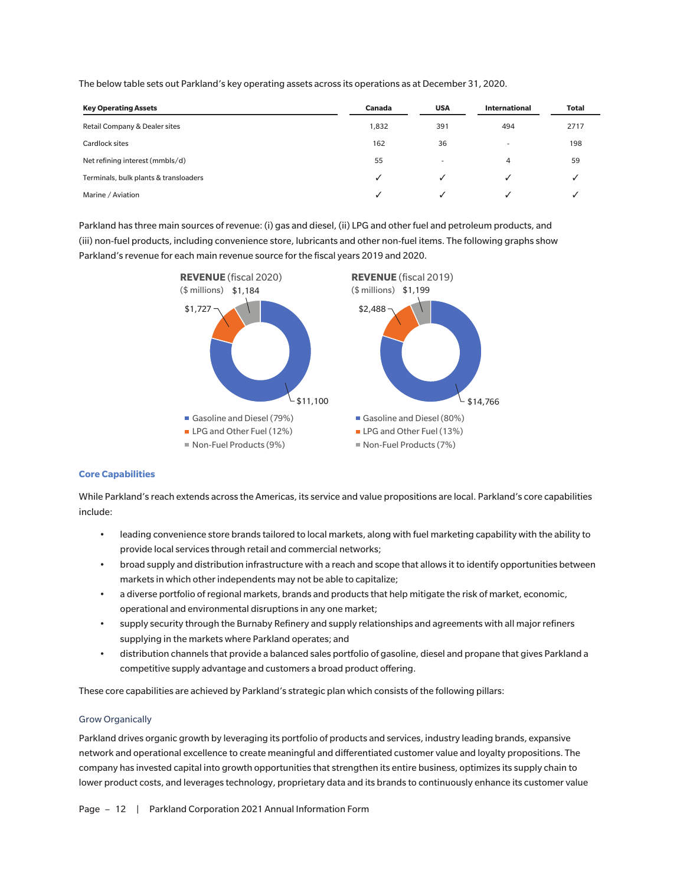The below table sets out Parkland's key operating assets across its operations as at December 31, 2020.

| Key Operating Assets | Canada | USA | International | Total |
| --- | --- | --- | --- | --- |
| Retail Company & Dealer sites | 1,832 | 391 | 494 | 2717 |
| Cardlock sites | 162 | 36 | - | 198 |
| Net refining interest (mmbls/d) | 55 | - | 4 | 59 |
| Terminals, bulk plants & transloaders | ✓ | ✓ | ✓ | ✓ |
| Marine / Aviation | ✓ | ✓ | ✓ | ✓ |

Parkland has three main sources of revenue: (i) gas and diesel, (ii) LPG and other fuel and petroleum products, and (iii) non-fuel products, including convenience store, lubricants and other non-fuel items. The following graphs show Parkland's revenue for each main revenue source for the fiscal years 2019 and 2020.

**REVENUE** (fiscal 2020)
($ millions)

- Gasoline and Diesel (79%): $11,100
- LPG and Other Fuel (12%): $1,727
- Non-Fuel Products (9%): $1,184

**REVENUE** (fiscal 2019)
($ millions)

- Gasoline and Diesel (80%): $14,766
- LPG and Other Fuel (13%): $2,488
- Non-Fuel Products (7%): $1,199

## Core Capabilities

While Parkland's reach extends across the Americas, its service and value propositions are local. Parkland's core capabilities include:

- leading convenience store brands tailored to local markets, along with fuel marketing capability with the ability to provide local services through retail and commercial networks;
- broad supply and distribution infrastructure with a reach and scope that allows it to identify opportunities between markets in which other independents may not be able to capitalize;
- a diverse portfolio of regional markets, brands and products that help mitigate the risk of market, economic, operational and environmental disruptions in any one market;
- supply security through the Burnaby Refinery and supply relationships and agreements with all major refiners supplying in the markets where Parkland operates; and
- distribution channels that provide a balanced sales portfolio of gasoline, diesel and propane that gives Parkland a competitive supply advantage and customers a broad product offering.

These core capabilities are achieved by Parkland's strategic plan which consists of the following pillars:

### Grow Organically

Parkland drives organic growth by leveraging its portfolio of products and services, industry leading brands, expansive network and operational excellence to create meaningful and differentiated customer value and loyalty propositions. The company has invested capital into growth opportunities that strengthen its entire business, optimizes its supply chain to lower product costs, and leverages technology, proprietary data and its brands to continuously enhance its customer value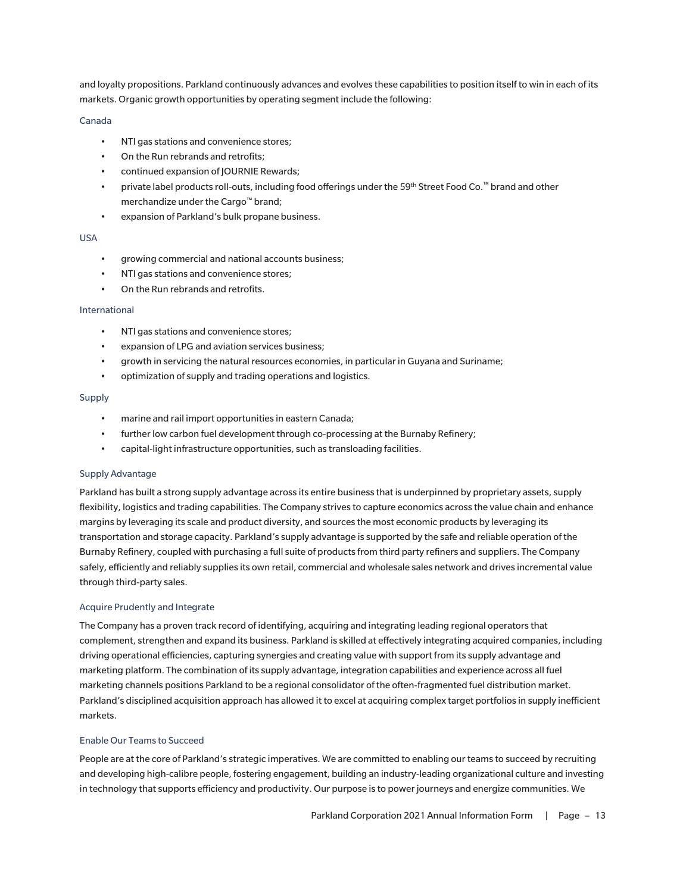and loyalty propositions. Parkland continuously advances and evolves these capabilities to position itself to win in each of its markets. Organic growth opportunities by operating segment include the following:

### Canada

- NTI gas stations and convenience stores;
- On the Run rebrands and retrofits;
- continued expansion of JOURNIE Rewards;
- private label products roll-outs, including food offerings under the 59th Street Food Co.™ brand and other merchandize under the Cargo™ brand;
- expansion of Parkland's bulk propane business.

### USA

- growing commercial and national accounts business;
- NTI gas stations and convenience stores;
- On the Run rebrands and retrofits.

### International

- NTI gas stations and convenience stores;
- expansion of LPG and aviation services business;
- growth in servicing the natural resources economies, in particular in Guyana and Suriname;
- optimization of supply and trading operations and logistics.

### Supply

- marine and rail import opportunities in eastern Canada;
- further low carbon fuel development through co-processing at the Burnaby Refinery;
- capital-light infrastructure opportunities, such as transloading facilities.

### Supply Advantage

Parkland has built a strong supply advantage across its entire business that is underpinned by proprietary assets, supply flexibility, logistics and trading capabilities. The Company strives to capture economics across the value chain and enhance margins by leveraging its scale and product diversity, and sources the most economic products by leveraging its transportation and storage capacity. Parkland's supply advantage is supported by the safe and reliable operation of the Burnaby Refinery, coupled with purchasing a full suite of products from third party refiners and suppliers. The Company safely, efficiently and reliably supplies its own retail, commercial and wholesale sales network and drives incremental value through third-party sales.

### Acquire Prudently and Integrate

The Company has a proven track record of identifying, acquiring and integrating leading regional operators that complement, strengthen and expand its business. Parkland is skilled at effectively integrating acquired companies, including driving operational efficiencies, capturing synergies and creating value with support from its supply advantage and marketing platform. The combination of its supply advantage, integration capabilities and experience across all fuel marketing channels positions Parkland to be a regional consolidator of the often-fragmented fuel distribution market. Parkland's disciplined acquisition approach has allowed it to excel at acquiring complex target portfolios in supply inefficient markets.

### Enable Our Teams to Succeed

People are at the core of Parkland's strategic imperatives. We are committed to enabling our teams to succeed by recruiting and developing high-calibre people, fostering engagement, building an industry-leading organizational culture and investing in technology that supports efficiency and productivity. Our purpose is to power journeys and energize communities. We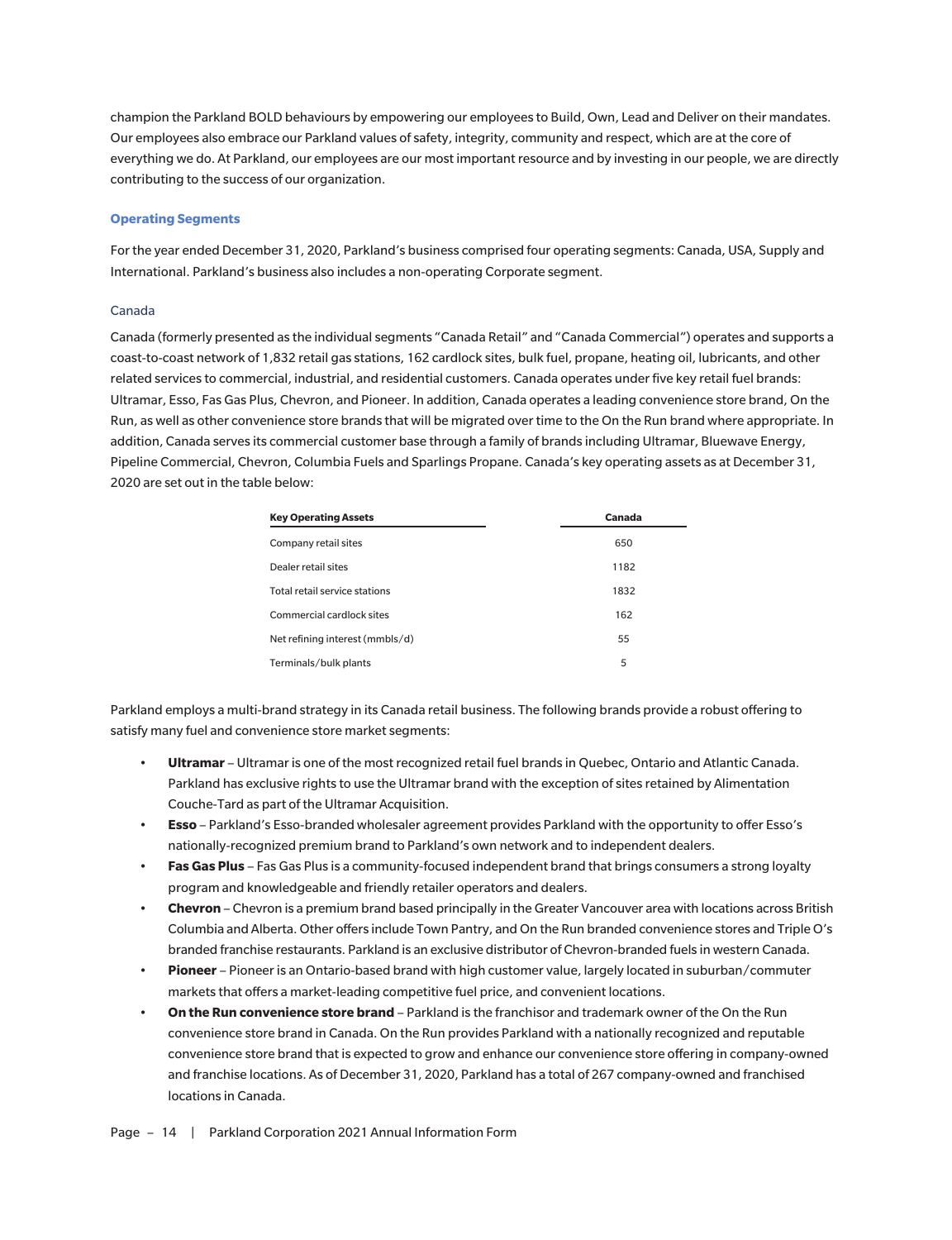champion the Parkland BOLD behaviours by empowering our employees to Build, Own, Lead and Deliver on their mandates. Our employees also embrace our Parkland values of safety, integrity, community and respect, which are at the core of everything we do. At Parkland, our employees are our most important resource and by investing in our people, we are directly contributing to the success of our organization.

## Operating Segments

For the year ended December 31, 2020, Parkland's business comprised four operating segments: Canada, USA, Supply and International. Parkland's business also includes a non-operating Corporate segment.

### Canada

Canada (formerly presented as the individual segments "Canada Retail" and "Canada Commercial") operates and supports a coast-to-coast network of 1,832 retail gas stations, 162 cardlock sites, bulk fuel, propane, heating oil, lubricants, and other related services to commercial, industrial, and residential customers. Canada operates under five key retail fuel brands: Ultramar, Esso, Fas Gas Plus, Chevron, and Pioneer. In addition, Canada operates a leading convenience store brand, On the Run, as well as other convenience store brands that will be migrated over time to the On the Run brand where appropriate. In addition, Canada serves its commercial customer base through a family of brands including Ultramar, Bluewave Energy, Pipeline Commercial, Chevron, Columbia Fuels and Sparlings Propane. Canada's key operating assets as at December 31, 2020 are set out in the table below:

| Key Operating Assets | Canada |
|---|---|
| Company retail sites | 650 |
| Dealer retail sites | 1182 |
| Total retail service stations | 1832 |
| Commercial cardlock sites | 162 |
| Net refining interest (mmbls/d) | 55 |
| Terminals/bulk plants | 5 |

Parkland employs a multi-brand strategy in its Canada retail business. The following brands provide a robust offering to satisfy many fuel and convenience store market segments:

- **Ultramar** – Ultramar is one of the most recognized retail fuel brands in Quebec, Ontario and Atlantic Canada. Parkland has exclusive rights to use the Ultramar brand with the exception of sites retained by Alimentation Couche-Tard as part of the Ultramar Acquisition.
- **Esso** – Parkland's Esso-branded wholesaler agreement provides Parkland with the opportunity to offer Esso's nationally-recognized premium brand to Parkland's own network and to independent dealers.
- **Fas Gas Plus** – Fas Gas Plus is a community-focused independent brand that brings consumers a strong loyalty program and knowledgeable and friendly retailer operators and dealers.
- **Chevron** – Chevron is a premium brand based principally in the Greater Vancouver area with locations across British Columbia and Alberta. Other offers include Town Pantry, and On the Run branded convenience stores and Triple O's branded franchise restaurants. Parkland is an exclusive distributor of Chevron-branded fuels in western Canada.
- **Pioneer** – Pioneer is an Ontario-based brand with high customer value, largely located in suburban/commuter markets that offers a market-leading competitive fuel price, and convenient locations.
- **On the Run convenience store brand** – Parkland is the franchisor and trademark owner of the On the Run convenience store brand in Canada. On the Run provides Parkland with a nationally recognized and reputable convenience store brand that is expected to grow and enhance our convenience store offering in company-owned and franchise locations. As of December 31, 2020, Parkland has a total of 267 company-owned and franchised locations in Canada.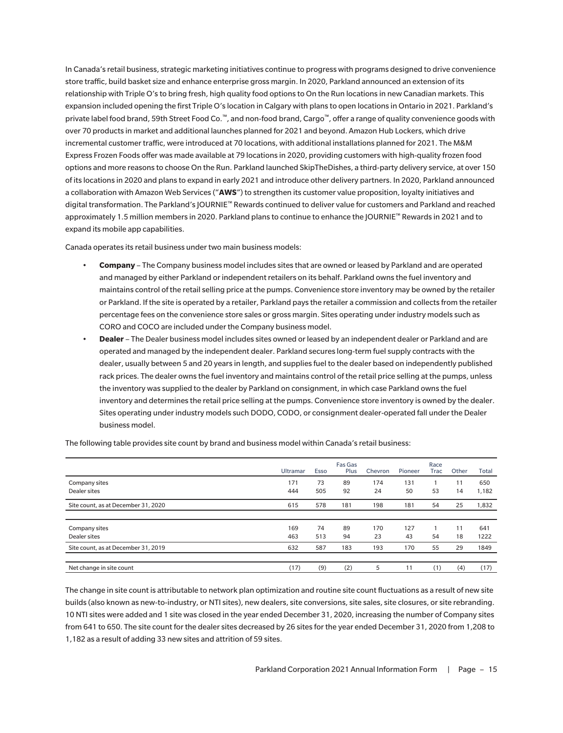In Canada's retail business, strategic marketing initiatives continue to progress with programs designed to drive convenience store traffic, build basket size and enhance enterprise gross margin. In 2020, Parkland announced an extension of its relationship with Triple O's to bring fresh, high quality food options to On the Run locations in new Canadian markets. This expansion included opening the first Triple O's location in Calgary with plans to open locations in Ontario in 2021. Parkland's private label food brand, 59th Street Food Co.™, and non-food brand, Cargo™, offer a range of quality convenience goods with over 70 products in market and additional launches planned for 2021 and beyond. Amazon Hub Lockers, which drive incremental customer traffic, were introduced at 70 locations, with additional installations planned for 2021. The M&M Express Frozen Foods offer was made available at 79 locations in 2020, providing customers with high-quality frozen food options and more reasons to choose On the Run. Parkland launched SkipTheDishes, a third-party delivery service, at over 150 of its locations in 2020 and plans to expand in early 2021 and introduce other delivery partners. In 2020, Parkland announced a collaboration with Amazon Web Services ("**AWS**") to strengthen its customer value proposition, loyalty initiatives and digital transformation. The Parkland's JOURNIE™ Rewards continued to deliver value for customers and Parkland and reached approximately 1.5 million members in 2020. Parkland plans to continue to enhance the JOURNIE™ Rewards in 2021 and to expand its mobile app capabilities.

Canada operates its retail business under two main business models:

- **Company** – The Company business model includes sites that are owned or leased by Parkland and are operated and managed by either Parkland or independent retailers on its behalf. Parkland owns the fuel inventory and maintains control of the retail selling price at the pumps. Convenience store inventory may be owned by the retailer or Parkland. If the site is operated by a retailer, Parkland pays the retailer a commission and collects from the retailer percentage fees on the convenience store sales or gross margin. Sites operating under industry models such as CORO and COCO are included under the Company business model.
- **Dealer** – The Dealer business model includes sites owned or leased by an independent dealer or Parkland and are operated and managed by the independent dealer. Parkland secures long-term fuel supply contracts with the dealer, usually between 5 and 20 years in length, and supplies fuel to the dealer based on independently published rack prices. The dealer owns the fuel inventory and maintains control of the retail price selling at the pumps, unless the inventory was supplied to the dealer by Parkland on consignment, in which case Parkland owns the fuel inventory and determines the retail price selling at the pumps. Convenience store inventory is owned by the dealer. Sites operating under industry models such DODO, CODO, or consignment dealer-operated fall under the Dealer business model.

The following table provides site count by brand and business model within Canada's retail business:

| | Ultramar | Esso | Fas Gas Plus | Chevron | Pioneer | Race Trac | Other | Total |
|---|---|---|---|---|---|---|---|---|
| Company sites | 171 | 73 | 89 | 174 | 131 | 1 | 11 | 650 |
| Dealer sites | 444 | 505 | 92 | 24 | 50 | 53 | 14 | 1,182 |
| Site count, as at December 31, 2020 | 615 | 578 | 181 | 198 | 181 | 54 | 25 | 1,832 |
| | | | | | | | | |
| Company sites | 169 | 74 | 89 | 170 | 127 | 1 | 11 | 641 |
| Dealer sites | 463 | 513 | 94 | 23 | 43 | 54 | 18 | 1222 |
| Site count, as at December 31, 2019 | 632 | 587 | 183 | 193 | 170 | 55 | 29 | 1849 |
| | | | | | | | | |
| Net change in site count | (17) | (9) | (2) | 5 | 11 | (1) | (4) | (17) |

The change in site count is attributable to network plan optimization and routine site count fluctuations as a result of new site builds (also known as new-to-industry, or NTI sites), new dealers, site conversions, site sales, site closures, or site rebranding. 10 NTI sites were added and 1 site was closed in the year ended December 31, 2020, increasing the number of Company sites from 641 to 650. The site count for the dealer sites decreased by 26 sites for the year ended December 31, 2020 from 1,208 to 1,182 as a result of adding 33 new sites and attrition of 59 sites.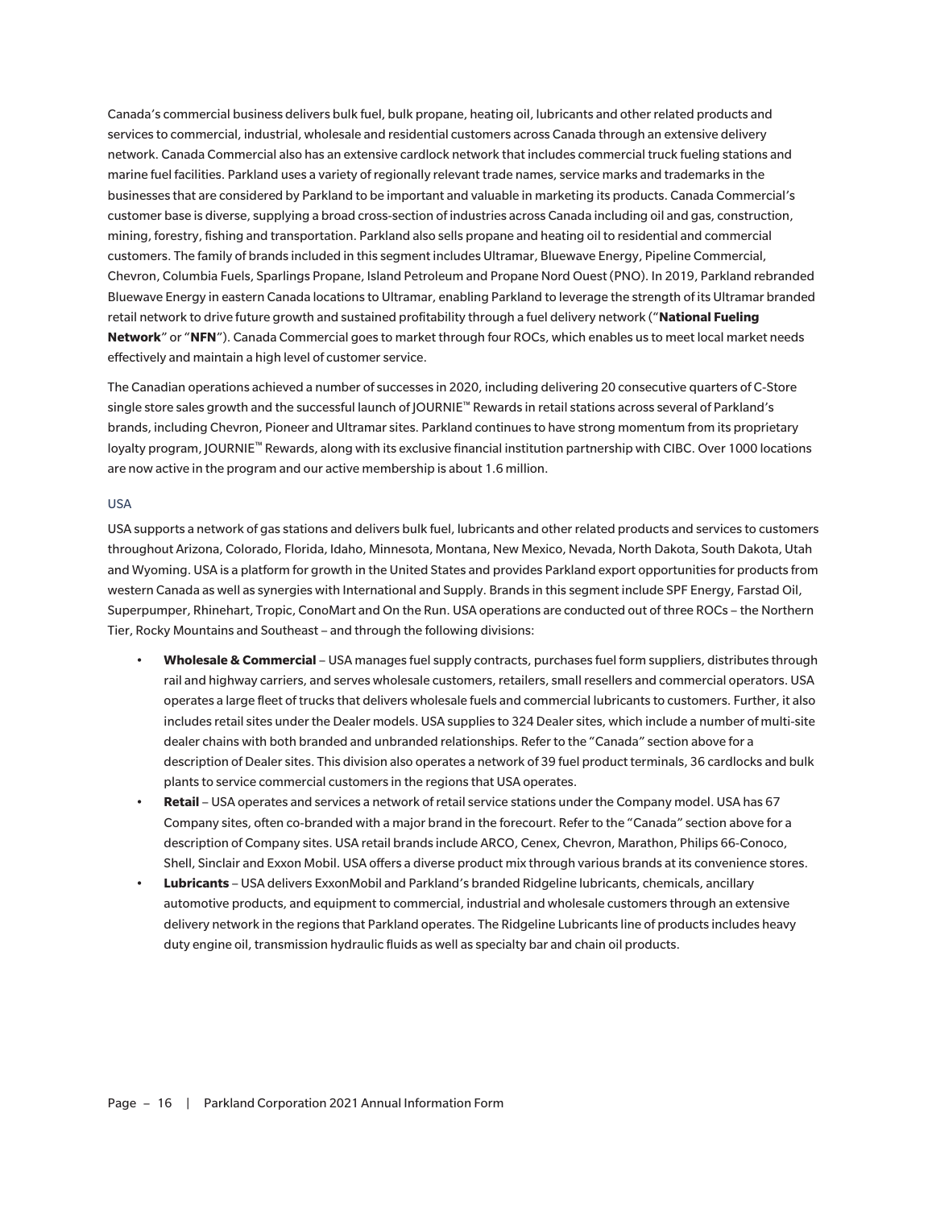Canada's commercial business delivers bulk fuel, bulk propane, heating oil, lubricants and other related products and services to commercial, industrial, wholesale and residential customers across Canada through an extensive delivery network. Canada Commercial also has an extensive cardlock network that includes commercial truck fueling stations and marine fuel facilities. Parkland uses a variety of regionally relevant trade names, service marks and trademarks in the businesses that are considered by Parkland to be important and valuable in marketing its products. Canada Commercial's customer base is diverse, supplying a broad cross-section of industries across Canada including oil and gas, construction, mining, forestry, fishing and transportation. Parkland also sells propane and heating oil to residential and commercial customers. The family of brands included in this segment includes Ultramar, Bluewave Energy, Pipeline Commercial, Chevron, Columbia Fuels, Sparlings Propane, Island Petroleum and Propane Nord Ouest (PNO). In 2019, Parkland rebranded Bluewave Energy in eastern Canada locations to Ultramar, enabling Parkland to leverage the strength of its Ultramar branded retail network to drive future growth and sustained profitability through a fuel delivery network ("**National Fueling Network**" or "**NFN**"). Canada Commercial goes to market through four ROCs, which enables us to meet local market needs effectively and maintain a high level of customer service.

The Canadian operations achieved a number of successes in 2020, including delivering 20 consecutive quarters of C-Store single store sales growth and the successful launch of JOURNIE™ Rewards in retail stations across several of Parkland's brands, including Chevron, Pioneer and Ultramar sites. Parkland continues to have strong momentum from its proprietary loyalty program, JOURNIE™ Rewards, along with its exclusive financial institution partnership with CIBC. Over 1000 locations are now active in the program and our active membership is about 1.6 million.

### USA

USA supports a network of gas stations and delivers bulk fuel, lubricants and other related products and services to customers throughout Arizona, Colorado, Florida, Idaho, Minnesota, Montana, New Mexico, Nevada, North Dakota, South Dakota, Utah and Wyoming. USA is a platform for growth in the United States and provides Parkland export opportunities for products from western Canada as well as synergies with International and Supply. Brands in this segment include SPF Energy, Farstad Oil, Superpumper, Rhinehart, Tropic, ConoMart and On the Run. USA operations are conducted out of three ROCs – the Northern Tier, Rocky Mountains and Southeast – and through the following divisions:

- **Wholesale & Commercial** – USA manages fuel supply contracts, purchases fuel form suppliers, distributes through rail and highway carriers, and serves wholesale customers, retailers, small resellers and commercial operators. USA operates a large fleet of trucks that delivers wholesale fuels and commercial lubricants to customers. Further, it also includes retail sites under the Dealer models. USA supplies to 324 Dealer sites, which include a number of multi-site dealer chains with both branded and unbranded relationships. Refer to the "Canada" section above for a description of Dealer sites. This division also operates a network of 39 fuel product terminals, 36 cardlocks and bulk plants to service commercial customers in the regions that USA operates.
- **Retail** – USA operates and services a network of retail service stations under the Company model. USA has 67 Company sites, often co-branded with a major brand in the forecourt. Refer to the "Canada" section above for a description of Company sites. USA retail brands include ARCO, Cenex, Chevron, Marathon, Philips 66-Conoco, Shell, Sinclair and Exxon Mobil. USA offers a diverse product mix through various brands at its convenience stores.
- **Lubricants** – USA delivers ExxonMobil and Parkland's branded Ridgeline lubricants, chemicals, ancillary automotive products, and equipment to commercial, industrial and wholesale customers through an extensive delivery network in the regions that Parkland operates. The Ridgeline Lubricants line of products includes heavy duty engine oil, transmission hydraulic fluids as well as specialty bar and chain oil products.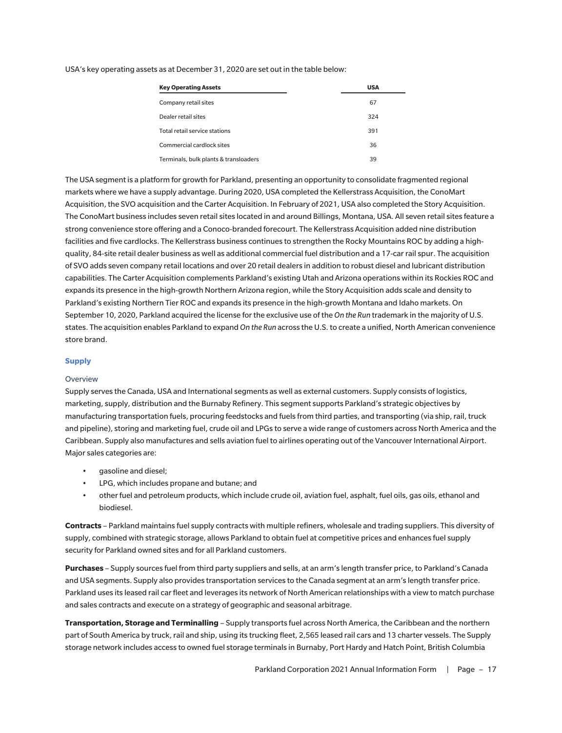USA's key operating assets as at December 31, 2020 are set out in the table below:

| Key Operating Assets | USA |
|---|---|
| Company retail sites | 67 |
| Dealer retail sites | 324 |
| Total retail service stations | 391 |
| Commercial cardlock sites | 36 |
| Terminals, bulk plants & transloaders | 39 |

The USA segment is a platform for growth for Parkland, presenting an opportunity to consolidate fragmented regional markets where we have a supply advantage. During 2020, USA completed the Kellerstrass Acquisition, the ConoMart Acquisition, the SVO acquisition and the Carter Acquisition. In February of 2021, USA also completed the Story Acquisition. The ConoMart business includes seven retail sites located in and around Billings, Montana, USA. All seven retail sites feature a strong convenience store offering and a Conoco-branded forecourt. The Kellerstrass Acquisition added nine distribution facilities and five cardlocks. The Kellerstrass business continues to strengthen the Rocky Mountains ROC by adding a high-quality, 84-site retail dealer business as well as additional commercial fuel distribution and a 17-car rail spur. The acquisition of SVO adds seven company retail locations and over 20 retail dealers in addition to robust diesel and lubricant distribution capabilities. The Carter Acquisition complements Parkland's existing Utah and Arizona operations within its Rockies ROC and expands its presence in the high-growth Northern Arizona region, while the Story Acquisition adds scale and density to Parkland's existing Northern Tier ROC and expands its presence in the high-growth Montana and Idaho markets. On September 10, 2020, Parkland acquired the license for the exclusive use of the *On the Run* trademark in the majority of U.S. states. The acquisition enables Parkland to expand *On the Run* across the U.S. to create a unified, North American convenience store brand.

## Supply

### Overview

Supply serves the Canada, USA and International segments as well as external customers. Supply consists of logistics, marketing, supply, distribution and the Burnaby Refinery. This segment supports Parkland's strategic objectives by manufacturing transportation fuels, procuring feedstocks and fuels from third parties, and transporting (via ship, rail, truck and pipeline), storing and marketing fuel, crude oil and LPGs to serve a wide range of customers across North America and the Caribbean. Supply also manufactures and sells aviation fuel to airlines operating out of the Vancouver International Airport. Major sales categories are:

- gasoline and diesel;
- LPG, which includes propane and butane; and
- other fuel and petroleum products, which include crude oil, aviation fuel, asphalt, fuel oils, gas oils, ethanol and biodiesel.

**Contracts** – Parkland maintains fuel supply contracts with multiple refiners, wholesale and trading suppliers. This diversity of supply, combined with strategic storage, allows Parkland to obtain fuel at competitive prices and enhances fuel supply security for Parkland owned sites and for all Parkland customers.

**Purchases** – Supply sources fuel from third party suppliers and sells, at an arm's length transfer price, to Parkland's Canada and USA segments. Supply also provides transportation services to the Canada segment at an arm's length transfer price. Parkland uses its leased rail car fleet and leverages its network of North American relationships with a view to match purchase and sales contracts and execute on a strategy of geographic and seasonal arbitrage.

**Transportation, Storage and Terminalling** – Supply transports fuel across North America, the Caribbean and the northern part of South America by truck, rail and ship, using its trucking fleet, 2,565 leased rail cars and 13 charter vessels. The Supply storage network includes access to owned fuel storage terminals in Burnaby, Port Hardy and Hatch Point, British Columbia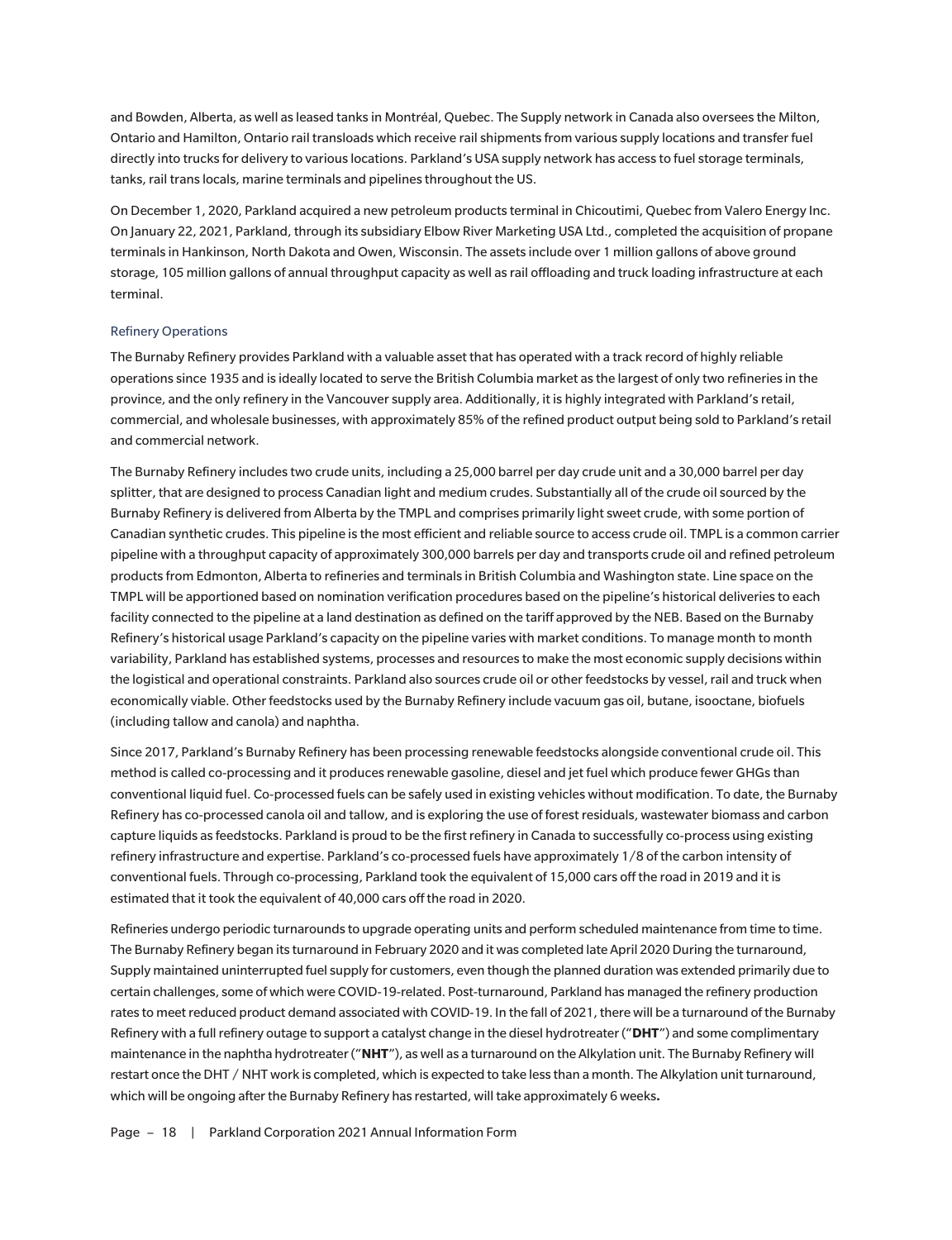and Bowden, Alberta, as well as leased tanks in Montréal, Quebec. The Supply network in Canada also oversees the Milton, Ontario and Hamilton, Ontario rail transloads which receive rail shipments from various supply locations and transfer fuel directly into trucks for delivery to various locations. Parkland's USA supply network has access to fuel storage terminals, tanks, rail trans locals, marine terminals and pipelines throughout the US.

On December 1, 2020, Parkland acquired a new petroleum products terminal in Chicoutimi, Quebec from Valero Energy Inc. On January 22, 2021, Parkland, through its subsidiary Elbow River Marketing USA Ltd., completed the acquisition of propane terminals in Hankinson, North Dakota and Owen, Wisconsin. The assets include over 1 million gallons of above ground storage, 105 million gallons of annual throughput capacity as well as rail offloading and truck loading infrastructure at each terminal.

### Refinery Operations

The Burnaby Refinery provides Parkland with a valuable asset that has operated with a track record of highly reliable operations since 1935 and is ideally located to serve the British Columbia market as the largest of only two refineries in the province, and the only refinery in the Vancouver supply area. Additionally, it is highly integrated with Parkland's retail, commercial, and wholesale businesses, with approximately 85% of the refined product output being sold to Parkland's retail and commercial network.

The Burnaby Refinery includes two crude units, including a 25,000 barrel per day crude unit and a 30,000 barrel per day splitter, that are designed to process Canadian light and medium crudes. Substantially all of the crude oil sourced by the Burnaby Refinery is delivered from Alberta by the TMPL and comprises primarily light sweet crude, with some portion of Canadian synthetic crudes. This pipeline is the most efficient and reliable source to access crude oil. TMPL is a common carrier pipeline with a throughput capacity of approximately 300,000 barrels per day and transports crude oil and refined petroleum products from Edmonton, Alberta to refineries and terminals in British Columbia and Washington state. Line space on the TMPL will be apportioned based on nomination verification procedures based on the pipeline's historical deliveries to each facility connected to the pipeline at a land destination as defined on the tariff approved by the NEB. Based on the Burnaby Refinery's historical usage Parkland's capacity on the pipeline varies with market conditions. To manage month to month variability, Parkland has established systems, processes and resources to make the most economic supply decisions within the logistical and operational constraints. Parkland also sources crude oil or other feedstocks by vessel, rail and truck when economically viable. Other feedstocks used by the Burnaby Refinery include vacuum gas oil, butane, isooctane, biofuels (including tallow and canola) and naphtha.

Since 2017, Parkland's Burnaby Refinery has been processing renewable feedstocks alongside conventional crude oil. This method is called co-processing and it produces renewable gasoline, diesel and jet fuel which produce fewer GHGs than conventional liquid fuel. Co-processed fuels can be safely used in existing vehicles without modification. To date, the Burnaby Refinery has co-processed canola oil and tallow, and is exploring the use of forest residuals, wastewater biomass and carbon capture liquids as feedstocks. Parkland is proud to be the first refinery in Canada to successfully co-process using existing refinery infrastructure and expertise. Parkland's co-processed fuels have approximately 1/8 of the carbon intensity of conventional fuels. Through co-processing, Parkland took the equivalent of 15,000 cars off the road in 2019 and it is estimated that it took the equivalent of 40,000 cars off the road in 2020.

Refineries undergo periodic turnarounds to upgrade operating units and perform scheduled maintenance from time to time. The Burnaby Refinery began its turnaround in February 2020 and it was completed late April 2020 During the turnaround, Supply maintained uninterrupted fuel supply for customers, even though the planned duration was extended primarily due to certain challenges, some of which were COVID-19-related. Post-turnaround, Parkland has managed the refinery production rates to meet reduced product demand associated with COVID-19. In the fall of 2021, there will be a turnaround of the Burnaby Refinery with a full refinery outage to support a catalyst change in the diesel hydrotreater ("**DHT**") and some complimentary maintenance in the naphtha hydrotreater ("**NHT**"), as well as a turnaround on the Alkylation unit. The Burnaby Refinery will restart once the DHT / NHT work is completed, which is expected to take less than a month. The Alkylation unit turnaround, which will be ongoing after the Burnaby Refinery has restarted, will take approximately 6 weeks**.**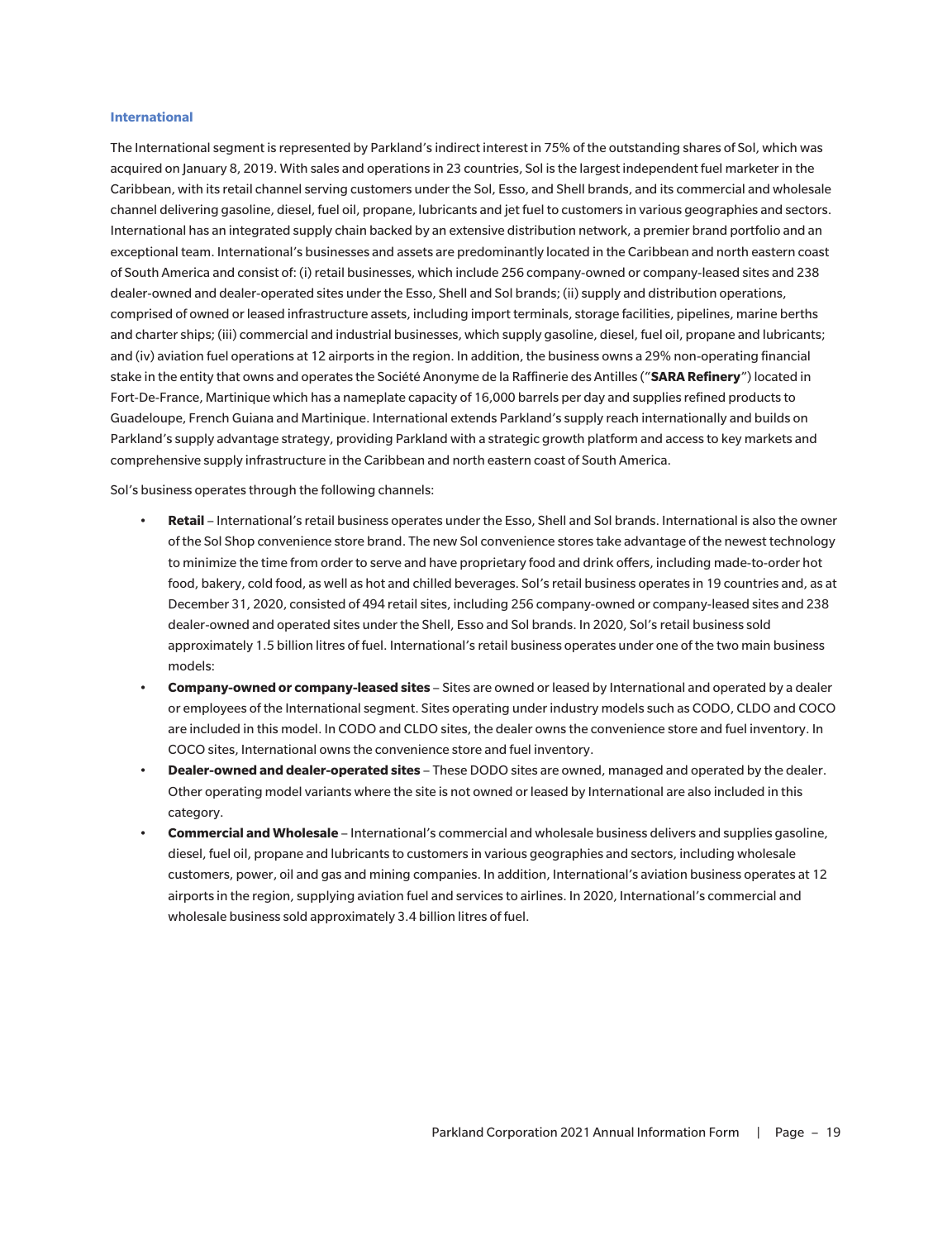### International

The International segment is represented by Parkland's indirect interest in 75% of the outstanding shares of Sol, which was acquired on January 8, 2019. With sales and operations in 23 countries, Sol is the largest independent fuel marketer in the Caribbean, with its retail channel serving customers under the Sol, Esso, and Shell brands, and its commercial and wholesale channel delivering gasoline, diesel, fuel oil, propane, lubricants and jet fuel to customers in various geographies and sectors. International has an integrated supply chain backed by an extensive distribution network, a premier brand portfolio and an exceptional team. International's businesses and assets are predominantly located in the Caribbean and north eastern coast of South America and consist of: (i) retail businesses, which include 256 company-owned or company-leased sites and 238 dealer-owned and dealer-operated sites under the Esso, Shell and Sol brands; (ii) supply and distribution operations, comprised of owned or leased infrastructure assets, including import terminals, storage facilities, pipelines, marine berths and charter ships; (iii) commercial and industrial businesses, which supply gasoline, diesel, fuel oil, propane and lubricants; and (iv) aviation fuel operations at 12 airports in the region. In addition, the business owns a 29% non-operating financial stake in the entity that owns and operates the Société Anonyme de la Raffinerie des Antilles ("**SARA Refinery**") located in Fort-De-France, Martinique which has a nameplate capacity of 16,000 barrels per day and supplies refined products to Guadeloupe, French Guiana and Martinique. International extends Parkland's supply reach internationally and builds on Parkland's supply advantage strategy, providing Parkland with a strategic growth platform and access to key markets and comprehensive supply infrastructure in the Caribbean and north eastern coast of South America.

Sol's business operates through the following channels:

- **Retail** – International's retail business operates under the Esso, Shell and Sol brands. International is also the owner of the Sol Shop convenience store brand. The new Sol convenience stores take advantage of the newest technology to minimize the time from order to serve and have proprietary food and drink offers, including made-to-order hot food, bakery, cold food, as well as hot and chilled beverages. Sol's retail business operates in 19 countries and, as at December 31, 2020, consisted of 494 retail sites, including 256 company-owned or company-leased sites and 238 dealer-owned and operated sites under the Shell, Esso and Sol brands. In 2020, Sol's retail business sold approximately 1.5 billion litres of fuel. International's retail business operates under one of the two main business models:
- **Company-owned or company-leased sites** – Sites are owned or leased by International and operated by a dealer or employees of the International segment. Sites operating under industry models such as CODO, CLDO and COCO are included in this model. In CODO and CLDO sites, the dealer owns the convenience store and fuel inventory. In COCO sites, International owns the convenience store and fuel inventory.
- **Dealer-owned and dealer-operated sites** – These DODO sites are owned, managed and operated by the dealer. Other operating model variants where the site is not owned or leased by International are also included in this category.
- **Commercial and Wholesale** – International's commercial and wholesale business delivers and supplies gasoline, diesel, fuel oil, propane and lubricants to customers in various geographies and sectors, including wholesale customers, power, oil and gas and mining companies. In addition, International's aviation business operates at 12 airports in the region, supplying aviation fuel and services to airlines. In 2020, International's commercial and wholesale business sold approximately 3.4 billion litres of fuel.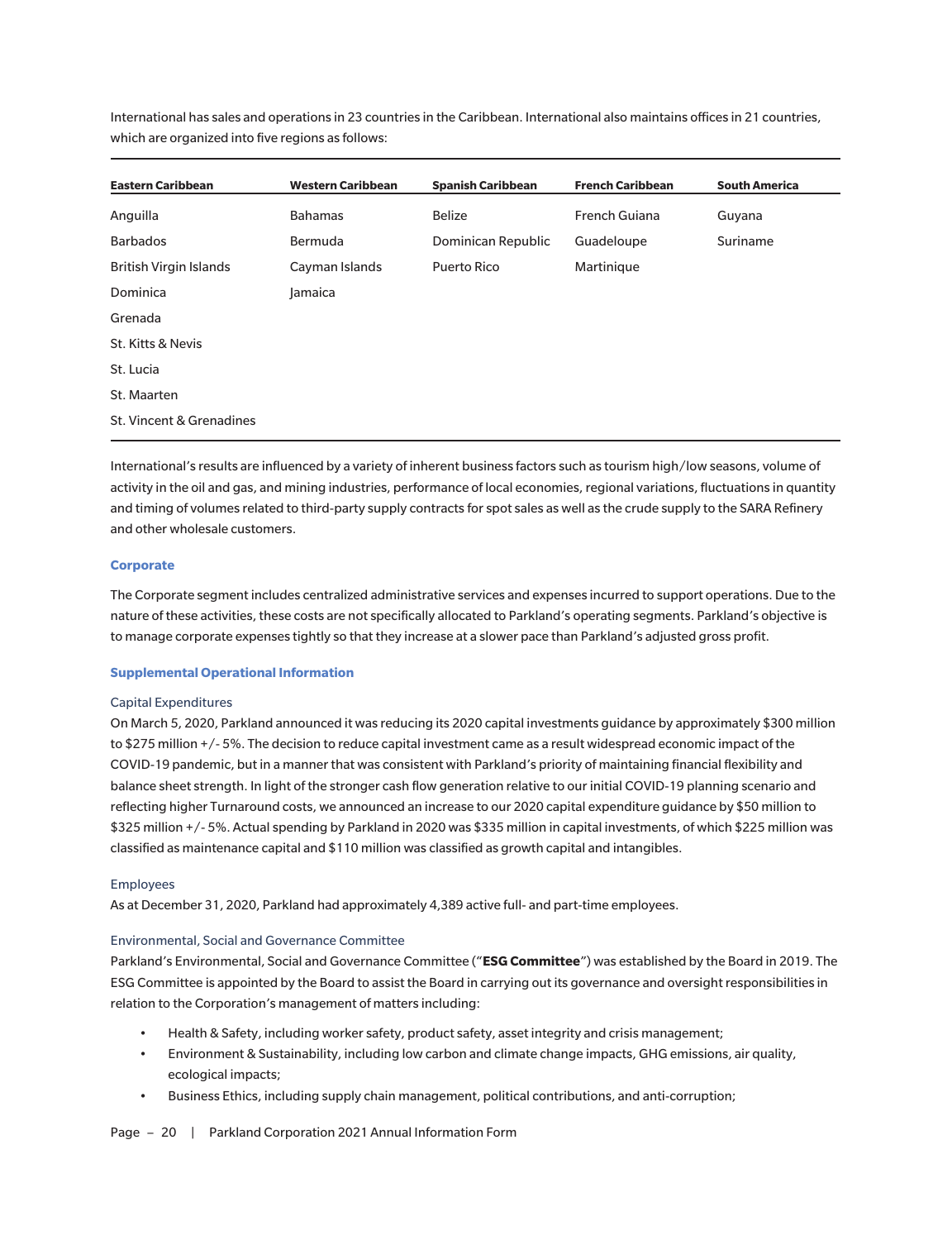International has sales and operations in 23 countries in the Caribbean. International also maintains offices in 21 countries, which are organized into five regions as follows:

| Eastern Caribbean | Western Caribbean | Spanish Caribbean | French Caribbean | South America |
|---|---|---|---|---|
| Anguilla | Bahamas | Belize | French Guiana | Guyana |
| Barbados | Bermuda | Dominican Republic | Guadeloupe | Suriname |
| British Virgin Islands | Cayman Islands | Puerto Rico | Martinique | |
| Dominica | Jamaica | | | |
| Grenada | | | | |
| St. Kitts & Nevis | | | | |
| St. Lucia | | | | |
| St. Maarten | | | | |
| St. Vincent & Grenadines | | | | |

International's results are influenced by a variety of inherent business factors such as tourism high/low seasons, volume of activity in the oil and gas, and mining industries, performance of local economies, regional variations, fluctuations in quantity and timing of volumes related to third-party supply contracts for spot sales as well as the crude supply to the SARA Refinery and other wholesale customers.

### Corporate

The Corporate segment includes centralized administrative services and expenses incurred to support operations. Due to the nature of these activities, these costs are not specifically allocated to Parkland's operating segments. Parkland's objective is to manage corporate expenses tightly so that they increase at a slower pace than Parkland's adjusted gross profit.

### Supplemental Operational Information

#### Capital Expenditures

On March 5, 2020, Parkland announced it was reducing its 2020 capital investments guidance by approximately $300 million to $275 million +/- 5%. The decision to reduce capital investment came as a result widespread economic impact of the COVID-19 pandemic, but in a manner that was consistent with Parkland's priority of maintaining financial flexibility and balance sheet strength. In light of the stronger cash flow generation relative to our initial COVID-19 planning scenario and reflecting higher Turnaround costs, we announced an increase to our 2020 capital expenditure guidance by $50 million to $325 million +/- 5%. Actual spending by Parkland in 2020 was $335 million in capital investments, of which $225 million was classified as maintenance capital and $110 million was classified as growth capital and intangibles.

#### Employees

As at December 31, 2020, Parkland had approximately 4,389 active full- and part-time employees.

#### Environmental, Social and Governance Committee

Parkland's Environmental, Social and Governance Committee ("**ESG Committee**") was established by the Board in 2019. The ESG Committee is appointed by the Board to assist the Board in carrying out its governance and oversight responsibilities in relation to the Corporation's management of matters including:

- Health & Safety, including worker safety, product safety, asset integrity and crisis management;
- Environment & Sustainability, including low carbon and climate change impacts, GHG emissions, air quality, ecological impacts;
- Business Ethics, including supply chain management, political contributions, and anti-corruption;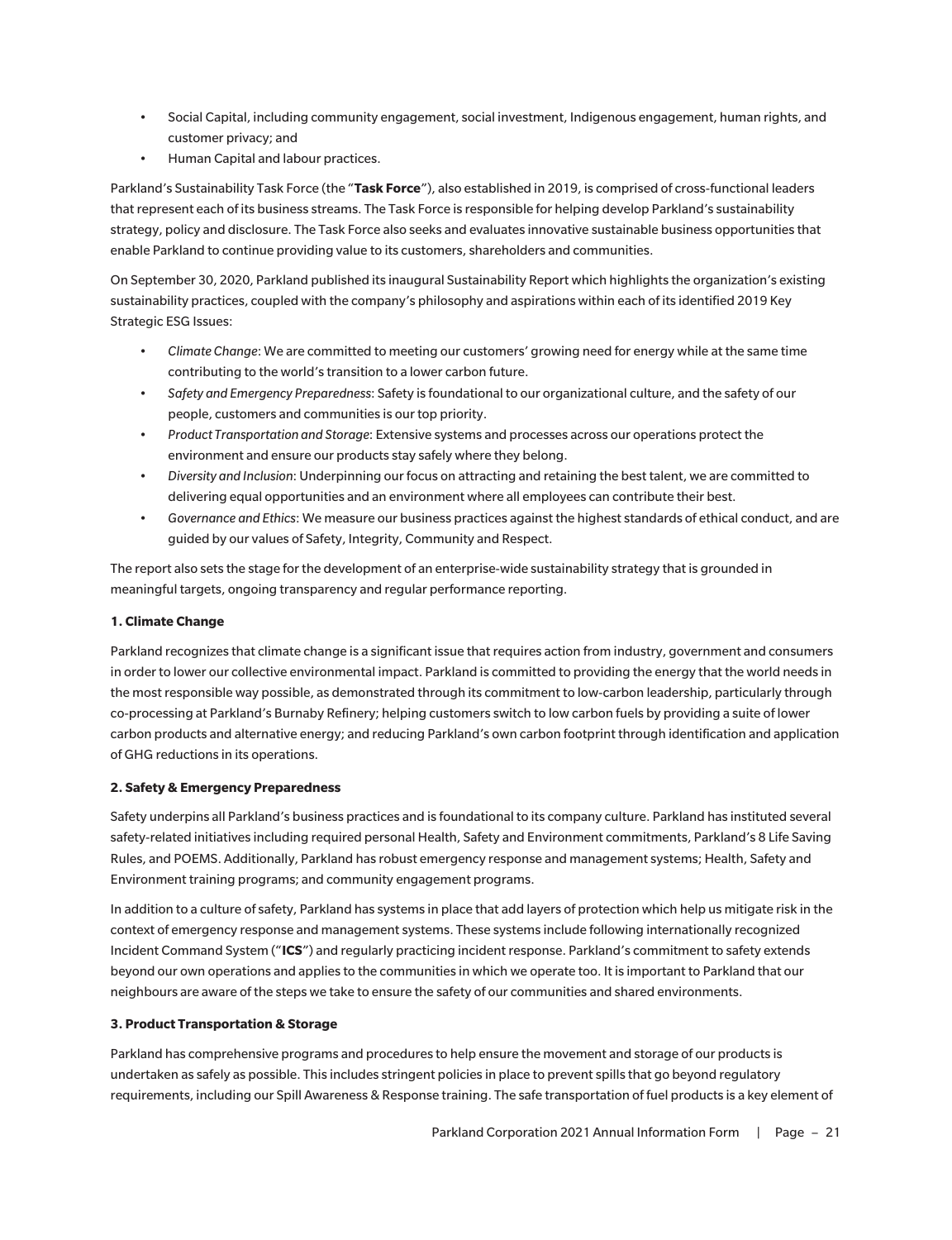- Social Capital, including community engagement, social investment, Indigenous engagement, human rights, and customer privacy; and
- Human Capital and labour practices.

Parkland's Sustainability Task Force (the "**Task Force**"), also established in 2019, is comprised of cross-functional leaders that represent each of its business streams. The Task Force is responsible for helping develop Parkland's sustainability strategy, policy and disclosure. The Task Force also seeks and evaluates innovative sustainable business opportunities that enable Parkland to continue providing value to its customers, shareholders and communities.

On September 30, 2020, Parkland published its inaugural Sustainability Report which highlights the organization's existing sustainability practices, coupled with the company's philosophy and aspirations within each of its identified 2019 Key Strategic ESG Issues:

- *Climate Change*: We are committed to meeting our customers' growing need for energy while at the same time contributing to the world's transition to a lower carbon future.
- *Safety and Emergency Preparedness*: Safety is foundational to our organizational culture, and the safety of our people, customers and communities is our top priority.
- *Product Transportation and Storage*: Extensive systems and processes across our operations protect the environment and ensure our products stay safely where they belong.
- *Diversity and Inclusion*: Underpinning our focus on attracting and retaining the best talent, we are committed to delivering equal opportunities and an environment where all employees can contribute their best.
- *Governance and Ethics*: We measure our business practices against the highest standards of ethical conduct, and are guided by our values of Safety, Integrity, Community and Respect.

The report also sets the stage for the development of an enterprise-wide sustainability strategy that is grounded in meaningful targets, ongoing transparency and regular performance reporting.

**1. Climate Change**

Parkland recognizes that climate change is a significant issue that requires action from industry, government and consumers in order to lower our collective environmental impact. Parkland is committed to providing the energy that the world needs in the most responsible way possible, as demonstrated through its commitment to low-carbon leadership, particularly through co-processing at Parkland's Burnaby Refinery; helping customers switch to low carbon fuels by providing a suite of lower carbon products and alternative energy; and reducing Parkland's own carbon footprint through identification and application of GHG reductions in its operations.

**2. Safety & Emergency Preparedness**

Safety underpins all Parkland's business practices and is foundational to its company culture. Parkland has instituted several safety-related initiatives including required personal Health, Safety and Environment commitments, Parkland's 8 Life Saving Rules, and POEMS. Additionally, Parkland has robust emergency response and management systems; Health, Safety and Environment training programs; and community engagement programs.

In addition to a culture of safety, Parkland has systems in place that add layers of protection which help us mitigate risk in the context of emergency response and management systems. These systems include following internationally recognized Incident Command System ("**ICS**") and regularly practicing incident response. Parkland's commitment to safety extends beyond our own operations and applies to the communities in which we operate too. It is important to Parkland that our neighbours are aware of the steps we take to ensure the safety of our communities and shared environments.

**3. Product Transportation & Storage**

Parkland has comprehensive programs and procedures to help ensure the movement and storage of our products is undertaken as safely as possible. This includes stringent policies in place to prevent spills that go beyond regulatory requirements, including our Spill Awareness & Response training. The safe transportation of fuel products is a key element of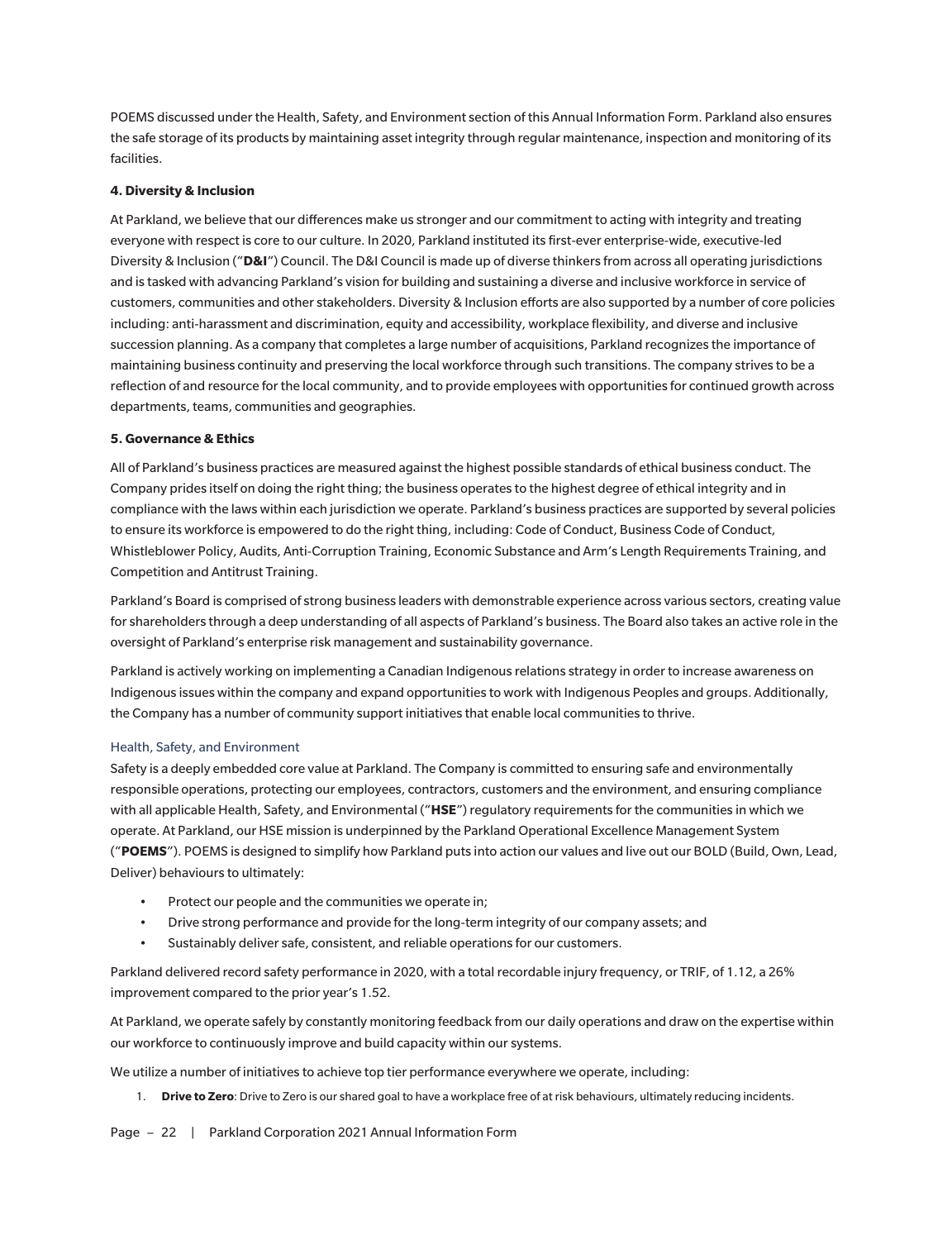POEMS discussed under the Health, Safety, and Environment section of this Annual Information Form. Parkland also ensures the safe storage of its products by maintaining asset integrity through regular maintenance, inspection and monitoring of its facilities.

**4. Diversity & Inclusion**

At Parkland, we believe that our differences make us stronger and our commitment to acting with integrity and treating everyone with respect is core to our culture. In 2020, Parkland instituted its first-ever enterprise-wide, executive-led Diversity & Inclusion ("**D&I**") Council. The D&I Council is made up of diverse thinkers from across all operating jurisdictions and is tasked with advancing Parkland's vision for building and sustaining a diverse and inclusive workforce in service of customers, communities and other stakeholders. Diversity & Inclusion efforts are also supported by a number of core policies including: anti-harassment and discrimination, equity and accessibility, workplace flexibility, and diverse and inclusive succession planning. As a company that completes a large number of acquisitions, Parkland recognizes the importance of maintaining business continuity and preserving the local workforce through such transitions. The company strives to be a reflection of and resource for the local community, and to provide employees with opportunities for continued growth across departments, teams, communities and geographies.

**5. Governance & Ethics**

All of Parkland's business practices are measured against the highest possible standards of ethical business conduct. The Company prides itself on doing the right thing; the business operates to the highest degree of ethical integrity and in compliance with the laws within each jurisdiction we operate. Parkland's business practices are supported by several policies to ensure its workforce is empowered to do the right thing, including: Code of Conduct, Business Code of Conduct, Whistleblower Policy, Audits, Anti-Corruption Training, Economic Substance and Arm's Length Requirements Training, and Competition and Antitrust Training.

Parkland's Board is comprised of strong business leaders with demonstrable experience across various sectors, creating value for shareholders through a deep understanding of all aspects of Parkland's business. The Board also takes an active role in the oversight of Parkland's enterprise risk management and sustainability governance.

Parkland is actively working on implementing a Canadian Indigenous relations strategy in order to increase awareness on Indigenous issues within the company and expand opportunities to work with Indigenous Peoples and groups. Additionally, the Company has a number of community support initiatives that enable local communities to thrive.

### Health, Safety, and Environment

Safety is a deeply embedded core value at Parkland. The Company is committed to ensuring safe and environmentally responsible operations, protecting our employees, contractors, customers and the environment, and ensuring compliance with all applicable Health, Safety, and Environmental ("**HSE**") regulatory requirements for the communities in which we operate. At Parkland, our HSE mission is underpinned by the Parkland Operational Excellence Management System ("**POEMS**"). POEMS is designed to simplify how Parkland puts into action our values and live out our BOLD (Build, Own, Lead, Deliver) behaviours to ultimately:

- Protect our people and the communities we operate in;
- Drive strong performance and provide for the long-term integrity of our company assets; and
- Sustainably deliver safe, consistent, and reliable operations for our customers.

Parkland delivered record safety performance in 2020, with a total recordable injury frequency, or TRIF, of 1.12, a 26% improvement compared to the prior year's 1.52.

At Parkland, we operate safely by constantly monitoring feedback from our daily operations and draw on the expertise within our workforce to continuously improve and build capacity within our systems.

We utilize a number of initiatives to achieve top tier performance everywhere we operate, including:

1. **Drive to Zero**: Drive to Zero is our shared goal to have a workplace free of at risk behaviours, ultimately reducing incidents.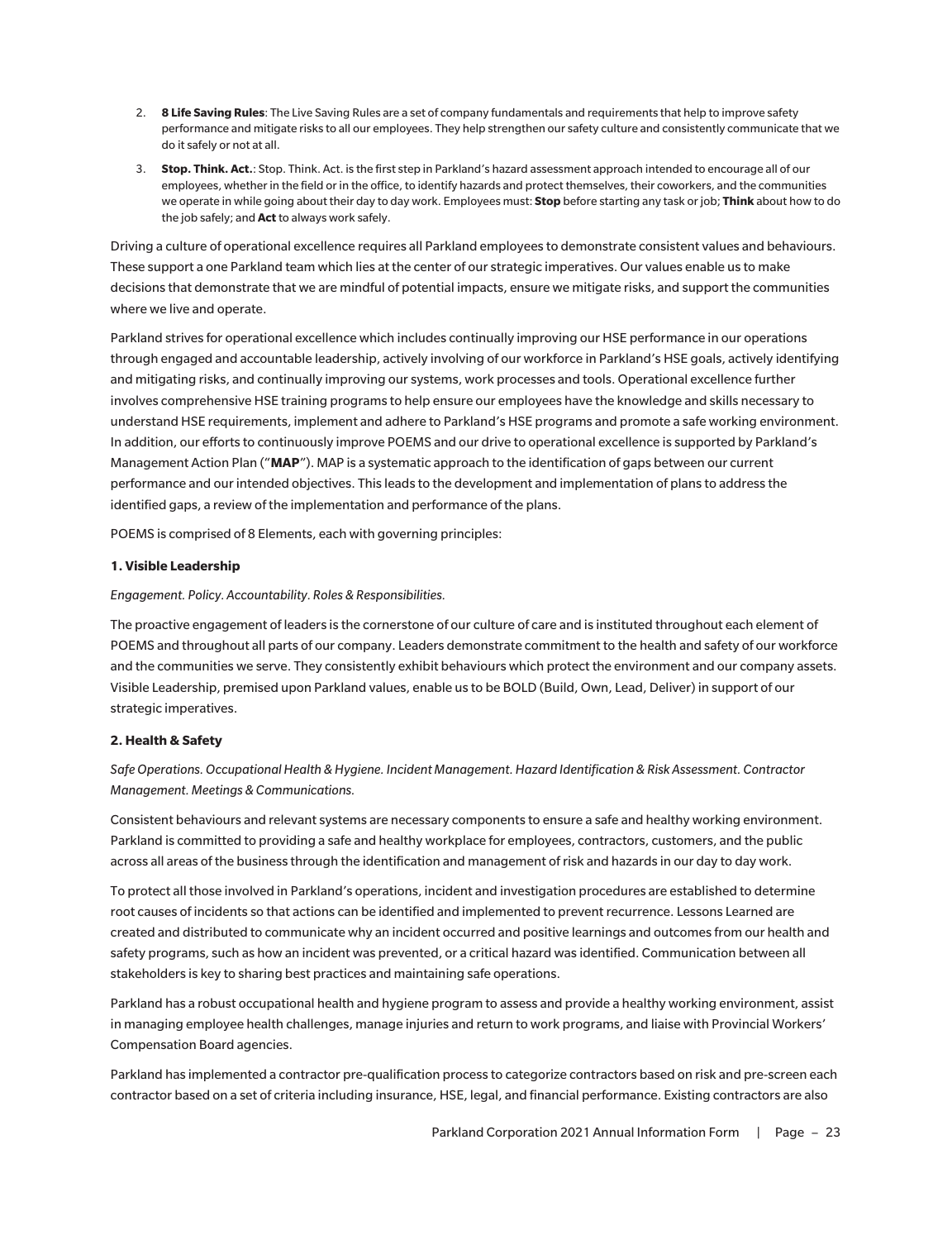2. **8 Life Saving Rules**: The Live Saving Rules are a set of company fundamentals and requirements that help to improve safety performance and mitigate risks to all our employees. They help strengthen our safety culture and consistently communicate that we do it safely or not at all.
3. **Stop. Think. Act.**: Stop. Think. Act. is the first step in Parkland's hazard assessment approach intended to encourage all of our employees, whether in the field or in the office, to identify hazards and protect themselves, their coworkers, and the communities we operate in while going about their day to day work. Employees must: **Stop** before starting any task or job; **Think** about how to do the job safely; and **Act** to always work safely.

Driving a culture of operational excellence requires all Parkland employees to demonstrate consistent values and behaviours. These support a one Parkland team which lies at the center of our strategic imperatives. Our values enable us to make decisions that demonstrate that we are mindful of potential impacts, ensure we mitigate risks, and support the communities where we live and operate.

Parkland strives for operational excellence which includes continually improving our HSE performance in our operations through engaged and accountable leadership, actively involving of our workforce in Parkland's HSE goals, actively identifying and mitigating risks, and continually improving our systems, work processes and tools. Operational excellence further involves comprehensive HSE training programs to help ensure our employees have the knowledge and skills necessary to understand HSE requirements, implement and adhere to Parkland's HSE programs and promote a safe working environment. In addition, our efforts to continuously improve POEMS and our drive to operational excellence is supported by Parkland's Management Action Plan ("**MAP**"). MAP is a systematic approach to the identification of gaps between our current performance and our intended objectives. This leads to the development and implementation of plans to address the identified gaps, a review of the implementation and performance of the plans.

POEMS is comprised of 8 Elements, each with governing principles:

**1. Visible Leadership**

*Engagement. Policy. Accountability. Roles & Responsibilities.*

The proactive engagement of leaders is the cornerstone of our culture of care and is instituted throughout each element of POEMS and throughout all parts of our company. Leaders demonstrate commitment to the health and safety of our workforce and the communities we serve. They consistently exhibit behaviours which protect the environment and our company assets. Visible Leadership, premised upon Parkland values, enable us to be BOLD (Build, Own, Lead, Deliver) in support of our strategic imperatives.

**2. Health & Safety**

*Safe Operations. Occupational Health & Hygiene. Incident Management. Hazard Identification & Risk Assessment. Contractor Management. Meetings & Communications.*

Consistent behaviours and relevant systems are necessary components to ensure a safe and healthy working environment. Parkland is committed to providing a safe and healthy workplace for employees, contractors, customers, and the public across all areas of the business through the identification and management of risk and hazards in our day to day work.

To protect all those involved in Parkland's operations, incident and investigation procedures are established to determine root causes of incidents so that actions can be identified and implemented to prevent recurrence. Lessons Learned are created and distributed to communicate why an incident occurred and positive learnings and outcomes from our health and safety programs, such as how an incident was prevented, or a critical hazard was identified. Communication between all stakeholders is key to sharing best practices and maintaining safe operations.

Parkland has a robust occupational health and hygiene program to assess and provide a healthy working environment, assist in managing employee health challenges, manage injuries and return to work programs, and liaise with Provincial Workers' Compensation Board agencies.

Parkland has implemented a contractor pre-qualification process to categorize contractors based on risk and pre-screen each contractor based on a set of criteria including insurance, HSE, legal, and financial performance. Existing contractors are also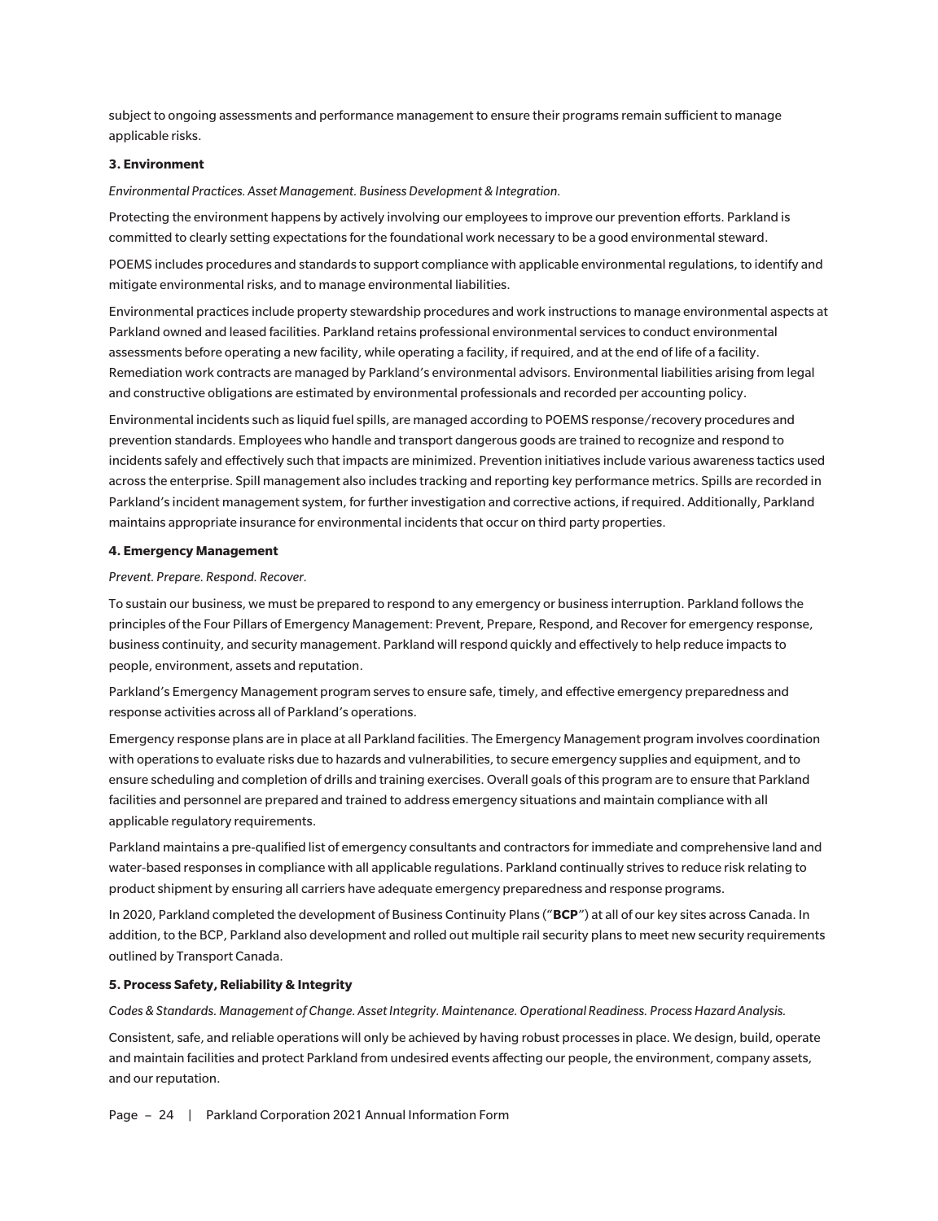subject to ongoing assessments and performance management to ensure their programs remain sufficient to manage applicable risks.

**3. Environment**

*Environmental Practices. Asset Management. Business Development & Integration.*

Protecting the environment happens by actively involving our employees to improve our prevention efforts. Parkland is committed to clearly setting expectations for the foundational work necessary to be a good environmental steward.

POEMS includes procedures and standards to support compliance with applicable environmental regulations, to identify and mitigate environmental risks, and to manage environmental liabilities.

Environmental practices include property stewardship procedures and work instructions to manage environmental aspects at Parkland owned and leased facilities. Parkland retains professional environmental services to conduct environmental assessments before operating a new facility, while operating a facility, if required, and at the end of life of a facility. Remediation work contracts are managed by Parkland's environmental advisors. Environmental liabilities arising from legal and constructive obligations are estimated by environmental professionals and recorded per accounting policy.

Environmental incidents such as liquid fuel spills, are managed according to POEMS response/recovery procedures and prevention standards. Employees who handle and transport dangerous goods are trained to recognize and respond to incidents safely and effectively such that impacts are minimized. Prevention initiatives include various awareness tactics used across the enterprise. Spill management also includes tracking and reporting key performance metrics. Spills are recorded in Parkland's incident management system, for further investigation and corrective actions, if required. Additionally, Parkland maintains appropriate insurance for environmental incidents that occur on third party properties.

**4. Emergency Management**

*Prevent. Prepare. Respond. Recover.*

To sustain our business, we must be prepared to respond to any emergency or business interruption. Parkland follows the principles of the Four Pillars of Emergency Management: Prevent, Prepare, Respond, and Recover for emergency response, business continuity, and security management. Parkland will respond quickly and effectively to help reduce impacts to people, environment, assets and reputation.

Parkland's Emergency Management program serves to ensure safe, timely, and effective emergency preparedness and response activities across all of Parkland's operations.

Emergency response plans are in place at all Parkland facilities. The Emergency Management program involves coordination with operations to evaluate risks due to hazards and vulnerabilities, to secure emergency supplies and equipment, and to ensure scheduling and completion of drills and training exercises. Overall goals of this program are to ensure that Parkland facilities and personnel are prepared and trained to address emergency situations and maintain compliance with all applicable regulatory requirements.

Parkland maintains a pre-qualified list of emergency consultants and contractors for immediate and comprehensive land and water-based responses in compliance with all applicable regulations. Parkland continually strives to reduce risk relating to product shipment by ensuring all carriers have adequate emergency preparedness and response programs.

In 2020, Parkland completed the development of Business Continuity Plans ("**BCP**") at all of our key sites across Canada. In addition, to the BCP, Parkland also development and rolled out multiple rail security plans to meet new security requirements outlined by Transport Canada.

**5. Process Safety, Reliability & Integrity**

*Codes & Standards. Management of Change. Asset Integrity. Maintenance. Operational Readiness. Process Hazard Analysis.*

Consistent, safe, and reliable operations will only be achieved by having robust processes in place. We design, build, operate and maintain facilities and protect Parkland from undesired events affecting our people, the environment, company assets, and our reputation.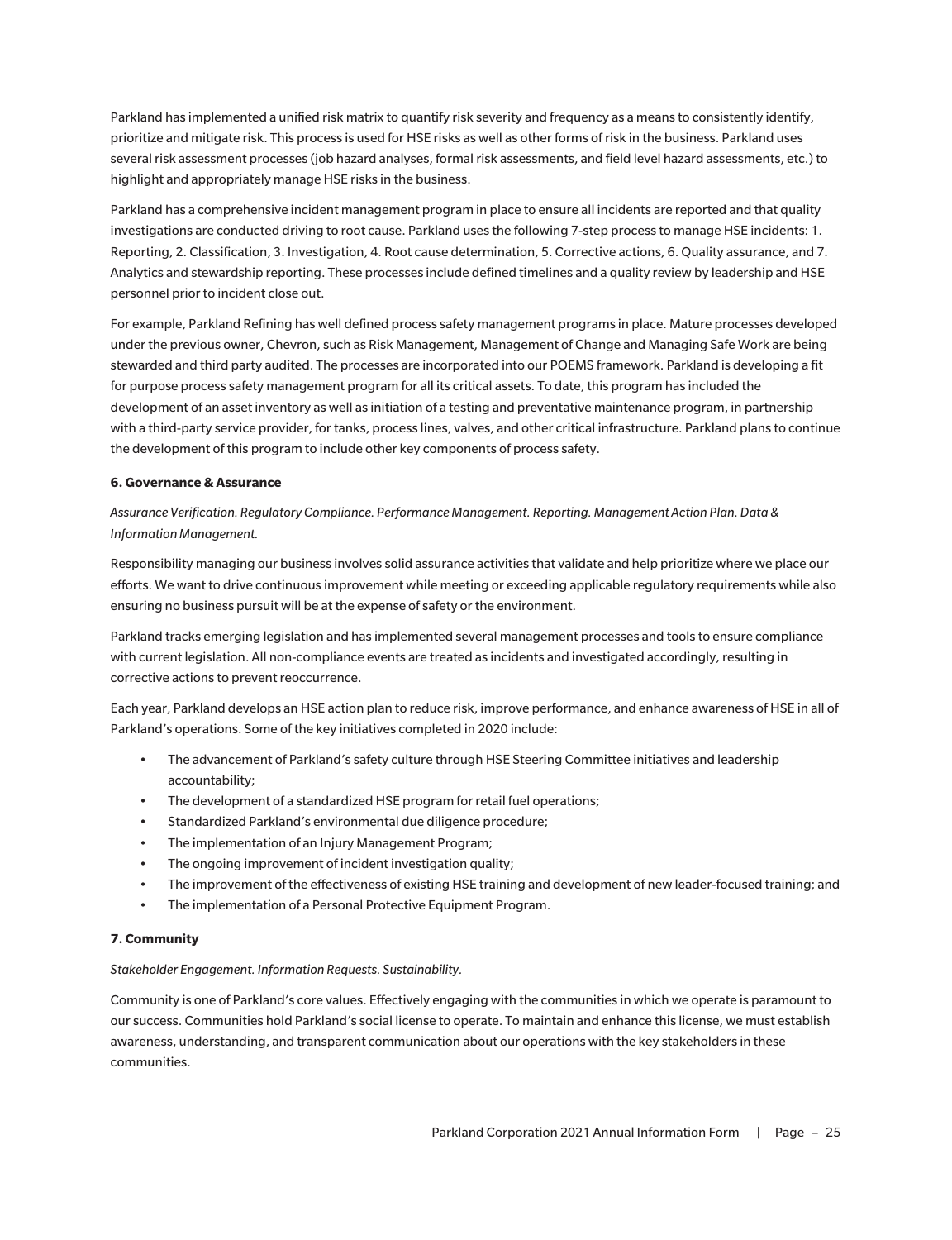Parkland has implemented a unified risk matrix to quantify risk severity and frequency as a means to consistently identify, prioritize and mitigate risk. This process is used for HSE risks as well as other forms of risk in the business. Parkland uses several risk assessment processes (job hazard analyses, formal risk assessments, and field level hazard assessments, etc.) to highlight and appropriately manage HSE risks in the business.

Parkland has a comprehensive incident management program in place to ensure all incidents are reported and that quality investigations are conducted driving to root cause. Parkland uses the following 7-step process to manage HSE incidents: 1. Reporting, 2. Classification, 3. Investigation, 4. Root cause determination, 5. Corrective actions, 6. Quality assurance, and 7. Analytics and stewardship reporting. These processes include defined timelines and a quality review by leadership and HSE personnel prior to incident close out.

For example, Parkland Refining has well defined process safety management programs in place. Mature processes developed under the previous owner, Chevron, such as Risk Management, Management of Change and Managing Safe Work are being stewarded and third party audited. The processes are incorporated into our POEMS framework. Parkland is developing a fit for purpose process safety management program for all its critical assets. To date, this program has included the development of an asset inventory as well as initiation of a testing and preventative maintenance program, in partnership with a third-party service provider, for tanks, process lines, valves, and other critical infrastructure. Parkland plans to continue the development of this program to include other key components of process safety.

**6. Governance & Assurance**

*Assurance Verification. Regulatory Compliance. Performance Management. Reporting. Management Action Plan. Data & Information Management.*

Responsibility managing our business involves solid assurance activities that validate and help prioritize where we place our efforts. We want to drive continuous improvement while meeting or exceeding applicable regulatory requirements while also ensuring no business pursuit will be at the expense of safety or the environment.

Parkland tracks emerging legislation and has implemented several management processes and tools to ensure compliance with current legislation. All non-compliance events are treated as incidents and investigated accordingly, resulting in corrective actions to prevent reoccurrence.

Each year, Parkland develops an HSE action plan to reduce risk, improve performance, and enhance awareness of HSE in all of Parkland's operations. Some of the key initiatives completed in 2020 include:

- The advancement of Parkland's safety culture through HSE Steering Committee initiatives and leadership accountability;
- The development of a standardized HSE program for retail fuel operations;
- Standardized Parkland's environmental due diligence procedure;
- The implementation of an Injury Management Program;
- The ongoing improvement of incident investigation quality;
- The improvement of the effectiveness of existing HSE training and development of new leader-focused training; and
- The implementation of a Personal Protective Equipment Program.

**7. Community**

*Stakeholder Engagement. Information Requests. Sustainability.*

Community is one of Parkland's core values. Effectively engaging with the communities in which we operate is paramount to our success. Communities hold Parkland's social license to operate. To maintain and enhance this license, we must establish awareness, understanding, and transparent communication about our operations with the key stakeholders in these communities.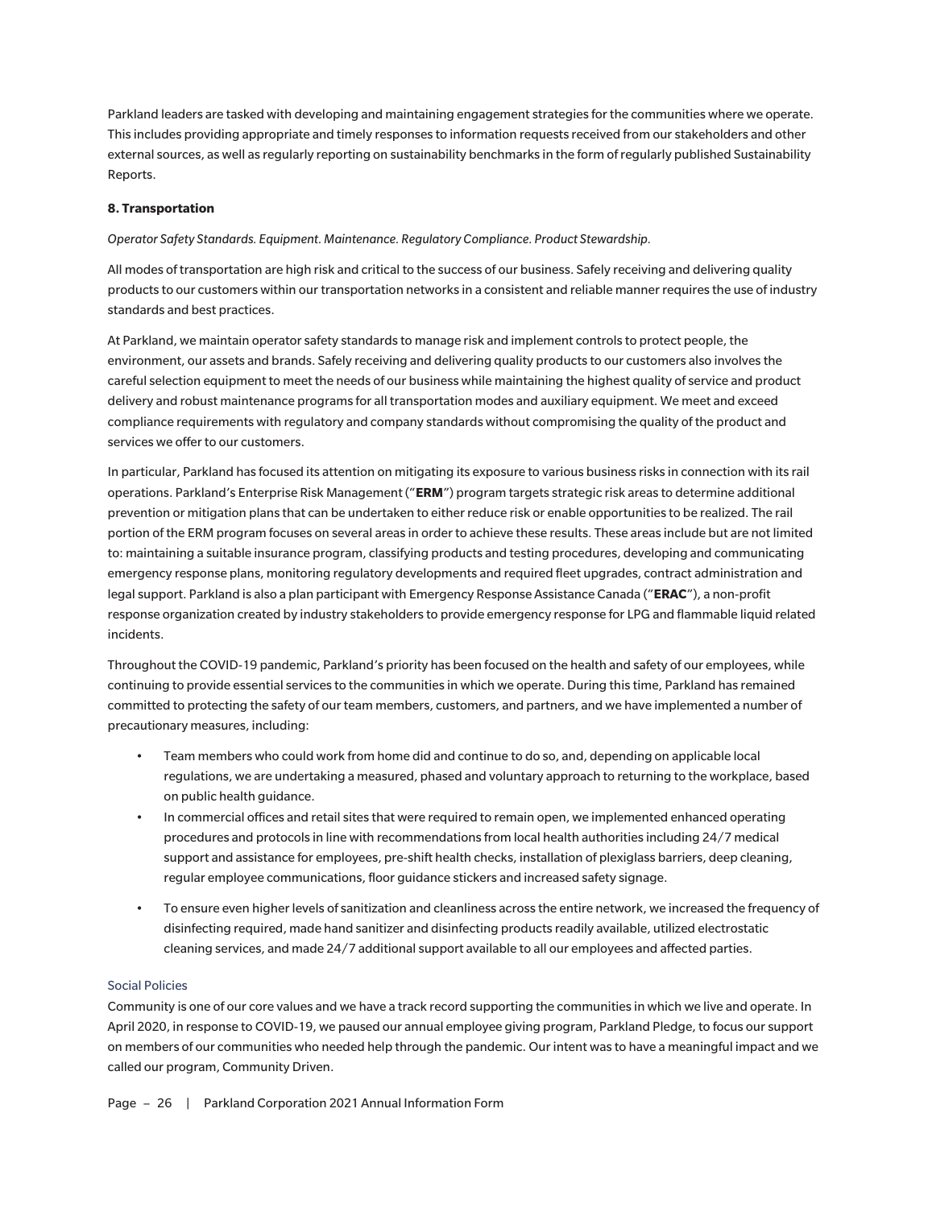Parkland leaders are tasked with developing and maintaining engagement strategies for the communities where we operate. This includes providing appropriate and timely responses to information requests received from our stakeholders and other external sources, as well as regularly reporting on sustainability benchmarks in the form of regularly published Sustainability Reports.

**8. Transportation**

*Operator Safety Standards. Equipment. Maintenance. Regulatory Compliance. Product Stewardship.*

All modes of transportation are high risk and critical to the success of our business. Safely receiving and delivering quality products to our customers within our transportation networks in a consistent and reliable manner requires the use of industry standards and best practices.

At Parkland, we maintain operator safety standards to manage risk and implement controls to protect people, the environment, our assets and brands. Safely receiving and delivering quality products to our customers also involves the careful selection equipment to meet the needs of our business while maintaining the highest quality of service and product delivery and robust maintenance programs for all transportation modes and auxiliary equipment. We meet and exceed compliance requirements with regulatory and company standards without compromising the quality of the product and services we offer to our customers.

In particular, Parkland has focused its attention on mitigating its exposure to various business risks in connection with its rail operations. Parkland's Enterprise Risk Management ("**ERM**") program targets strategic risk areas to determine additional prevention or mitigation plans that can be undertaken to either reduce risk or enable opportunities to be realized. The rail portion of the ERM program focuses on several areas in order to achieve these results. These areas include but are not limited to: maintaining a suitable insurance program, classifying products and testing procedures, developing and communicating emergency response plans, monitoring regulatory developments and required fleet upgrades, contract administration and legal support. Parkland is also a plan participant with Emergency Response Assistance Canada ("**ERAC**"), a non-profit response organization created by industry stakeholders to provide emergency response for LPG and flammable liquid related incidents.

Throughout the COVID-19 pandemic, Parkland's priority has been focused on the health and safety of our employees, while continuing to provide essential services to the communities in which we operate. During this time, Parkland has remained committed to protecting the safety of our team members, customers, and partners, and we have implemented a number of precautionary measures, including:

- Team members who could work from home did and continue to do so, and, depending on applicable local regulations, we are undertaking a measured, phased and voluntary approach to returning to the workplace, based on public health guidance.
- In commercial offices and retail sites that were required to remain open, we implemented enhanced operating procedures and protocols in line with recommendations from local health authorities including 24/7 medical support and assistance for employees, pre-shift health checks, installation of plexiglass barriers, deep cleaning, regular employee communications, floor guidance stickers and increased safety signage.
- To ensure even higher levels of sanitization and cleanliness across the entire network, we increased the frequency of disinfecting required, made hand sanitizer and disinfecting products readily available, utilized electrostatic cleaning services, and made 24/7 additional support available to all our employees and affected parties.

### Social Policies

Community is one of our core values and we have a track record supporting the communities in which we live and operate. In April 2020, in response to COVID-19, we paused our annual employee giving program, Parkland Pledge, to focus our support on members of our communities who needed help through the pandemic. Our intent was to have a meaningful impact and we called our program, Community Driven.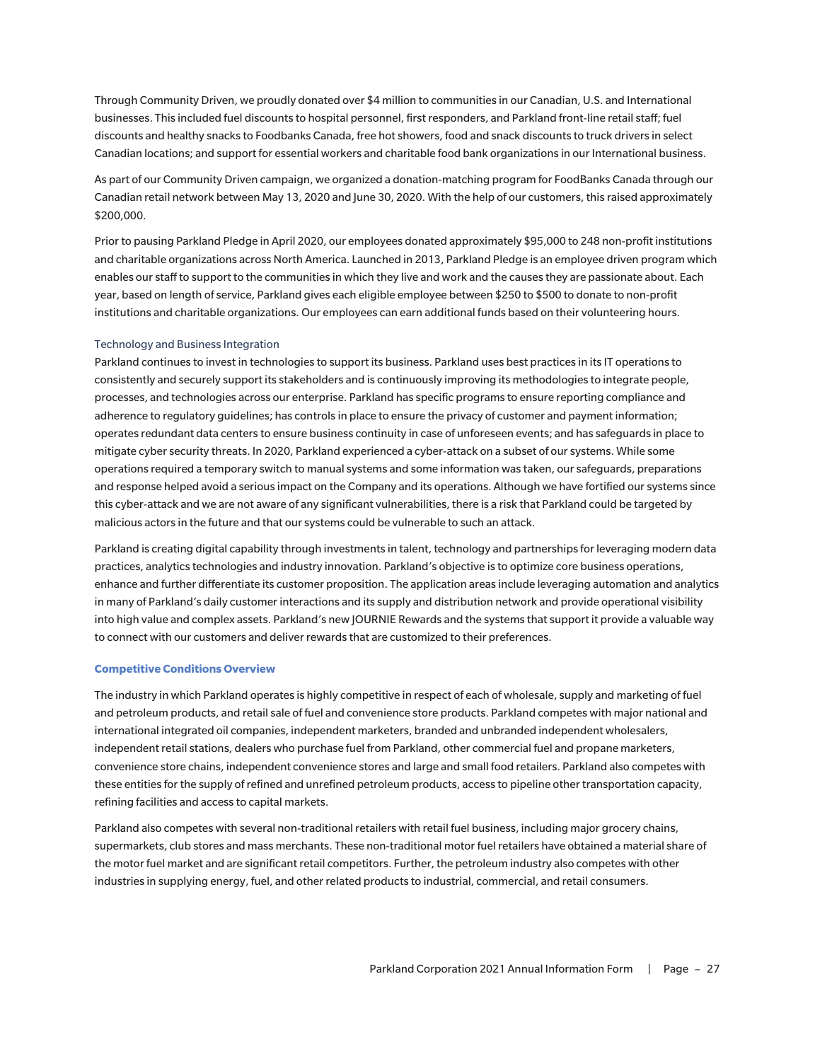Through Community Driven, we proudly donated over $4 million to communities in our Canadian, U.S. and International businesses. This included fuel discounts to hospital personnel, first responders, and Parkland front-line retail staff; fuel discounts and healthy snacks to Foodbanks Canada, free hot showers, food and snack discounts to truck drivers in select Canadian locations; and support for essential workers and charitable food bank organizations in our International business.

As part of our Community Driven campaign, we organized a donation-matching program for FoodBanks Canada through our Canadian retail network between May 13, 2020 and June 30, 2020. With the help of our customers, this raised approximately $200,000.

Prior to pausing Parkland Pledge in April 2020, our employees donated approximately $95,000 to 248 non-profit institutions and charitable organizations across North America. Launched in 2013, Parkland Pledge is an employee driven program which enables our staff to support to the communities in which they live and work and the causes they are passionate about. Each year, based on length of service, Parkland gives each eligible employee between $250 to $500 to donate to non-profit institutions and charitable organizations. Our employees can earn additional funds based on their volunteering hours.

### Technology and Business Integration

Parkland continues to invest in technologies to support its business. Parkland uses best practices in its IT operations to consistently and securely support its stakeholders and is continuously improving its methodologies to integrate people, processes, and technologies across our enterprise. Parkland has specific programs to ensure reporting compliance and adherence to regulatory guidelines; has controls in place to ensure the privacy of customer and payment information; operates redundant data centers to ensure business continuity in case of unforeseen events; and has safeguards in place to mitigate cyber security threats. In 2020, Parkland experienced a cyber-attack on a subset of our systems. While some operations required a temporary switch to manual systems and some information was taken, our safeguards, preparations and response helped avoid a serious impact on the Company and its operations. Although we have fortified our systems since this cyber-attack and we are not aware of any significant vulnerabilities, there is a risk that Parkland could be targeted by malicious actors in the future and that our systems could be vulnerable to such an attack.

Parkland is creating digital capability through investments in talent, technology and partnerships for leveraging modern data practices, analytics technologies and industry innovation. Parkland's objective is to optimize core business operations, enhance and further differentiate its customer proposition. The application areas include leveraging automation and analytics in many of Parkland's daily customer interactions and its supply and distribution network and provide operational visibility into high value and complex assets. Parkland's new JOURNIE Rewards and the systems that support it provide a valuable way to connect with our customers and deliver rewards that are customized to their preferences.

## Competitive Conditions Overview

The industry in which Parkland operates is highly competitive in respect of each of wholesale, supply and marketing of fuel and petroleum products, and retail sale of fuel and convenience store products. Parkland competes with major national and international integrated oil companies, independent marketers, branded and unbranded independent wholesalers, independent retail stations, dealers who purchase fuel from Parkland, other commercial fuel and propane marketers, convenience store chains, independent convenience stores and large and small food retailers. Parkland also competes with these entities for the supply of refined and unrefined petroleum products, access to pipeline other transportation capacity, refining facilities and access to capital markets.

Parkland also competes with several non-traditional retailers with retail fuel business, including major grocery chains, supermarkets, club stores and mass merchants. These non-traditional motor fuel retailers have obtained a material share of the motor fuel market and are significant retail competitors. Further, the petroleum industry also competes with other industries in supplying energy, fuel, and other related products to industrial, commercial, and retail consumers.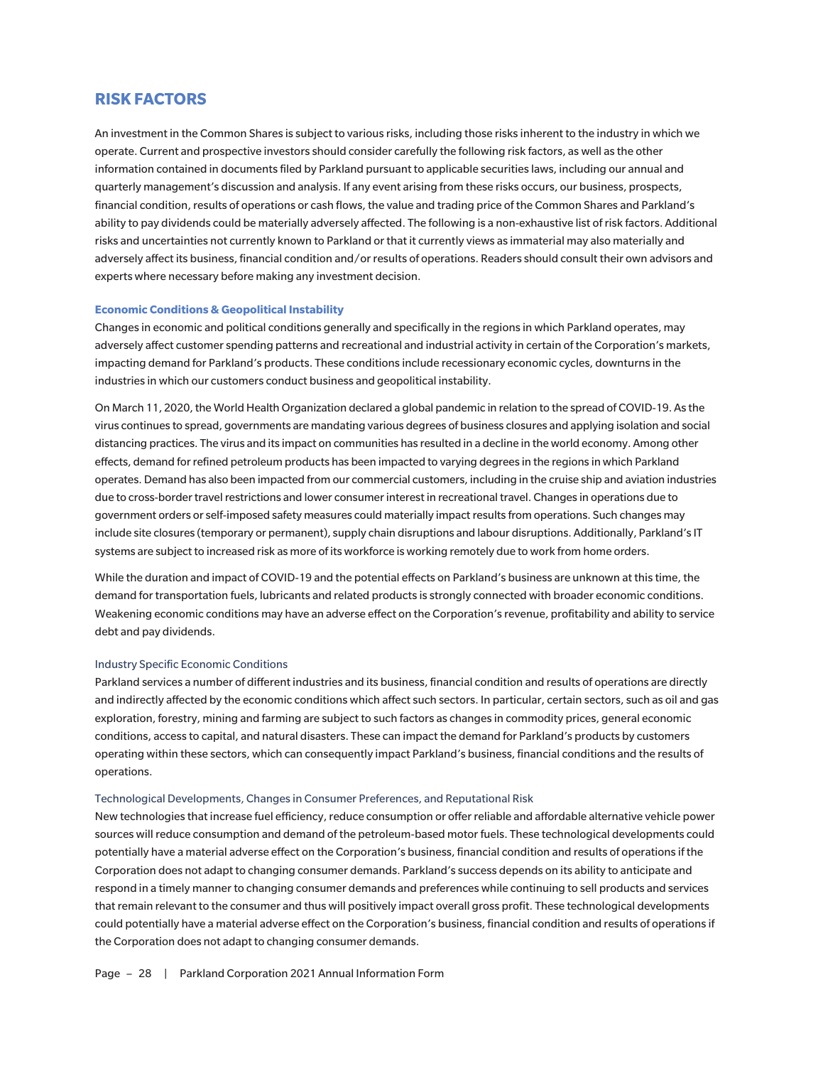# RISK FACTORS

An investment in the Common Shares is subject to various risks, including those risks inherent to the industry in which we operate. Current and prospective investors should consider carefully the following risk factors, as well as the other information contained in documents filed by Parkland pursuant to applicable securities laws, including our annual and quarterly management's discussion and analysis. If any event arising from these risks occurs, our business, prospects, financial condition, results of operations or cash flows, the value and trading price of the Common Shares and Parkland's ability to pay dividends could be materially adversely affected. The following is a non-exhaustive list of risk factors. Additional risks and uncertainties not currently known to Parkland or that it currently views as immaterial may also materially and adversely affect its business, financial condition and/or results of operations. Readers should consult their own advisors and experts where necessary before making any investment decision.

## Economic Conditions & Geopolitical Instability

Changes in economic and political conditions generally and specifically in the regions in which Parkland operates, may adversely affect customer spending patterns and recreational and industrial activity in certain of the Corporation's markets, impacting demand for Parkland's products. These conditions include recessionary economic cycles, downturns in the industries in which our customers conduct business and geopolitical instability.

On March 11, 2020, the World Health Organization declared a global pandemic in relation to the spread of COVID-19. As the virus continues to spread, governments are mandating various degrees of business closures and applying isolation and social distancing practices. The virus and its impact on communities has resulted in a decline in the world economy. Among other effects, demand for refined petroleum products has been impacted to varying degrees in the regions in which Parkland operates. Demand has also been impacted from our commercial customers, including in the cruise ship and aviation industries due to cross-border travel restrictions and lower consumer interest in recreational travel. Changes in operations due to government orders or self-imposed safety measures could materially impact results from operations. Such changes may include site closures (temporary or permanent), supply chain disruptions and labour disruptions. Additionally, Parkland's IT systems are subject to increased risk as more of its workforce is working remotely due to work from home orders.

While the duration and impact of COVID-19 and the potential effects on Parkland's business are unknown at this time, the demand for transportation fuels, lubricants and related products is strongly connected with broader economic conditions. Weakening economic conditions may have an adverse effect on the Corporation's revenue, profitability and ability to service debt and pay dividends.

### Industry Specific Economic Conditions

Parkland services a number of different industries and its business, financial condition and results of operations are directly and indirectly affected by the economic conditions which affect such sectors. In particular, certain sectors, such as oil and gas exploration, forestry, mining and farming are subject to such factors as changes in commodity prices, general economic conditions, access to capital, and natural disasters. These can impact the demand for Parkland's products by customers operating within these sectors, which can consequently impact Parkland's business, financial conditions and the results of operations.

### Technological Developments, Changes in Consumer Preferences, and Reputational Risk

New technologies that increase fuel efficiency, reduce consumption or offer reliable and affordable alternative vehicle power sources will reduce consumption and demand of the petroleum-based motor fuels. These technological developments could potentially have a material adverse effect on the Corporation's business, financial condition and results of operations if the Corporation does not adapt to changing consumer demands. Parkland's success depends on its ability to anticipate and respond in a timely manner to changing consumer demands and preferences while continuing to sell products and services that remain relevant to the consumer and thus will positively impact overall gross profit. These technological developments could potentially have a material adverse effect on the Corporation's business, financial condition and results of operations if the Corporation does not adapt to changing consumer demands.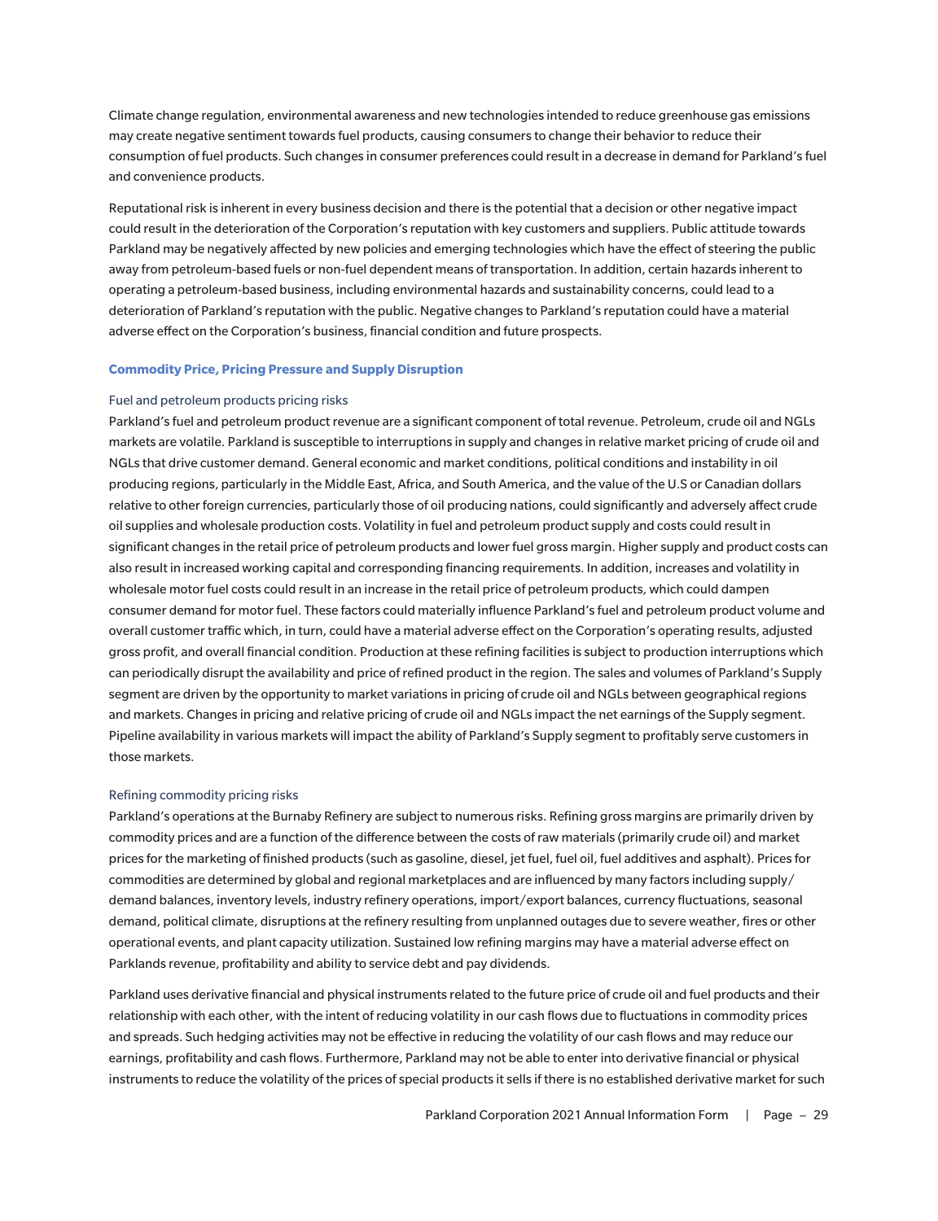Climate change regulation, environmental awareness and new technologies intended to reduce greenhouse gas emissions may create negative sentiment towards fuel products, causing consumers to change their behavior to reduce their consumption of fuel products. Such changes in consumer preferences could result in a decrease in demand for Parkland's fuel and convenience products.

Reputational risk is inherent in every business decision and there is the potential that a decision or other negative impact could result in the deterioration of the Corporation's reputation with key customers and suppliers. Public attitude towards Parkland may be negatively affected by new policies and emerging technologies which have the effect of steering the public away from petroleum-based fuels or non-fuel dependent means of transportation. In addition, certain hazards inherent to operating a petroleum-based business, including environmental hazards and sustainability concerns, could lead to a deterioration of Parkland's reputation with the public. Negative changes to Parkland's reputation could have a material adverse effect on the Corporation's business, financial condition and future prospects.

### Commodity Price, Pricing Pressure and Supply Disruption

#### Fuel and petroleum products pricing risks

Parkland's fuel and petroleum product revenue are a significant component of total revenue. Petroleum, crude oil and NGLs markets are volatile. Parkland is susceptible to interruptions in supply and changes in relative market pricing of crude oil and NGLs that drive customer demand. General economic and market conditions, political conditions and instability in oil producing regions, particularly in the Middle East, Africa, and South America, and the value of the U.S or Canadian dollars relative to other foreign currencies, particularly those of oil producing nations, could significantly and adversely affect crude oil supplies and wholesale production costs. Volatility in fuel and petroleum product supply and costs could result in significant changes in the retail price of petroleum products and lower fuel gross margin. Higher supply and product costs can also result in increased working capital and corresponding financing requirements. In addition, increases and volatility in wholesale motor fuel costs could result in an increase in the retail price of petroleum products, which could dampen consumer demand for motor fuel. These factors could materially influence Parkland's fuel and petroleum product volume and overall customer traffic which, in turn, could have a material adverse effect on the Corporation's operating results, adjusted gross profit, and overall financial condition. Production at these refining facilities is subject to production interruptions which can periodically disrupt the availability and price of refined product in the region. The sales and volumes of Parkland's Supply segment are driven by the opportunity to market variations in pricing of crude oil and NGLs between geographical regions and markets. Changes in pricing and relative pricing of crude oil and NGLs impact the net earnings of the Supply segment. Pipeline availability in various markets will impact the ability of Parkland's Supply segment to profitably serve customers in those markets.

#### Refining commodity pricing risks

Parkland's operations at the Burnaby Refinery are subject to numerous risks. Refining gross margins are primarily driven by commodity prices and are a function of the difference between the costs of raw materials (primarily crude oil) and market prices for the marketing of finished products (such as gasoline, diesel, jet fuel, fuel oil, fuel additives and asphalt). Prices for commodities are determined by global and regional marketplaces and are influenced by many factors including supply/demand balances, inventory levels, industry refinery operations, import/export balances, currency fluctuations, seasonal demand, political climate, disruptions at the refinery resulting from unplanned outages due to severe weather, fires or other operational events, and plant capacity utilization. Sustained low refining margins may have a material adverse effect on Parklands revenue, profitability and ability to service debt and pay dividends.

Parkland uses derivative financial and physical instruments related to the future price of crude oil and fuel products and their relationship with each other, with the intent of reducing volatility in our cash flows due to fluctuations in commodity prices and spreads. Such hedging activities may not be effective in reducing the volatility of our cash flows and may reduce our earnings, profitability and cash flows. Furthermore, Parkland may not be able to enter into derivative financial or physical instruments to reduce the volatility of the prices of special products it sells if there is no established derivative market for such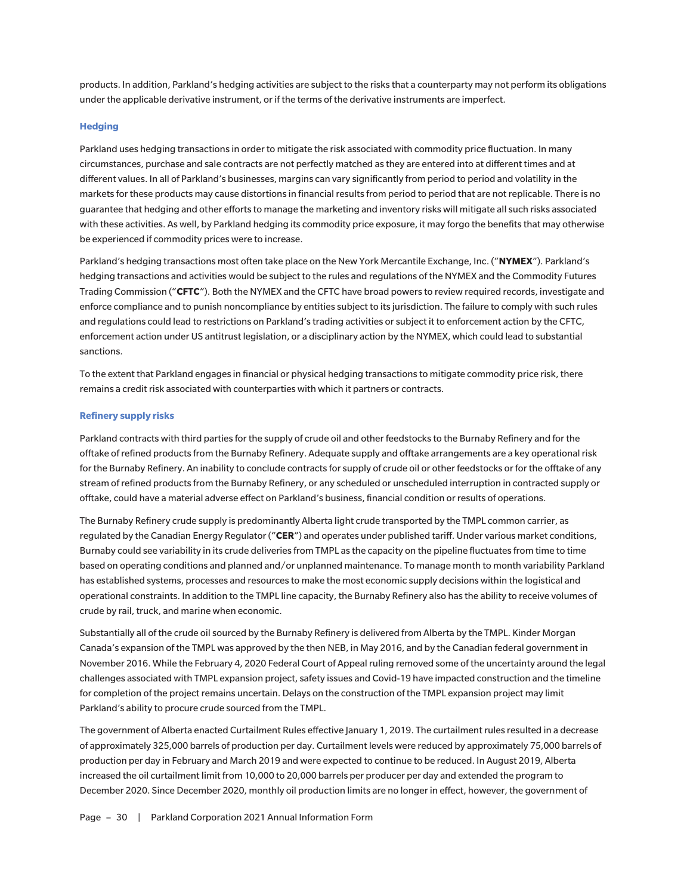products. In addition, Parkland's hedging activities are subject to the risks that a counterparty may not perform its obligations under the applicable derivative instrument, or if the terms of the derivative instruments are imperfect.

### Hedging

Parkland uses hedging transactions in order to mitigate the risk associated with commodity price fluctuation. In many circumstances, purchase and sale contracts are not perfectly matched as they are entered into at different times and at different values. In all of Parkland's businesses, margins can vary significantly from period to period and volatility in the markets for these products may cause distortions in financial results from period to period that are not replicable. There is no guarantee that hedging and other efforts to manage the marketing and inventory risks will mitigate all such risks associated with these activities. As well, by Parkland hedging its commodity price exposure, it may forgo the benefits that may otherwise be experienced if commodity prices were to increase.

Parkland's hedging transactions most often take place on the New York Mercantile Exchange, Inc. ("**NYMEX**"). Parkland's hedging transactions and activities would be subject to the rules and regulations of the NYMEX and the Commodity Futures Trading Commission ("**CFTC**"). Both the NYMEX and the CFTC have broad powers to review required records, investigate and enforce compliance and to punish noncompliance by entities subject to its jurisdiction. The failure to comply with such rules and regulations could lead to restrictions on Parkland's trading activities or subject it to enforcement action by the CFTC, enforcement action under US antitrust legislation, or a disciplinary action by the NYMEX, which could lead to substantial sanctions.

To the extent that Parkland engages in financial or physical hedging transactions to mitigate commodity price risk, there remains a credit risk associated with counterparties with which it partners or contracts.

### Refinery supply risks

Parkland contracts with third parties for the supply of crude oil and other feedstocks to the Burnaby Refinery and for the offtake of refined products from the Burnaby Refinery. Adequate supply and offtake arrangements are a key operational risk for the Burnaby Refinery. An inability to conclude contracts for supply of crude oil or other feedstocks or for the offtake of any stream of refined products from the Burnaby Refinery, or any scheduled or unscheduled interruption in contracted supply or offtake, could have a material adverse effect on Parkland's business, financial condition or results of operations.

The Burnaby Refinery crude supply is predominantly Alberta light crude transported by the TMPL common carrier, as regulated by the Canadian Energy Regulator ("**CER**") and operates under published tariff. Under various market conditions, Burnaby could see variability in its crude deliveries from TMPL as the capacity on the pipeline fluctuates from time to time based on operating conditions and planned and/or unplanned maintenance. To manage month to month variability Parkland has established systems, processes and resources to make the most economic supply decisions within the logistical and operational constraints. In addition to the TMPL line capacity, the Burnaby Refinery also has the ability to receive volumes of crude by rail, truck, and marine when economic.

Substantially all of the crude oil sourced by the Burnaby Refinery is delivered from Alberta by the TMPL. Kinder Morgan Canada's expansion of the TMPL was approved by the then NEB, in May 2016, and by the Canadian federal government in November 2016. While the February 4, 2020 Federal Court of Appeal ruling removed some of the uncertainty around the legal challenges associated with TMPL expansion project, safety issues and Covid-19 have impacted construction and the timeline for completion of the project remains uncertain. Delays on the construction of the TMPL expansion project may limit Parkland's ability to procure crude sourced from the TMPL.

The government of Alberta enacted Curtailment Rules effective January 1, 2019. The curtailment rules resulted in a decrease of approximately 325,000 barrels of production per day. Curtailment levels were reduced by approximately 75,000 barrels of production per day in February and March 2019 and were expected to continue to be reduced. In August 2019, Alberta increased the oil curtailment limit from 10,000 to 20,000 barrels per producer per day and extended the program to December 2020. Since December 2020, monthly oil production limits are no longer in effect, however, the government of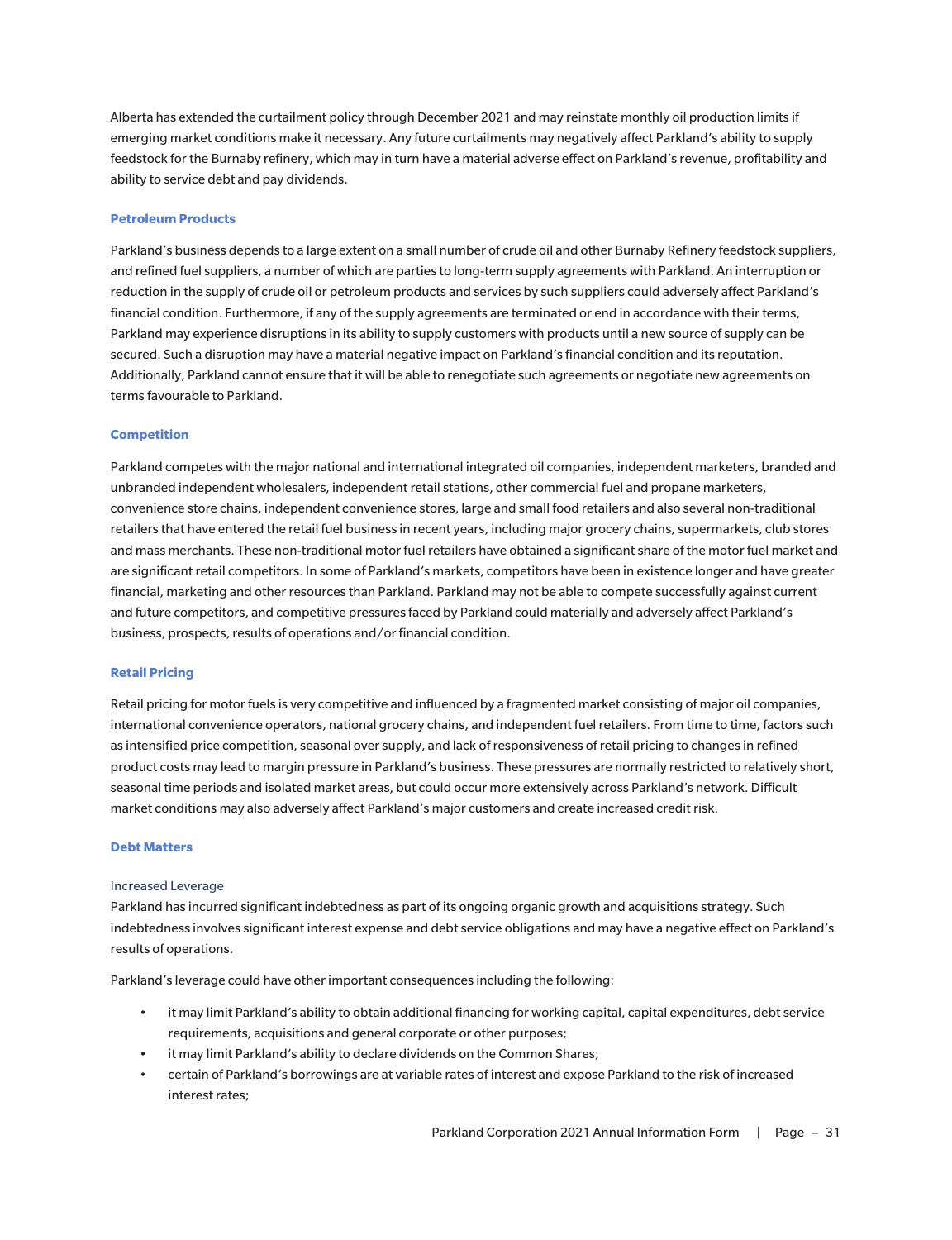Alberta has extended the curtailment policy through December 2021 and may reinstate monthly oil production limits if emerging market conditions make it necessary. Any future curtailments may negatively affect Parkland's ability to supply feedstock for the Burnaby refinery, which may in turn have a material adverse effect on Parkland's revenue, profitability and ability to service debt and pay dividends.

### Petroleum Products

Parkland's business depends to a large extent on a small number of crude oil and other Burnaby Refinery feedstock suppliers, and refined fuel suppliers, a number of which are parties to long-term supply agreements with Parkland. An interruption or reduction in the supply of crude oil or petroleum products and services by such suppliers could adversely affect Parkland's financial condition. Furthermore, if any of the supply agreements are terminated or end in accordance with their terms, Parkland may experience disruptions in its ability to supply customers with products until a new source of supply can be secured. Such a disruption may have a material negative impact on Parkland's financial condition and its reputation. Additionally, Parkland cannot ensure that it will be able to renegotiate such agreements or negotiate new agreements on terms favourable to Parkland.

### Competition

Parkland competes with the major national and international integrated oil companies, independent marketers, branded and unbranded independent wholesalers, independent retail stations, other commercial fuel and propane marketers, convenience store chains, independent convenience stores, large and small food retailers and also several non-traditional retailers that have entered the retail fuel business in recent years, including major grocery chains, supermarkets, club stores and mass merchants. These non-traditional motor fuel retailers have obtained a significant share of the motor fuel market and are significant retail competitors. In some of Parkland's markets, competitors have been in existence longer and have greater financial, marketing and other resources than Parkland. Parkland may not be able to compete successfully against current and future competitors, and competitive pressures faced by Parkland could materially and adversely affect Parkland's business, prospects, results of operations and/or financial condition.

### Retail Pricing

Retail pricing for motor fuels is very competitive and influenced by a fragmented market consisting of major oil companies, international convenience operators, national grocery chains, and independent fuel retailers. From time to time, factors such as intensified price competition, seasonal over supply, and lack of responsiveness of retail pricing to changes in refined product costs may lead to margin pressure in Parkland's business. These pressures are normally restricted to relatively short, seasonal time periods and isolated market areas, but could occur more extensively across Parkland's network. Difficult market conditions may also adversely affect Parkland's major customers and create increased credit risk.

### Debt Matters

#### Increased Leverage

Parkland has incurred significant indebtedness as part of its ongoing organic growth and acquisitions strategy. Such indebtedness involves significant interest expense and debt service obligations and may have a negative effect on Parkland's results of operations.

Parkland's leverage could have other important consequences including the following:

- it may limit Parkland's ability to obtain additional financing for working capital, capital expenditures, debt service requirements, acquisitions and general corporate or other purposes;
- it may limit Parkland's ability to declare dividends on the Common Shares;
- certain of Parkland's borrowings are at variable rates of interest and expose Parkland to the risk of increased interest rates;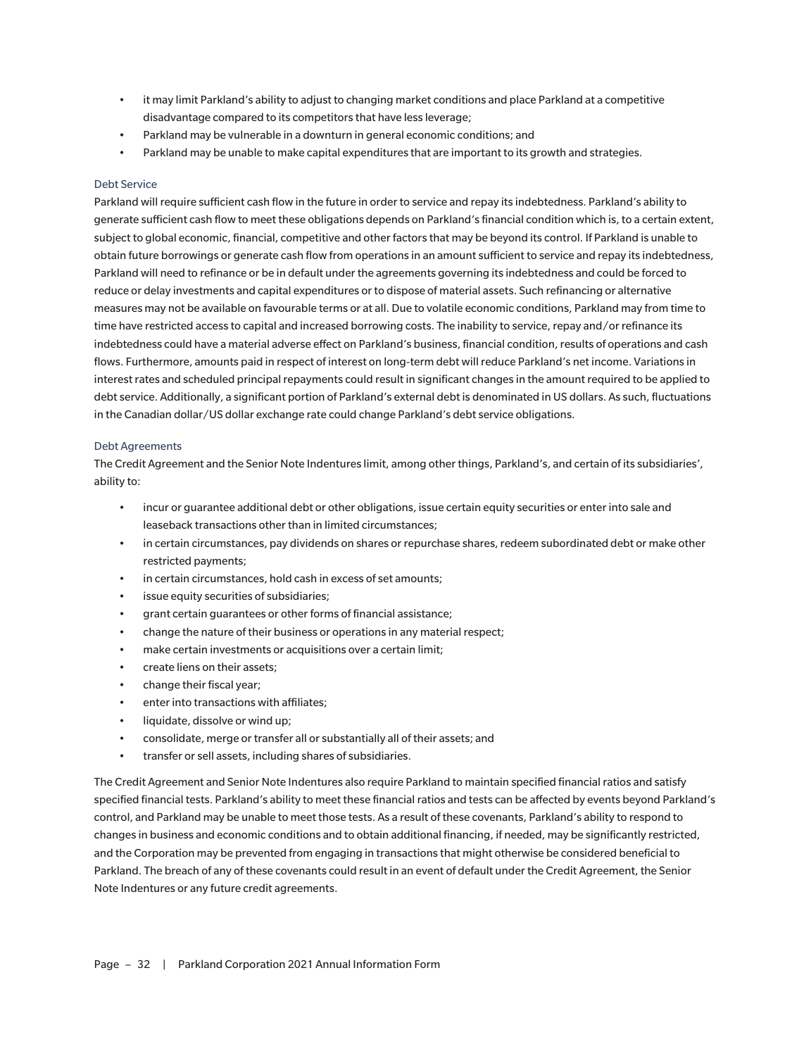- it may limit Parkland's ability to adjust to changing market conditions and place Parkland at a competitive disadvantage compared to its competitors that have less leverage;
- Parkland may be vulnerable in a downturn in general economic conditions; and
- Parkland may be unable to make capital expenditures that are important to its growth and strategies.

### Debt Service

Parkland will require sufficient cash flow in the future in order to service and repay its indebtedness. Parkland's ability to generate sufficient cash flow to meet these obligations depends on Parkland's financial condition which is, to a certain extent, subject to global economic, financial, competitive and other factors that may be beyond its control. If Parkland is unable to obtain future borrowings or generate cash flow from operations in an amount sufficient to service and repay its indebtedness, Parkland will need to refinance or be in default under the agreements governing its indebtedness and could be forced to reduce or delay investments and capital expenditures or to dispose of material assets. Such refinancing or alternative measures may not be available on favourable terms or at all. Due to volatile economic conditions, Parkland may from time to time have restricted access to capital and increased borrowing costs. The inability to service, repay and/or refinance its indebtedness could have a material adverse effect on Parkland's business, financial condition, results of operations and cash flows. Furthermore, amounts paid in respect of interest on long-term debt will reduce Parkland's net income. Variations in interest rates and scheduled principal repayments could result in significant changes in the amount required to be applied to debt service. Additionally, a significant portion of Parkland's external debt is denominated in US dollars. As such, fluctuations in the Canadian dollar/US dollar exchange rate could change Parkland's debt service obligations.

### Debt Agreements

The Credit Agreement and the Senior Note Indentures limit, among other things, Parkland's, and certain of its subsidiaries', ability to:

- incur or guarantee additional debt or other obligations, issue certain equity securities or enter into sale and leaseback transactions other than in limited circumstances;
- in certain circumstances, pay dividends on shares or repurchase shares, redeem subordinated debt or make other restricted payments;
- in certain circumstances, hold cash in excess of set amounts;
- issue equity securities of subsidiaries;
- grant certain guarantees or other forms of financial assistance;
- change the nature of their business or operations in any material respect;
- make certain investments or acquisitions over a certain limit;
- create liens on their assets;
- change their fiscal year;
- enter into transactions with affiliates;
- liquidate, dissolve or wind up;
- consolidate, merge or transfer all or substantially all of their assets; and
- transfer or sell assets, including shares of subsidiaries.

The Credit Agreement and Senior Note Indentures also require Parkland to maintain specified financial ratios and satisfy specified financial tests. Parkland's ability to meet these financial ratios and tests can be affected by events beyond Parkland's control, and Parkland may be unable to meet those tests. As a result of these covenants, Parkland's ability to respond to changes in business and economic conditions and to obtain additional financing, if needed, may be significantly restricted, and the Corporation may be prevented from engaging in transactions that might otherwise be considered beneficial to Parkland. The breach of any of these covenants could result in an event of default under the Credit Agreement, the Senior Note Indentures or any future credit agreements.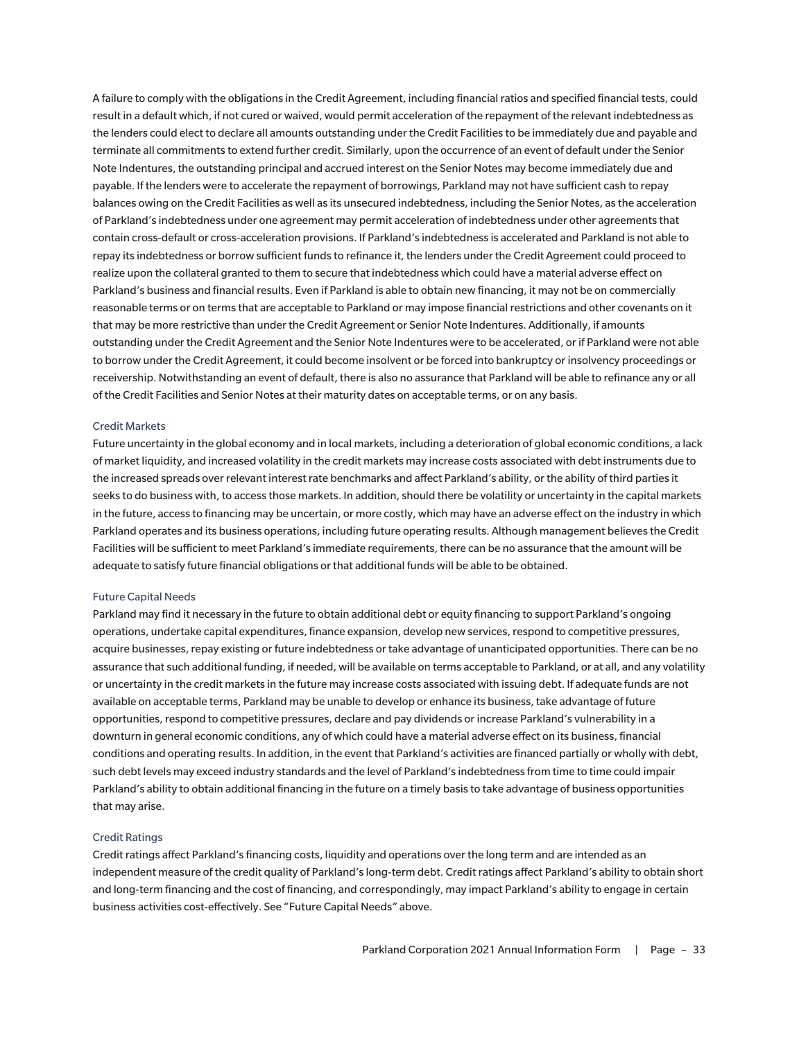A failure to comply with the obligations in the Credit Agreement, including financial ratios and specified financial tests, could result in a default which, if not cured or waived, would permit acceleration of the repayment of the relevant indebtedness as the lenders could elect to declare all amounts outstanding under the Credit Facilities to be immediately due and payable and terminate all commitments to extend further credit. Similarly, upon the occurrence of an event of default under the Senior Note Indentures, the outstanding principal and accrued interest on the Senior Notes may become immediately due and payable. If the lenders were to accelerate the repayment of borrowings, Parkland may not have sufficient cash to repay balances owing on the Credit Facilities as well as its unsecured indebtedness, including the Senior Notes, as the acceleration of Parkland's indebtedness under one agreement may permit acceleration of indebtedness under other agreements that contain cross-default or cross-acceleration provisions. If Parkland's indebtedness is accelerated and Parkland is not able to repay its indebtedness or borrow sufficient funds to refinance it, the lenders under the Credit Agreement could proceed to realize upon the collateral granted to them to secure that indebtedness which could have a material adverse effect on Parkland's business and financial results. Even if Parkland is able to obtain new financing, it may not be on commercially reasonable terms or on terms that are acceptable to Parkland or may impose financial restrictions and other covenants on it that may be more restrictive than under the Credit Agreement or Senior Note Indentures. Additionally, if amounts outstanding under the Credit Agreement and the Senior Note Indentures were to be accelerated, or if Parkland were not able to borrow under the Credit Agreement, it could become insolvent or be forced into bankruptcy or insolvency proceedings or receivership. Notwithstanding an event of default, there is also no assurance that Parkland will be able to refinance any or all of the Credit Facilities and Senior Notes at their maturity dates on acceptable terms, or on any basis.

#### Credit Markets

Future uncertainty in the global economy and in local markets, including a deterioration of global economic conditions, a lack of market liquidity, and increased volatility in the credit markets may increase costs associated with debt instruments due to the increased spreads over relevant interest rate benchmarks and affect Parkland's ability, or the ability of third parties it seeks to do business with, to access those markets. In addition, should there be volatility or uncertainty in the capital markets in the future, access to financing may be uncertain, or more costly, which may have an adverse effect on the industry in which Parkland operates and its business operations, including future operating results. Although management believes the Credit Facilities will be sufficient to meet Parkland's immediate requirements, there can be no assurance that the amount will be adequate to satisfy future financial obligations or that additional funds will be able to be obtained.

#### Future Capital Needs

Parkland may find it necessary in the future to obtain additional debt or equity financing to support Parkland's ongoing operations, undertake capital expenditures, finance expansion, develop new services, respond to competitive pressures, acquire businesses, repay existing or future indebtedness or take advantage of unanticipated opportunities. There can be no assurance that such additional funding, if needed, will be available on terms acceptable to Parkland, or at all, and any volatility or uncertainty in the credit markets in the future may increase costs associated with issuing debt. If adequate funds are not available on acceptable terms, Parkland may be unable to develop or enhance its business, take advantage of future opportunities, respond to competitive pressures, declare and pay dividends or increase Parkland's vulnerability in a downturn in general economic conditions, any of which could have a material adverse effect on its business, financial conditions and operating results. In addition, in the event that Parkland's activities are financed partially or wholly with debt, such debt levels may exceed industry standards and the level of Parkland's indebtedness from time to time could impair Parkland's ability to obtain additional financing in the future on a timely basis to take advantage of business opportunities that may arise.

#### Credit Ratings

Credit ratings affect Parkland's financing costs, liquidity and operations over the long term and are intended as an independent measure of the credit quality of Parkland's long-term debt. Credit ratings affect Parkland's ability to obtain short and long-term financing and the cost of financing, and correspondingly, may impact Parkland's ability to engage in certain business activities cost-effectively. See "Future Capital Needs" above.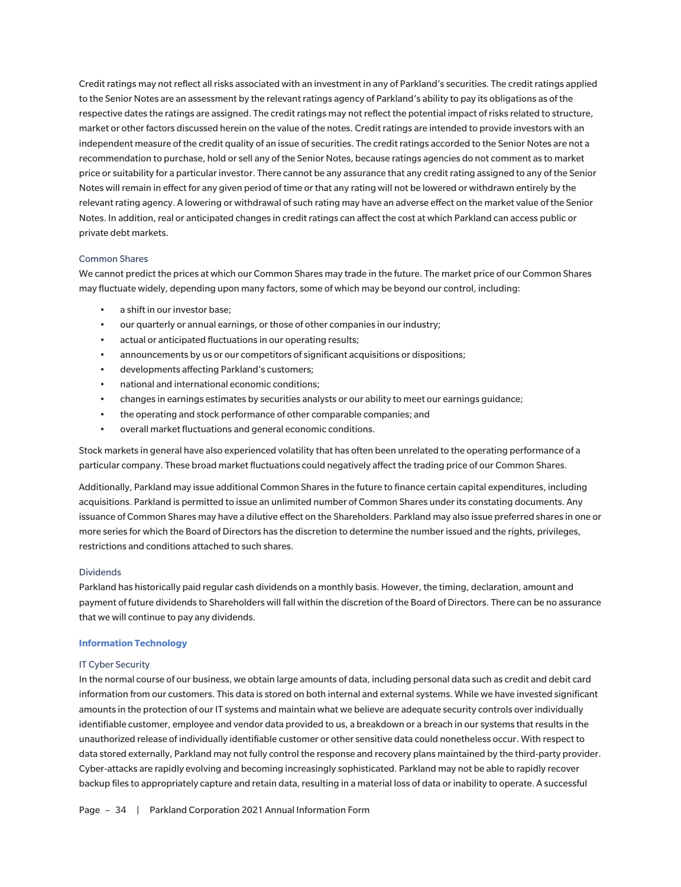Credit ratings may not reflect all risks associated with an investment in any of Parkland's securities. The credit ratings applied to the Senior Notes are an assessment by the relevant ratings agency of Parkland's ability to pay its obligations as of the respective dates the ratings are assigned. The credit ratings may not reflect the potential impact of risks related to structure, market or other factors discussed herein on the value of the notes. Credit ratings are intended to provide investors with an independent measure of the credit quality of an issue of securities. The credit ratings accorded to the Senior Notes are not a recommendation to purchase, hold or sell any of the Senior Notes, because ratings agencies do not comment as to market price or suitability for a particular investor. There cannot be any assurance that any credit rating assigned to any of the Senior Notes will remain in effect for any given period of time or that any rating will not be lowered or withdrawn entirely by the relevant rating agency. A lowering or withdrawal of such rating may have an adverse effect on the market value of the Senior Notes. In addition, real or anticipated changes in credit ratings can affect the cost at which Parkland can access public or private debt markets.

#### Common Shares

We cannot predict the prices at which our Common Shares may trade in the future. The market price of our Common Shares may fluctuate widely, depending upon many factors, some of which may be beyond our control, including:

- a shift in our investor base;
- our quarterly or annual earnings, or those of other companies in our industry;
- actual or anticipated fluctuations in our operating results;
- announcements by us or our competitors of significant acquisitions or dispositions;
- developments affecting Parkland's customers;
- national and international economic conditions;
- changes in earnings estimates by securities analysts or our ability to meet our earnings guidance;
- the operating and stock performance of other comparable companies; and
- overall market fluctuations and general economic conditions.

Stock markets in general have also experienced volatility that has often been unrelated to the operating performance of a particular company. These broad market fluctuations could negatively affect the trading price of our Common Shares.

Additionally, Parkland may issue additional Common Shares in the future to finance certain capital expenditures, including acquisitions. Parkland is permitted to issue an unlimited number of Common Shares under its constating documents. Any issuance of Common Shares may have a dilutive effect on the Shareholders. Parkland may also issue preferred shares in one or more series for which the Board of Directors has the discretion to determine the number issued and the rights, privileges, restrictions and conditions attached to such shares.

#### Dividends

Parkland has historically paid regular cash dividends on a monthly basis. However, the timing, declaration, amount and payment of future dividends to Shareholders will fall within the discretion of the Board of Directors. There can be no assurance that we will continue to pay any dividends.

### Information Technology

#### IT Cyber Security

In the normal course of our business, we obtain large amounts of data, including personal data such as credit and debit card information from our customers. This data is stored on both internal and external systems. While we have invested significant amounts in the protection of our IT systems and maintain what we believe are adequate security controls over individually identifiable customer, employee and vendor data provided to us, a breakdown or a breach in our systems that results in the unauthorized release of individually identifiable customer or other sensitive data could nonetheless occur. With respect to data stored externally, Parkland may not fully control the response and recovery plans maintained by the third-party provider. Cyber-attacks are rapidly evolving and becoming increasingly sophisticated. Parkland may not be able to rapidly recover backup files to appropriately capture and retain data, resulting in a material loss of data or inability to operate. A successful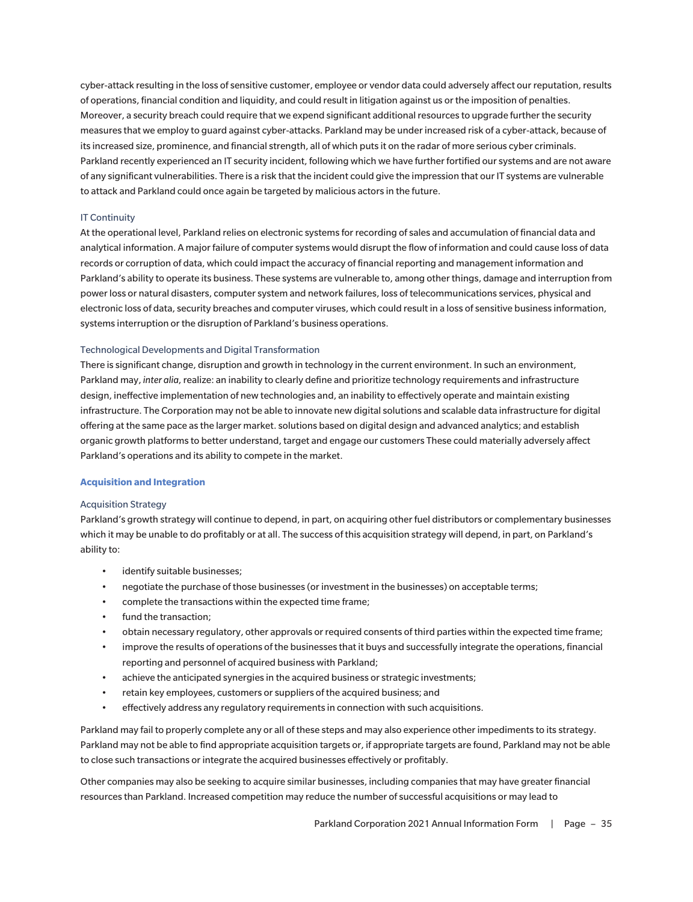cyber-attack resulting in the loss of sensitive customer, employee or vendor data could adversely affect our reputation, results of operations, financial condition and liquidity, and could result in litigation against us or the imposition of penalties. Moreover, a security breach could require that we expend significant additional resources to upgrade further the security measures that we employ to guard against cyber-attacks. Parkland may be under increased risk of a cyber-attack, because of its increased size, prominence, and financial strength, all of which puts it on the radar of more serious cyber criminals. Parkland recently experienced an IT security incident, following which we have further fortified our systems and are not aware of any significant vulnerabilities. There is a risk that the incident could give the impression that our IT systems are vulnerable to attack and Parkland could once again be targeted by malicious actors in the future.

### IT Continuity

At the operational level, Parkland relies on electronic systems for recording of sales and accumulation of financial data and analytical information. A major failure of computer systems would disrupt the flow of information and could cause loss of data records or corruption of data, which could impact the accuracy of financial reporting and management information and Parkland's ability to operate its business. These systems are vulnerable to, among other things, damage and interruption from power loss or natural disasters, computer system and network failures, loss of telecommunications services, physical and electronic loss of data, security breaches and computer viruses, which could result in a loss of sensitive business information, systems interruption or the disruption of Parkland's business operations.

### Technological Developments and Digital Transformation

There is significant change, disruption and growth in technology in the current environment. In such an environment, Parkland may, *inter alia*, realize: an inability to clearly define and prioritize technology requirements and infrastructure design, ineffective implementation of new technologies and, an inability to effectively operate and maintain existing infrastructure. The Corporation may not be able to innovate new digital solutions and scalable data infrastructure for digital offering at the same pace as the larger market. solutions based on digital design and advanced analytics; and establish organic growth platforms to better understand, target and engage our customers These could materially adversely affect Parkland's operations and its ability to compete in the market.

## Acquisition and Integration

### Acquisition Strategy

Parkland's growth strategy will continue to depend, in part, on acquiring other fuel distributors or complementary businesses which it may be unable to do profitably or at all. The success of this acquisition strategy will depend, in part, on Parkland's ability to:

- identify suitable businesses;
- negotiate the purchase of those businesses (or investment in the businesses) on acceptable terms;
- complete the transactions within the expected time frame;
- fund the transaction;
- obtain necessary regulatory, other approvals or required consents of third parties within the expected time frame;
- improve the results of operations of the businesses that it buys and successfully integrate the operations, financial reporting and personnel of acquired business with Parkland;
- achieve the anticipated synergies in the acquired business or strategic investments;
- retain key employees, customers or suppliers of the acquired business; and
- effectively address any regulatory requirements in connection with such acquisitions.

Parkland may fail to properly complete any or all of these steps and may also experience other impediments to its strategy. Parkland may not be able to find appropriate acquisition targets or, if appropriate targets are found, Parkland may not be able to close such transactions or integrate the acquired businesses effectively or profitably.

Other companies may also be seeking to acquire similar businesses, including companies that may have greater financial resources than Parkland. Increased competition may reduce the number of successful acquisitions or may lead to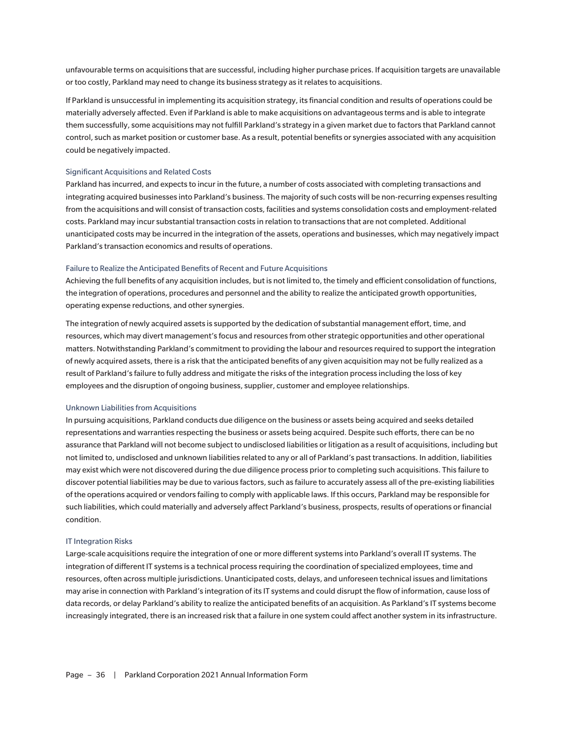unfavourable terms on acquisitions that are successful, including higher purchase prices. If acquisition targets are unavailable or too costly, Parkland may need to change its business strategy as it relates to acquisitions.

If Parkland is unsuccessful in implementing its acquisition strategy, its financial condition and results of operations could be materially adversely affected. Even if Parkland is able to make acquisitions on advantageous terms and is able to integrate them successfully, some acquisitions may not fulfill Parkland's strategy in a given market due to factors that Parkland cannot control, such as market position or customer base. As a result, potential benefits or synergies associated with any acquisition could be negatively impacted.

### Significant Acquisitions and Related Costs

Parkland has incurred, and expects to incur in the future, a number of costs associated with completing transactions and integrating acquired businesses into Parkland's business. The majority of such costs will be non-recurring expenses resulting from the acquisitions and will consist of transaction costs, facilities and systems consolidation costs and employment-related costs. Parkland may incur substantial transaction costs in relation to transactions that are not completed. Additional unanticipated costs may be incurred in the integration of the assets, operations and businesses, which may negatively impact Parkland's transaction economics and results of operations.

### Failure to Realize the Anticipated Benefits of Recent and Future Acquisitions

Achieving the full benefits of any acquisition includes, but is not limited to, the timely and efficient consolidation of functions, the integration of operations, procedures and personnel and the ability to realize the anticipated growth opportunities, operating expense reductions, and other synergies.

The integration of newly acquired assets is supported by the dedication of substantial management effort, time, and resources, which may divert management's focus and resources from other strategic opportunities and other operational matters. Notwithstanding Parkland's commitment to providing the labour and resources required to support the integration of newly acquired assets, there is a risk that the anticipated benefits of any given acquisition may not be fully realized as a result of Parkland's failure to fully address and mitigate the risks of the integration process including the loss of key employees and the disruption of ongoing business, supplier, customer and employee relationships.

### Unknown Liabilities from Acquisitions

In pursuing acquisitions, Parkland conducts due diligence on the business or assets being acquired and seeks detailed representations and warranties respecting the business or assets being acquired. Despite such efforts, there can be no assurance that Parkland will not become subject to undisclosed liabilities or litigation as a result of acquisitions, including but not limited to, undisclosed and unknown liabilities related to any or all of Parkland's past transactions. In addition, liabilities may exist which were not discovered during the due diligence process prior to completing such acquisitions. This failure to discover potential liabilities may be due to various factors, such as failure to accurately assess all of the pre-existing liabilities of the operations acquired or vendors failing to comply with applicable laws. If this occurs, Parkland may be responsible for such liabilities, which could materially and adversely affect Parkland's business, prospects, results of operations or financial condition.

### IT Integration Risks

Large-scale acquisitions require the integration of one or more different systems into Parkland's overall IT systems. The integration of different IT systems is a technical process requiring the coordination of specialized employees, time and resources, often across multiple jurisdictions. Unanticipated costs, delays, and unforeseen technical issues and limitations may arise in connection with Parkland's integration of its IT systems and could disrupt the flow of information, cause loss of data records, or delay Parkland's ability to realize the anticipated benefits of an acquisition. As Parkland's IT systems become increasingly integrated, there is an increased risk that a failure in one system could affect another system in its infrastructure.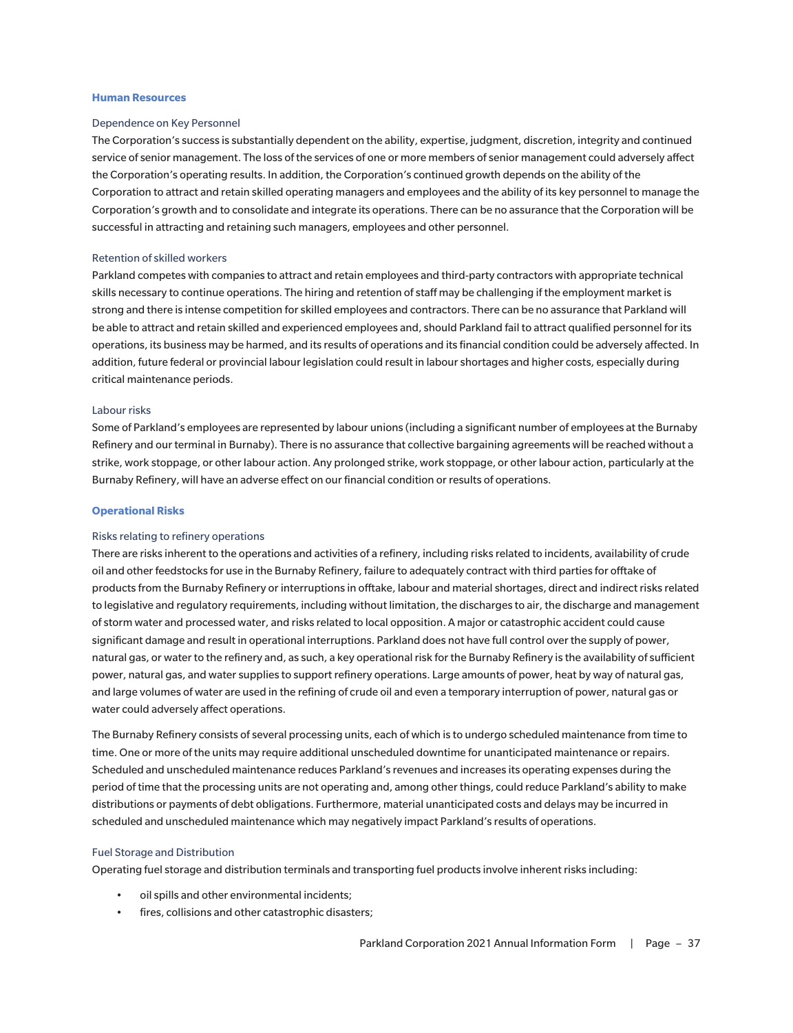## Human Resources

### Dependence on Key Personnel

The Corporation's success is substantially dependent on the ability, expertise, judgment, discretion, integrity and continued service of senior management. The loss of the services of one or more members of senior management could adversely affect the Corporation's operating results. In addition, the Corporation's continued growth depends on the ability of the Corporation to attract and retain skilled operating managers and employees and the ability of its key personnel to manage the Corporation's growth and to consolidate and integrate its operations. There can be no assurance that the Corporation will be successful in attracting and retaining such managers, employees and other personnel.

### Retention of skilled workers

Parkland competes with companies to attract and retain employees and third-party contractors with appropriate technical skills necessary to continue operations. The hiring and retention of staff may be challenging if the employment market is strong and there is intense competition for skilled employees and contractors. There can be no assurance that Parkland will be able to attract and retain skilled and experienced employees and, should Parkland fail to attract qualified personnel for its operations, its business may be harmed, and its results of operations and its financial condition could be adversely affected. In addition, future federal or provincial labour legislation could result in labour shortages and higher costs, especially during critical maintenance periods.

### Labour risks

Some of Parkland's employees are represented by labour unions (including a significant number of employees at the Burnaby Refinery and our terminal in Burnaby). There is no assurance that collective bargaining agreements will be reached without a strike, work stoppage, or other labour action. Any prolonged strike, work stoppage, or other labour action, particularly at the Burnaby Refinery, will have an adverse effect on our financial condition or results of operations.

## Operational Risks

### Risks relating to refinery operations

There are risks inherent to the operations and activities of a refinery, including risks related to incidents, availability of crude oil and other feedstocks for use in the Burnaby Refinery, failure to adequately contract with third parties for offtake of products from the Burnaby Refinery or interruptions in offtake, labour and material shortages, direct and indirect risks related to legislative and regulatory requirements, including without limitation, the discharges to air, the discharge and management of storm water and processed water, and risks related to local opposition. A major or catastrophic accident could cause significant damage and result in operational interruptions. Parkland does not have full control over the supply of power, natural gas, or water to the refinery and, as such, a key operational risk for the Burnaby Refinery is the availability of sufficient power, natural gas, and water supplies to support refinery operations. Large amounts of power, heat by way of natural gas, and large volumes of water are used in the refining of crude oil and even a temporary interruption of power, natural gas or water could adversely affect operations.

The Burnaby Refinery consists of several processing units, each of which is to undergo scheduled maintenance from time to time. One or more of the units may require additional unscheduled downtime for unanticipated maintenance or repairs. Scheduled and unscheduled maintenance reduces Parkland's revenues and increases its operating expenses during the period of time that the processing units are not operating and, among other things, could reduce Parkland's ability to make distributions or payments of debt obligations. Furthermore, material unanticipated costs and delays may be incurred in scheduled and unscheduled maintenance which may negatively impact Parkland's results of operations.

### Fuel Storage and Distribution

Operating fuel storage and distribution terminals and transporting fuel products involve inherent risks including:

- oil spills and other environmental incidents;
- fires, collisions and other catastrophic disasters;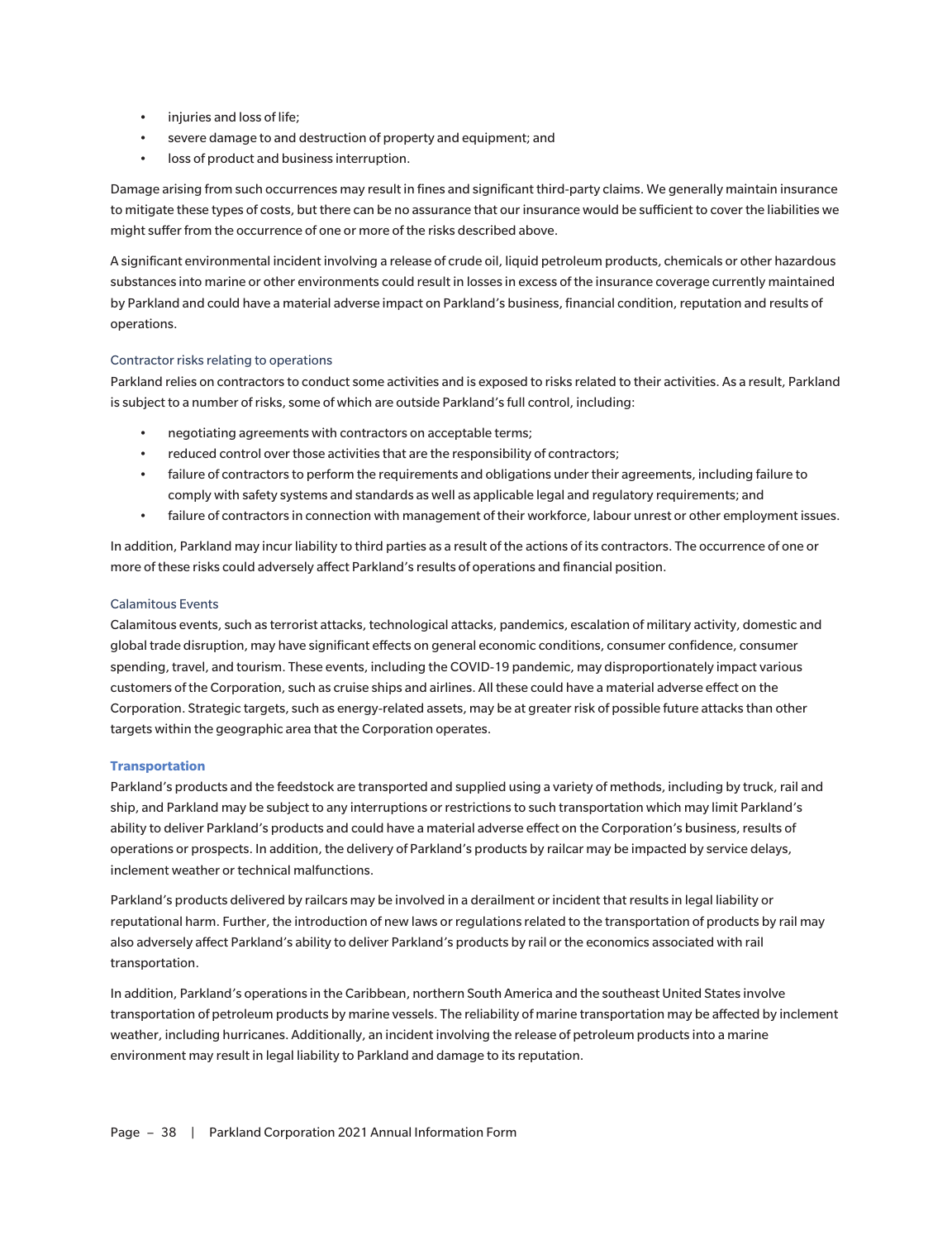- injuries and loss of life;
- severe damage to and destruction of property and equipment; and
- loss of product and business interruption.

Damage arising from such occurrences may result in fines and significant third-party claims. We generally maintain insurance to mitigate these types of costs, but there can be no assurance that our insurance would be sufficient to cover the liabilities we might suffer from the occurrence of one or more of the risks described above.

A significant environmental incident involving a release of crude oil, liquid petroleum products, chemicals or other hazardous substances into marine or other environments could result in losses in excess of the insurance coverage currently maintained by Parkland and could have a material adverse impact on Parkland's business, financial condition, reputation and results of operations.

#### Contractor risks relating to operations

Parkland relies on contractors to conduct some activities and is exposed to risks related to their activities. As a result, Parkland is subject to a number of risks, some of which are outside Parkland's full control, including:

- negotiating agreements with contractors on acceptable terms;
- reduced control over those activities that are the responsibility of contractors;
- failure of contractors to perform the requirements and obligations under their agreements, including failure to comply with safety systems and standards as well as applicable legal and regulatory requirements; and
- failure of contractors in connection with management of their workforce, labour unrest or other employment issues.

In addition, Parkland may incur liability to third parties as a result of the actions of its contractors. The occurrence of one or more of these risks could adversely affect Parkland's results of operations and financial position.

#### Calamitous Events

Calamitous events, such as terrorist attacks, technological attacks, pandemics, escalation of military activity, domestic and global trade disruption, may have significant effects on general economic conditions, consumer confidence, consumer spending, travel, and tourism. These events, including the COVID-19 pandemic, may disproportionately impact various customers of the Corporation, such as cruise ships and airlines. All these could have a material adverse effect on the Corporation. Strategic targets, such as energy-related assets, may be at greater risk of possible future attacks than other targets within the geographic area that the Corporation operates.

### Transportation

Parkland's products and the feedstock are transported and supplied using a variety of methods, including by truck, rail and ship, and Parkland may be subject to any interruptions or restrictions to such transportation which may limit Parkland's ability to deliver Parkland's products and could have a material adverse effect on the Corporation's business, results of operations or prospects. In addition, the delivery of Parkland's products by railcar may be impacted by service delays, inclement weather or technical malfunctions.

Parkland's products delivered by railcars may be involved in a derailment or incident that results in legal liability or reputational harm. Further, the introduction of new laws or regulations related to the transportation of products by rail may also adversely affect Parkland's ability to deliver Parkland's products by rail or the economics associated with rail transportation.

In addition, Parkland's operations in the Caribbean, northern South America and the southeast United States involve transportation of petroleum products by marine vessels. The reliability of marine transportation may be affected by inclement weather, including hurricanes. Additionally, an incident involving the release of petroleum products into a marine environment may result in legal liability to Parkland and damage to its reputation.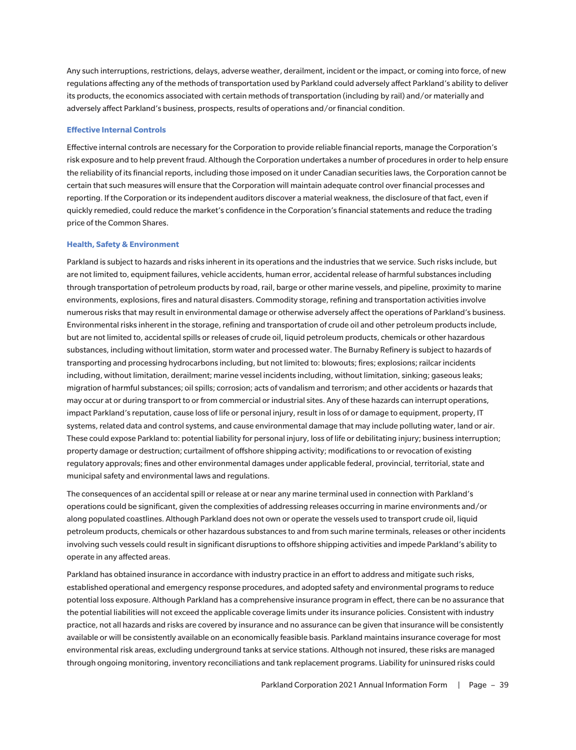Any such interruptions, restrictions, delays, adverse weather, derailment, incident or the impact, or coming into force, of new regulations affecting any of the methods of transportation used by Parkland could adversely affect Parkland's ability to deliver its products, the economics associated with certain methods of transportation (including by rail) and/or materially and adversely affect Parkland's business, prospects, results of operations and/or financial condition.

### Effective Internal Controls

Effective internal controls are necessary for the Corporation to provide reliable financial reports, manage the Corporation's risk exposure and to help prevent fraud. Although the Corporation undertakes a number of procedures in order to help ensure the reliability of its financial reports, including those imposed on it under Canadian securities laws, the Corporation cannot be certain that such measures will ensure that the Corporation will maintain adequate control over financial processes and reporting. If the Corporation or its independent auditors discover a material weakness, the disclosure of that fact, even if quickly remedied, could reduce the market's confidence in the Corporation's financial statements and reduce the trading price of the Common Shares.

### Health, Safety & Environment

Parkland is subject to hazards and risks inherent in its operations and the industries that we service. Such risks include, but are not limited to, equipment failures, vehicle accidents, human error, accidental release of harmful substances including through transportation of petroleum products by road, rail, barge or other marine vessels, and pipeline, proximity to marine environments, explosions, fires and natural disasters. Commodity storage, refining and transportation activities involve numerous risks that may result in environmental damage or otherwise adversely affect the operations of Parkland's business. Environmental risks inherent in the storage, refining and transportation of crude oil and other petroleum products include, but are not limited to, accidental spills or releases of crude oil, liquid petroleum products, chemicals or other hazardous substances, including without limitation, storm water and processed water. The Burnaby Refinery is subject to hazards of transporting and processing hydrocarbons including, but not limited to: blowouts; fires; explosions; railcar incidents including, without limitation, derailment; marine vessel incidents including, without limitation, sinking; gaseous leaks; migration of harmful substances; oil spills; corrosion; acts of vandalism and terrorism; and other accidents or hazards that may occur at or during transport to or from commercial or industrial sites. Any of these hazards can interrupt operations, impact Parkland's reputation, cause loss of life or personal injury, result in loss of or damage to equipment, property, IT systems, related data and control systems, and cause environmental damage that may include polluting water, land or air. These could expose Parkland to: potential liability for personal injury, loss of life or debilitating injury; business interruption; property damage or destruction; curtailment of offshore shipping activity; modifications to or revocation of existing regulatory approvals; fines and other environmental damages under applicable federal, provincial, territorial, state and municipal safety and environmental laws and regulations.

The consequences of an accidental spill or release at or near any marine terminal used in connection with Parkland's operations could be significant, given the complexities of addressing releases occurring in marine environments and/or along populated coastlines. Although Parkland does not own or operate the vessels used to transport crude oil, liquid petroleum products, chemicals or other hazardous substances to and from such marine terminals, releases or other incidents involving such vessels could result in significant disruptions to offshore shipping activities and impede Parkland's ability to operate in any affected areas.

Parkland has obtained insurance in accordance with industry practice in an effort to address and mitigate such risks, established operational and emergency response procedures, and adopted safety and environmental programs to reduce potential loss exposure. Although Parkland has a comprehensive insurance program in effect, there can be no assurance that the potential liabilities will not exceed the applicable coverage limits under its insurance policies. Consistent with industry practice, not all hazards and risks are covered by insurance and no assurance can be given that insurance will be consistently available or will be consistently available on an economically feasible basis. Parkland maintains insurance coverage for most environmental risk areas, excluding underground tanks at service stations. Although not insured, these risks are managed through ongoing monitoring, inventory reconciliations and tank replacement programs. Liability for uninsured risks could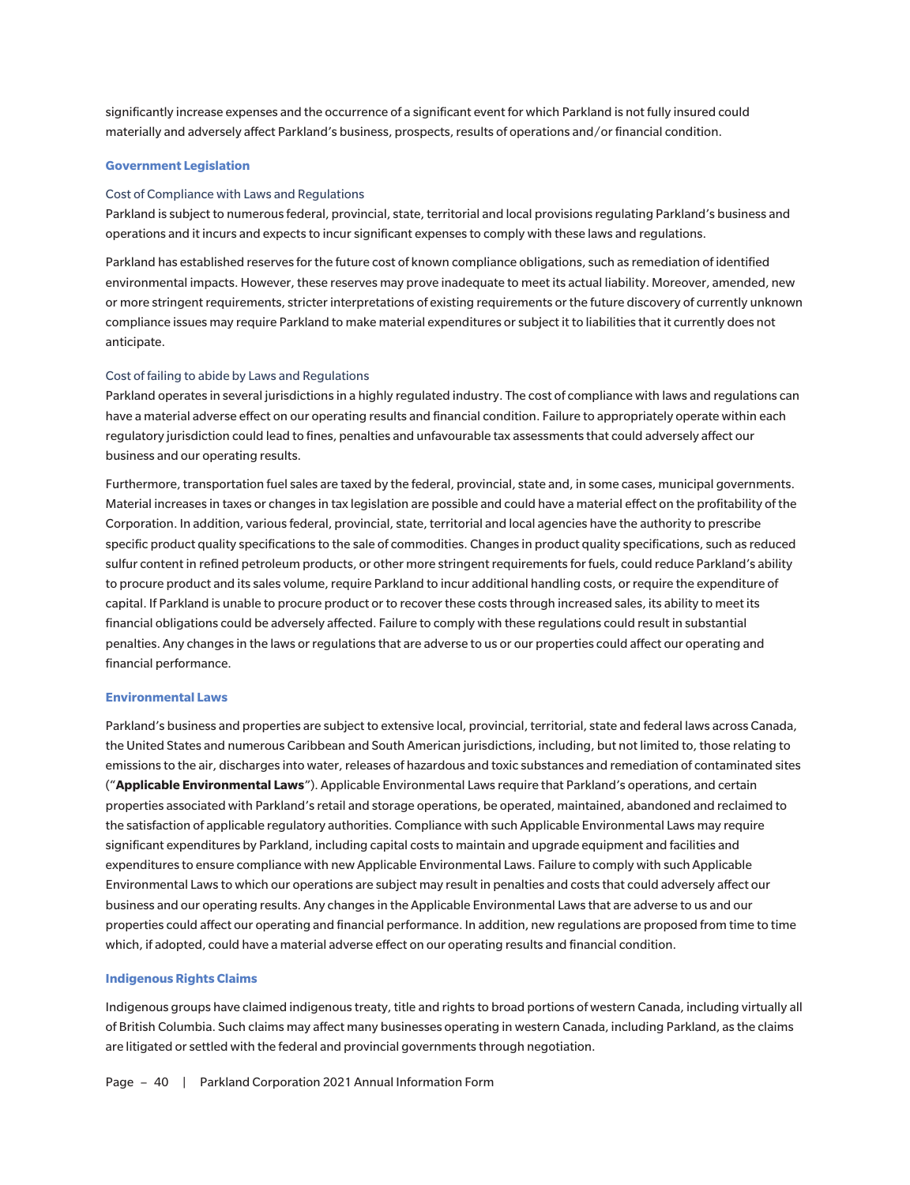significantly increase expenses and the occurrence of a significant event for which Parkland is not fully insured could materially and adversely affect Parkland's business, prospects, results of operations and/or financial condition.

### Government Legislation

#### Cost of Compliance with Laws and Regulations

Parkland is subject to numerous federal, provincial, state, territorial and local provisions regulating Parkland's business and operations and it incurs and expects to incur significant expenses to comply with these laws and regulations.

Parkland has established reserves for the future cost of known compliance obligations, such as remediation of identified environmental impacts. However, these reserves may prove inadequate to meet its actual liability. Moreover, amended, new or more stringent requirements, stricter interpretations of existing requirements or the future discovery of currently unknown compliance issues may require Parkland to make material expenditures or subject it to liabilities that it currently does not anticipate.

#### Cost of failing to abide by Laws and Regulations

Parkland operates in several jurisdictions in a highly regulated industry. The cost of compliance with laws and regulations can have a material adverse effect on our operating results and financial condition. Failure to appropriately operate within each regulatory jurisdiction could lead to fines, penalties and unfavourable tax assessments that could adversely affect our business and our operating results.

Furthermore, transportation fuel sales are taxed by the federal, provincial, state and, in some cases, municipal governments. Material increases in taxes or changes in tax legislation are possible and could have a material effect on the profitability of the Corporation. In addition, various federal, provincial, state, territorial and local agencies have the authority to prescribe specific product quality specifications to the sale of commodities. Changes in product quality specifications, such as reduced sulfur content in refined petroleum products, or other more stringent requirements for fuels, could reduce Parkland's ability to procure product and its sales volume, require Parkland to incur additional handling costs, or require the expenditure of capital. If Parkland is unable to procure product or to recover these costs through increased sales, its ability to meet its financial obligations could be adversely affected. Failure to comply with these regulations could result in substantial penalties. Any changes in the laws or regulations that are adverse to us or our properties could affect our operating and financial performance.

### Environmental Laws

Parkland's business and properties are subject to extensive local, provincial, territorial, state and federal laws across Canada, the United States and numerous Caribbean and South American jurisdictions, including, but not limited to, those relating to emissions to the air, discharges into water, releases of hazardous and toxic substances and remediation of contaminated sites ("**Applicable Environmental Laws**"). Applicable Environmental Laws require that Parkland's operations, and certain properties associated with Parkland's retail and storage operations, be operated, maintained, abandoned and reclaimed to the satisfaction of applicable regulatory authorities. Compliance with such Applicable Environmental Laws may require significant expenditures by Parkland, including capital costs to maintain and upgrade equipment and facilities and expenditures to ensure compliance with new Applicable Environmental Laws. Failure to comply with such Applicable Environmental Laws to which our operations are subject may result in penalties and costs that could adversely affect our business and our operating results. Any changes in the Applicable Environmental Laws that are adverse to us and our properties could affect our operating and financial performance. In addition, new regulations are proposed from time to time which, if adopted, could have a material adverse effect on our operating results and financial condition.

### Indigenous Rights Claims

Indigenous groups have claimed indigenous treaty, title and rights to broad portions of western Canada, including virtually all of British Columbia. Such claims may affect many businesses operating in western Canada, including Parkland, as the claims are litigated or settled with the federal and provincial governments through negotiation.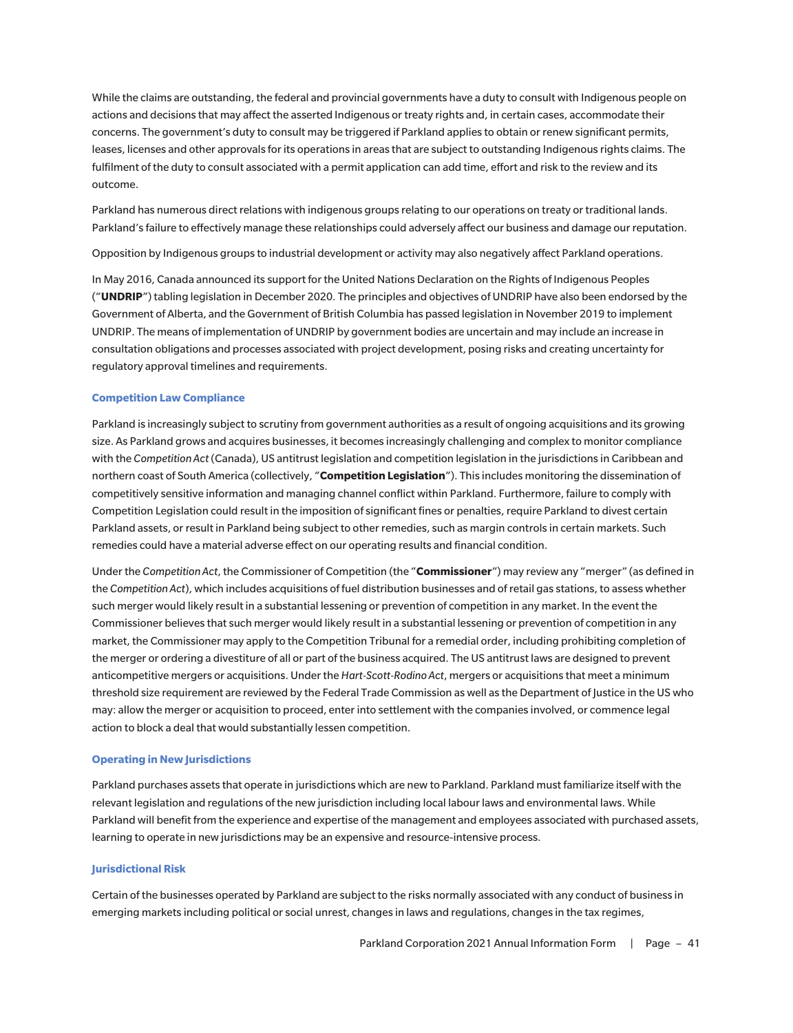While the claims are outstanding, the federal and provincial governments have a duty to consult with Indigenous people on actions and decisions that may affect the asserted Indigenous or treaty rights and, in certain cases, accommodate their concerns. The government's duty to consult may be triggered if Parkland applies to obtain or renew significant permits, leases, licenses and other approvals for its operations in areas that are subject to outstanding Indigenous rights claims. The fulfilment of the duty to consult associated with a permit application can add time, effort and risk to the review and its outcome.

Parkland has numerous direct relations with indigenous groups relating to our operations on treaty or traditional lands. Parkland's failure to effectively manage these relationships could adversely affect our business and damage our reputation.

Opposition by Indigenous groups to industrial development or activity may also negatively affect Parkland operations.

In May 2016, Canada announced its support for the United Nations Declaration on the Rights of Indigenous Peoples ("**UNDRIP**") tabling legislation in December 2020. The principles and objectives of UNDRIP have also been endorsed by the Government of Alberta, and the Government of British Columbia has passed legislation in November 2019 to implement UNDRIP. The means of implementation of UNDRIP by government bodies are uncertain and may include an increase in consultation obligations and processes associated with project development, posing risks and creating uncertainty for regulatory approval timelines and requirements.

#### Competition Law Compliance

Parkland is increasingly subject to scrutiny from government authorities as a result of ongoing acquisitions and its growing size. As Parkland grows and acquires businesses, it becomes increasingly challenging and complex to monitor compliance with the *Competition Act* (Canada), US antitrust legislation and competition legislation in the jurisdictions in Caribbean and northern coast of South America (collectively, "**Competition Legislation**"). This includes monitoring the dissemination of competitively sensitive information and managing channel conflict within Parkland. Furthermore, failure to comply with Competition Legislation could result in the imposition of significant fines or penalties, require Parkland to divest certain Parkland assets, or result in Parkland being subject to other remedies, such as margin controls in certain markets. Such remedies could have a material adverse effect on our operating results and financial condition.

Under the *Competition Act*, the Commissioner of Competition (the "**Commissioner**") may review any "merger" (as defined in the *Competition Act*), which includes acquisitions of fuel distribution businesses and of retail gas stations, to assess whether such merger would likely result in a substantial lessening or prevention of competition in any market. In the event the Commissioner believes that such merger would likely result in a substantial lessening or prevention of competition in any market, the Commissioner may apply to the Competition Tribunal for a remedial order, including prohibiting completion of the merger or ordering a divestiture of all or part of the business acquired. The US antitrust laws are designed to prevent anticompetitive mergers or acquisitions. Under the *Hart-Scott-Rodino Act*, mergers or acquisitions that meet a minimum threshold size requirement are reviewed by the Federal Trade Commission as well as the Department of Justice in the US who may: allow the merger or acquisition to proceed, enter into settlement with the companies involved, or commence legal action to block a deal that would substantially lessen competition.

#### Operating in New Jurisdictions

Parkland purchases assets that operate in jurisdictions which are new to Parkland. Parkland must familiarize itself with the relevant legislation and regulations of the new jurisdiction including local labour laws and environmental laws. While Parkland will benefit from the experience and expertise of the management and employees associated with purchased assets, learning to operate in new jurisdictions may be an expensive and resource-intensive process.

#### Jurisdictional Risk

Certain of the businesses operated by Parkland are subject to the risks normally associated with any conduct of business in emerging markets including political or social unrest, changes in laws and regulations, changes in the tax regimes,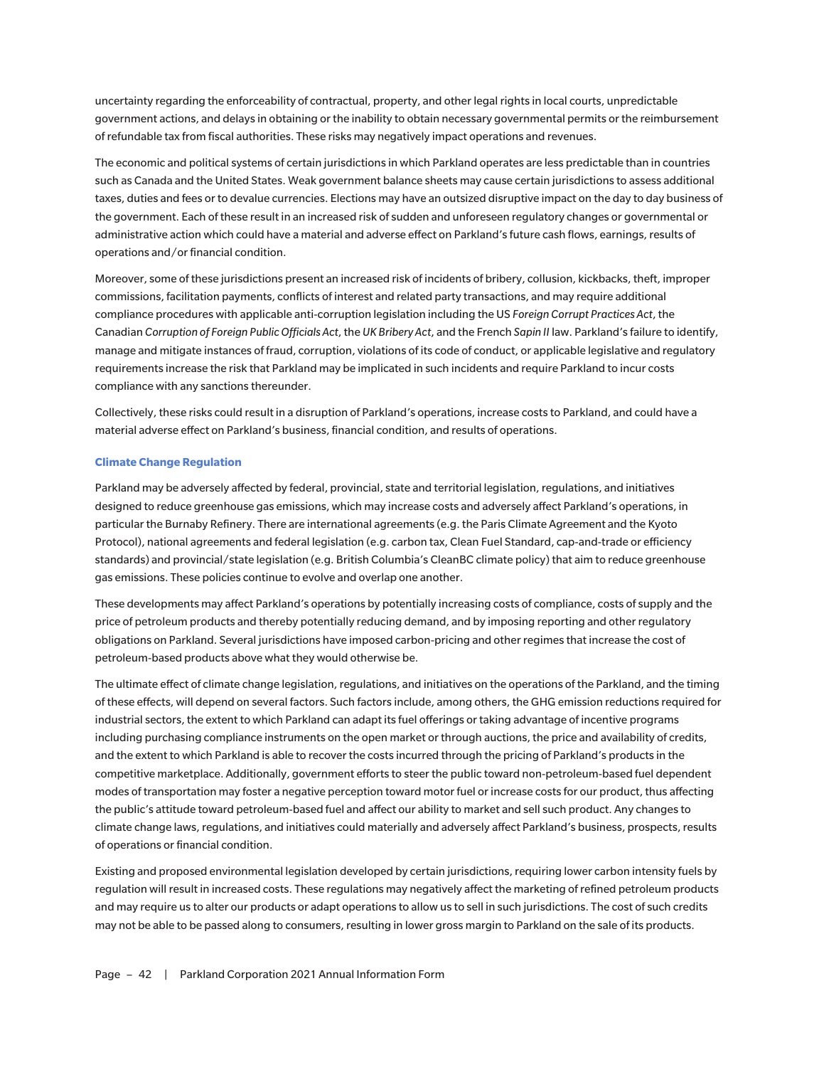uncertainty regarding the enforceability of contractual, property, and other legal rights in local courts, unpredictable government actions, and delays in obtaining or the inability to obtain necessary governmental permits or the reimbursement of refundable tax from fiscal authorities. These risks may negatively impact operations and revenues.

The economic and political systems of certain jurisdictions in which Parkland operates are less predictable than in countries such as Canada and the United States. Weak government balance sheets may cause certain jurisdictions to assess additional taxes, duties and fees or to devalue currencies. Elections may have an outsized disruptive impact on the day to day business of the government. Each of these result in an increased risk of sudden and unforeseen regulatory changes or governmental or administrative action which could have a material and adverse effect on Parkland's future cash flows, earnings, results of operations and/or financial condition.

Moreover, some of these jurisdictions present an increased risk of incidents of bribery, collusion, kickbacks, theft, improper commissions, facilitation payments, conflicts of interest and related party transactions, and may require additional compliance procedures with applicable anti-corruption legislation including the US *Foreign Corrupt Practices Act*, the Canadian *Corruption of Foreign Public Officials Act*, the *UK Bribery Act*, and the French *Sapin II* law. Parkland's failure to identify, manage and mitigate instances of fraud, corruption, violations of its code of conduct, or applicable legislative and regulatory requirements increase the risk that Parkland may be implicated in such incidents and require Parkland to incur costs compliance with any sanctions thereunder.

Collectively, these risks could result in a disruption of Parkland's operations, increase costs to Parkland, and could have a material adverse effect on Parkland's business, financial condition, and results of operations.

### Climate Change Regulation

Parkland may be adversely affected by federal, provincial, state and territorial legislation, regulations, and initiatives designed to reduce greenhouse gas emissions, which may increase costs and adversely affect Parkland's operations, in particular the Burnaby Refinery. There are international agreements (e.g. the Paris Climate Agreement and the Kyoto Protocol), national agreements and federal legislation (e.g. carbon tax, Clean Fuel Standard, cap-and-trade or efficiency standards) and provincial/state legislation (e.g. British Columbia's CleanBC climate policy) that aim to reduce greenhouse gas emissions. These policies continue to evolve and overlap one another.

These developments may affect Parkland's operations by potentially increasing costs of compliance, costs of supply and the price of petroleum products and thereby potentially reducing demand, and by imposing reporting and other regulatory obligations on Parkland. Several jurisdictions have imposed carbon-pricing and other regimes that increase the cost of petroleum-based products above what they would otherwise be.

The ultimate effect of climate change legislation, regulations, and initiatives on the operations of the Parkland, and the timing of these effects, will depend on several factors. Such factors include, among others, the GHG emission reductions required for industrial sectors, the extent to which Parkland can adapt its fuel offerings or taking advantage of incentive programs including purchasing compliance instruments on the open market or through auctions, the price and availability of credits, and the extent to which Parkland is able to recover the costs incurred through the pricing of Parkland's products in the competitive marketplace. Additionally, government efforts to steer the public toward non-petroleum-based fuel dependent modes of transportation may foster a negative perception toward motor fuel or increase costs for our product, thus affecting the public's attitude toward petroleum-based fuel and affect our ability to market and sell such product. Any changes to climate change laws, regulations, and initiatives could materially and adversely affect Parkland's business, prospects, results of operations or financial condition.

Existing and proposed environmental legislation developed by certain jurisdictions, requiring lower carbon intensity fuels by regulation will result in increased costs. These regulations may negatively affect the marketing of refined petroleum products and may require us to alter our products or adapt operations to allow us to sell in such jurisdictions. The cost of such credits may not be able to be passed along to consumers, resulting in lower gross margin to Parkland on the sale of its products.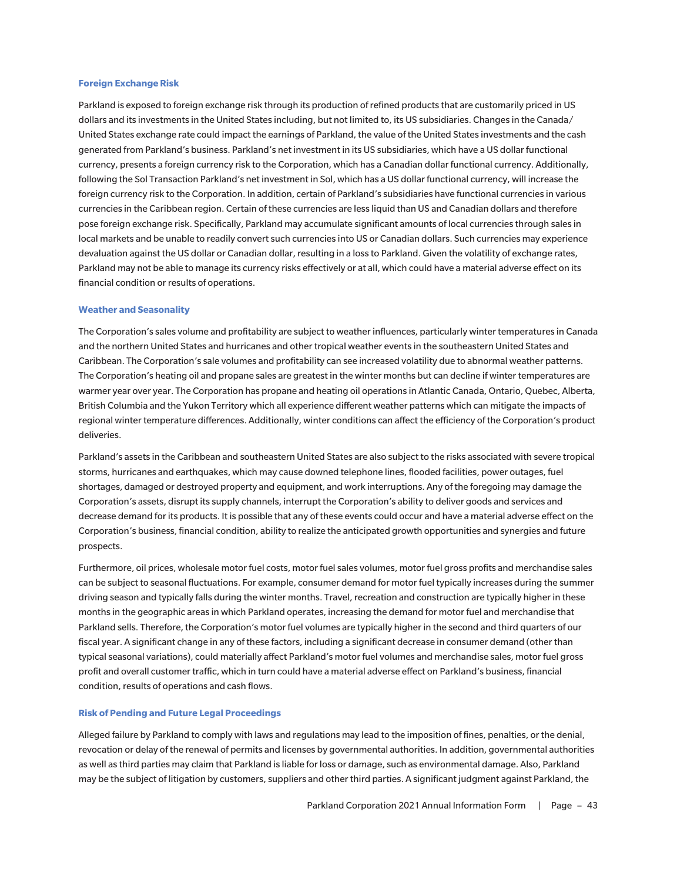### Foreign Exchange Risk

Parkland is exposed to foreign exchange risk through its production of refined products that are customarily priced in US dollars and its investments in the United States including, but not limited to, its US subsidiaries. Changes in the Canada/United States exchange rate could impact the earnings of Parkland, the value of the United States investments and the cash generated from Parkland's business. Parkland's net investment in its US subsidiaries, which have a US dollar functional currency, presents a foreign currency risk to the Corporation, which has a Canadian dollar functional currency. Additionally, following the Sol Transaction Parkland's net investment in Sol, which has a US dollar functional currency, will increase the foreign currency risk to the Corporation. In addition, certain of Parkland's subsidiaries have functional currencies in various currencies in the Caribbean region. Certain of these currencies are less liquid than US and Canadian dollars and therefore pose foreign exchange risk. Specifically, Parkland may accumulate significant amounts of local currencies through sales in local markets and be unable to readily convert such currencies into US or Canadian dollars. Such currencies may experience devaluation against the US dollar or Canadian dollar, resulting in a loss to Parkland. Given the volatility of exchange rates, Parkland may not be able to manage its currency risks effectively or at all, which could have a material adverse effect on its financial condition or results of operations.

### Weather and Seasonality

The Corporation's sales volume and profitability are subject to weather influences, particularly winter temperatures in Canada and the northern United States and hurricanes and other tropical weather events in the southeastern United States and Caribbean. The Corporation's sale volumes and profitability can see increased volatility due to abnormal weather patterns. The Corporation's heating oil and propane sales are greatest in the winter months but can decline if winter temperatures are warmer year over year. The Corporation has propane and heating oil operations in Atlantic Canada, Ontario, Quebec, Alberta, British Columbia and the Yukon Territory which all experience different weather patterns which can mitigate the impacts of regional winter temperature differences. Additionally, winter conditions can affect the efficiency of the Corporation's product deliveries.

Parkland's assets in the Caribbean and southeastern United States are also subject to the risks associated with severe tropical storms, hurricanes and earthquakes, which may cause downed telephone lines, flooded facilities, power outages, fuel shortages, damaged or destroyed property and equipment, and work interruptions. Any of the foregoing may damage the Corporation's assets, disrupt its supply channels, interrupt the Corporation's ability to deliver goods and services and decrease demand for its products. It is possible that any of these events could occur and have a material adverse effect on the Corporation's business, financial condition, ability to realize the anticipated growth opportunities and synergies and future prospects.

Furthermore, oil prices, wholesale motor fuel costs, motor fuel sales volumes, motor fuel gross profits and merchandise sales can be subject to seasonal fluctuations. For example, consumer demand for motor fuel typically increases during the summer driving season and typically falls during the winter months. Travel, recreation and construction are typically higher in these months in the geographic areas in which Parkland operates, increasing the demand for motor fuel and merchandise that Parkland sells. Therefore, the Corporation's motor fuel volumes are typically higher in the second and third quarters of our fiscal year. A significant change in any of these factors, including a significant decrease in consumer demand (other than typical seasonal variations), could materially affect Parkland's motor fuel volumes and merchandise sales, motor fuel gross profit and overall customer traffic, which in turn could have a material adverse effect on Parkland's business, financial condition, results of operations and cash flows.

### Risk of Pending and Future Legal Proceedings

Alleged failure by Parkland to comply with laws and regulations may lead to the imposition of fines, penalties, or the denial, revocation or delay of the renewal of permits and licenses by governmental authorities. In addition, governmental authorities as well as third parties may claim that Parkland is liable for loss or damage, such as environmental damage. Also, Parkland may be the subject of litigation by customers, suppliers and other third parties. A significant judgment against Parkland, the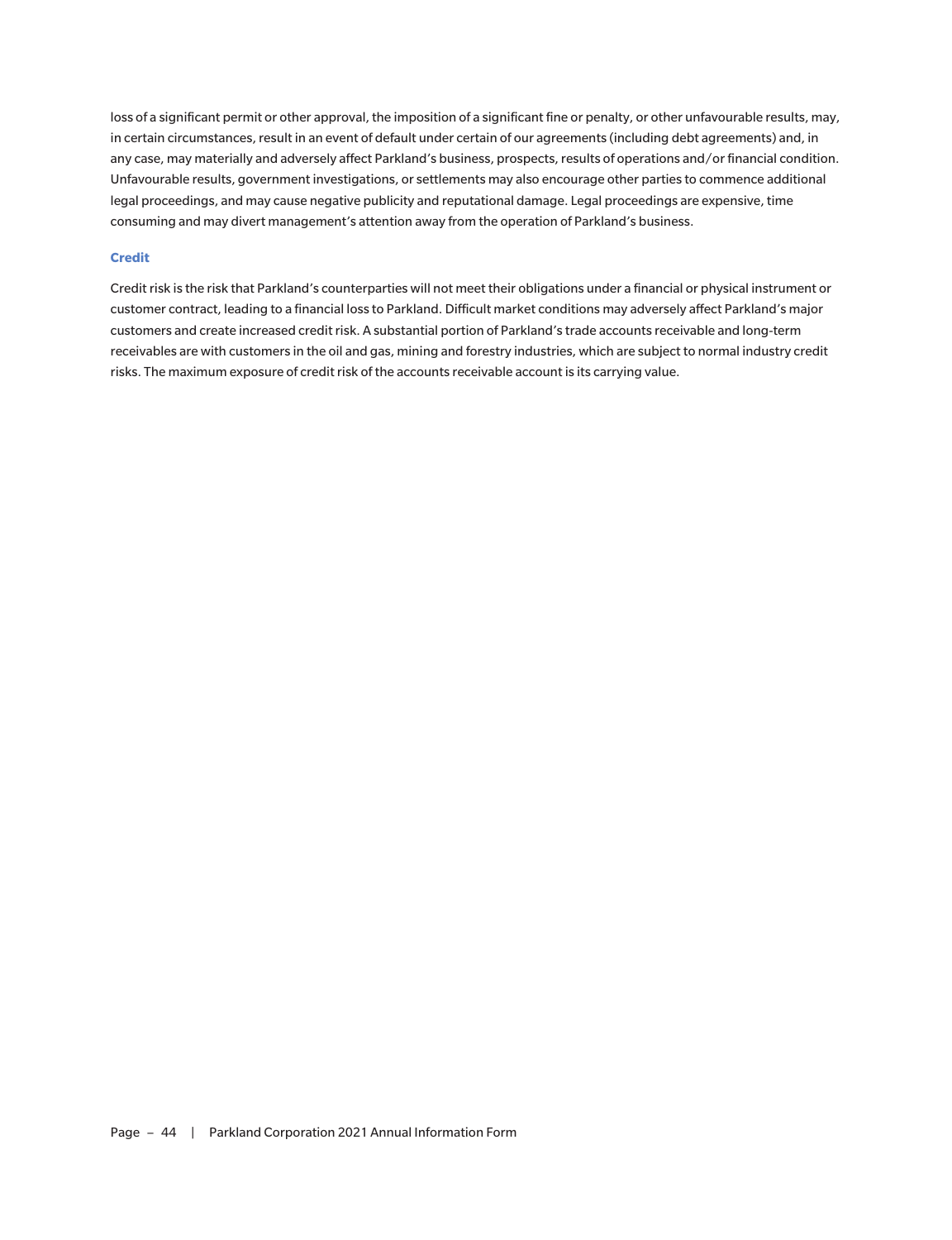loss of a significant permit or other approval, the imposition of a significant fine or penalty, or other unfavourable results, may, in certain circumstances, result in an event of default under certain of our agreements (including debt agreements) and, in any case, may materially and adversely affect Parkland's business, prospects, results of operations and/or financial condition. Unfavourable results, government investigations, or settlements may also encourage other parties to commence additional legal proceedings, and may cause negative publicity and reputational damage. Legal proceedings are expensive, time consuming and may divert management's attention away from the operation of Parkland's business.

### Credit

Credit risk is the risk that Parkland's counterparties will not meet their obligations under a financial or physical instrument or customer contract, leading to a financial loss to Parkland. Difficult market conditions may adversely affect Parkland's major customers and create increased credit risk. A substantial portion of Parkland's trade accounts receivable and long-term receivables are with customers in the oil and gas, mining and forestry industries, which are subject to normal industry credit risks. The maximum exposure of credit risk of the accounts receivable account is its carrying value.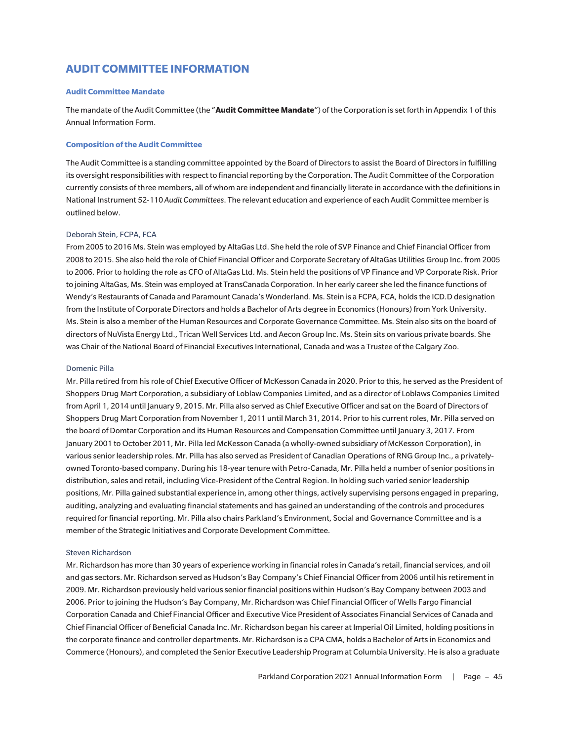## AUDIT COMMITTEE INFORMATION

### Audit Committee Mandate

The mandate of the Audit Committee (the "**Audit Committee Mandate**") of the Corporation is set forth in Appendix 1 of this Annual Information Form.

### Composition of the Audit Committee

The Audit Committee is a standing committee appointed by the Board of Directors to assist the Board of Directors in fulfilling its oversight responsibilities with respect to financial reporting by the Corporation. The Audit Committee of the Corporation currently consists of three members, all of whom are independent and financially literate in accordance with the definitions in National Instrument 52-110 *Audit Committees*. The relevant education and experience of each Audit Committee member is outlined below.

#### Deborah Stein, FCPA, FCA

From 2005 to 2016 Ms. Stein was employed by AltaGas Ltd. She held the role of SVP Finance and Chief Financial Officer from 2008 to 2015. She also held the role of Chief Financial Officer and Corporate Secretary of AltaGas Utilities Group Inc. from 2005 to 2006. Prior to holding the role as CFO of AltaGas Ltd. Ms. Stein held the positions of VP Finance and VP Corporate Risk. Prior to joining AltaGas, Ms. Stein was employed at TransCanada Corporation. In her early career she led the finance functions of Wendy's Restaurants of Canada and Paramount Canada's Wonderland. Ms. Stein is a FCPA, FCA, holds the ICD.D designation from the Institute of Corporate Directors and holds a Bachelor of Arts degree in Economics (Honours) from York University. Ms. Stein is also a member of the Human Resources and Corporate Governance Committee. Ms. Stein also sits on the board of directors of NuVista Energy Ltd., Trican Well Services Ltd. and Aecon Group Inc. Ms. Stein sits on various private boards. She was Chair of the National Board of Financial Executives International, Canada and was a Trustee of the Calgary Zoo.

#### Domenic Pilla

Mr. Pilla retired from his role of Chief Executive Officer of McKesson Canada in 2020. Prior to this, he served as the President of Shoppers Drug Mart Corporation, a subsidiary of Loblaw Companies Limited, and as a director of Loblaws Companies Limited from April 1, 2014 until January 9, 2015. Mr. Pilla also served as Chief Executive Officer and sat on the Board of Directors of Shoppers Drug Mart Corporation from November 1, 2011 until March 31, 2014. Prior to his current roles, Mr. Pilla served on the board of Domtar Corporation and its Human Resources and Compensation Committee until January 3, 2017. From January 2001 to October 2011, Mr. Pilla led McKesson Canada (a wholly-owned subsidiary of McKesson Corporation), in various senior leadership roles. Mr. Pilla has also served as President of Canadian Operations of RNG Group Inc., a privately-owned Toronto-based company. During his 18-year tenure with Petro-Canada, Mr. Pilla held a number of senior positions in distribution, sales and retail, including Vice-President of the Central Region. In holding such varied senior leadership positions, Mr. Pilla gained substantial experience in, among other things, actively supervising persons engaged in preparing, auditing, analyzing and evaluating financial statements and has gained an understanding of the controls and procedures required for financial reporting. Mr. Pilla also chairs Parkland's Environment, Social and Governance Committee and is a member of the Strategic Initiatives and Corporate Development Committee.

#### Steven Richardson

Mr. Richardson has more than 30 years of experience working in financial roles in Canada's retail, financial services, and oil and gas sectors. Mr. Richardson served as Hudson's Bay Company's Chief Financial Officer from 2006 until his retirement in 2009. Mr. Richardson previously held various senior financial positions within Hudson's Bay Company between 2003 and 2006. Prior to joining the Hudson's Bay Company, Mr. Richardson was Chief Financial Officer of Wells Fargo Financial Corporation Canada and Chief Financial Officer and Executive Vice President of Associates Financial Services of Canada and Chief Financial Officer of Beneficial Canada Inc. Mr. Richardson began his career at Imperial Oil Limited, holding positions in the corporate finance and controller departments. Mr. Richardson is a CPA CMA, holds a Bachelor of Arts in Economics and Commerce (Honours), and completed the Senior Executive Leadership Program at Columbia University. He is also a graduate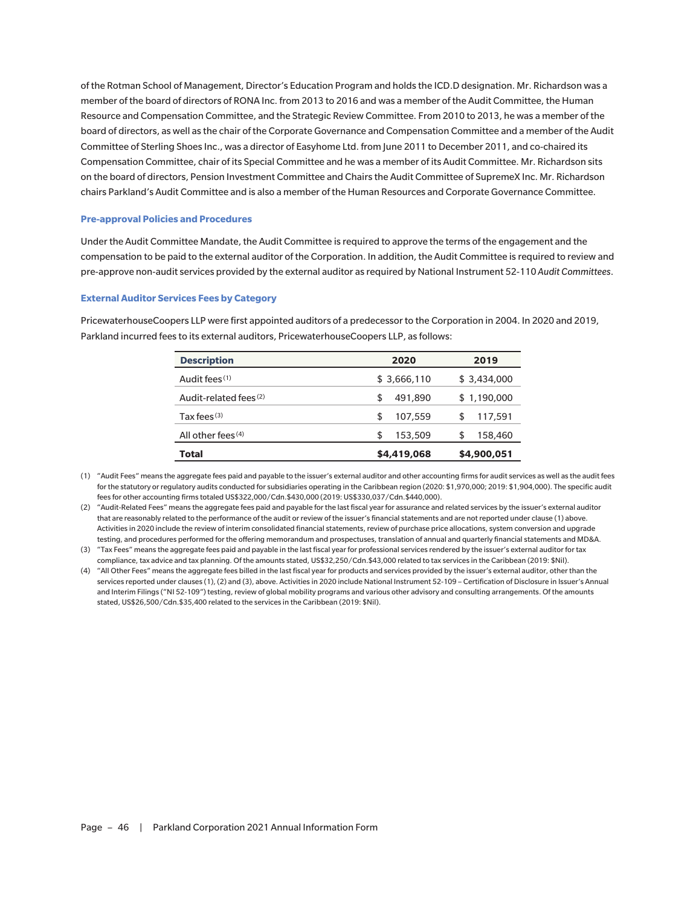of the Rotman School of Management, Director's Education Program and holds the ICD.D designation. Mr. Richardson was a member of the board of directors of RONA Inc. from 2013 to 2016 and was a member of the Audit Committee, the Human Resource and Compensation Committee, and the Strategic Review Committee. From 2010 to 2013, he was a member of the board of directors, as well as the chair of the Corporate Governance and Compensation Committee and a member of the Audit Committee of Sterling Shoes Inc., was a director of Easyhome Ltd. from June 2011 to December 2011, and co-chaired its Compensation Committee, chair of its Special Committee and he was a member of its Audit Committee. Mr. Richardson sits on the board of directors, Pension Investment Committee and Chairs the Audit Committee of SupremeX Inc. Mr. Richardson chairs Parkland's Audit Committee and is also a member of the Human Resources and Corporate Governance Committee.

### Pre-approval Policies and Procedures

Under the Audit Committee Mandate, the Audit Committee is required to approve the terms of the engagement and the compensation to be paid to the external auditor of the Corporation. In addition, the Audit Committee is required to review and pre-approve non-audit services provided by the external auditor as required by National Instrument 52-110 *Audit Committees*.

### External Auditor Services Fees by Category

PricewaterhouseCoopers LLP were first appointed auditors of a predecessor to the Corporation in 2004. In 2020 and 2019, Parkland incurred fees to its external auditors, PricewaterhouseCoopers LLP, as follows:

| Description | 2020 | 2019 |
|---|---|---|
| Audit fees [(1)] | $ 3,666,110 | $ 3,434,000 |
| Audit-related fees [(2)] | $ 491,890 | $ 1,190,000 |
| Tax fees [(3)] | $ 107,559 | $ 117,591 |
| All other fees [(4)] | $ 153,509 | $ 158,460 |
| **Total** | **$4,419,068** | **$4,900,051** |

(1) "Audit Fees" means the aggregate fees paid and payable to the issuer's external auditor and other accounting firms for audit services as well as the audit fees for the statutory or regulatory audits conducted for subsidiaries operating in the Caribbean region (2020: $1,970,000; 2019: $1,904,000). The specific audit fees for other accounting firms totaled US$322,000/Cdn.$430,000 (2019: US$330,037/Cdn.$440,000).

(2) "Audit-Related Fees" means the aggregate fees paid and payable for the last fiscal year for assurance and related services by the issuer's external auditor that are reasonably related to the performance of the audit or review of the issuer's financial statements and are not reported under clause (1) above. Activities in 2020 include the review of interim consolidated financial statements, review of purchase price allocations, system conversion and upgrade testing, and procedures performed for the offering memorandum and prospectuses, translation of annual and quarterly financial statements and MD&A.

(3) "Tax Fees" means the aggregate fees paid and payable in the last fiscal year for professional services rendered by the issuer's external auditor for tax compliance, tax advice and tax planning. Of the amounts stated, US$32,250/Cdn.$43,000 related to tax services in the Caribbean (2019: $Nil).

(4) "All Other Fees" means the aggregate fees billed in the last fiscal year for products and services provided by the issuer's external auditor, other than the services reported under clauses (1), (2) and (3), above. Activities in 2020 include National Instrument 52-109 – Certification of Disclosure in Issuer's Annual and Interim Filings ("NI 52-109") testing, review of global mobility programs and various other advisory and consulting arrangements. Of the amounts stated, US$26,500/Cdn.$35,400 related to the services in the Caribbean (2019: $Nil).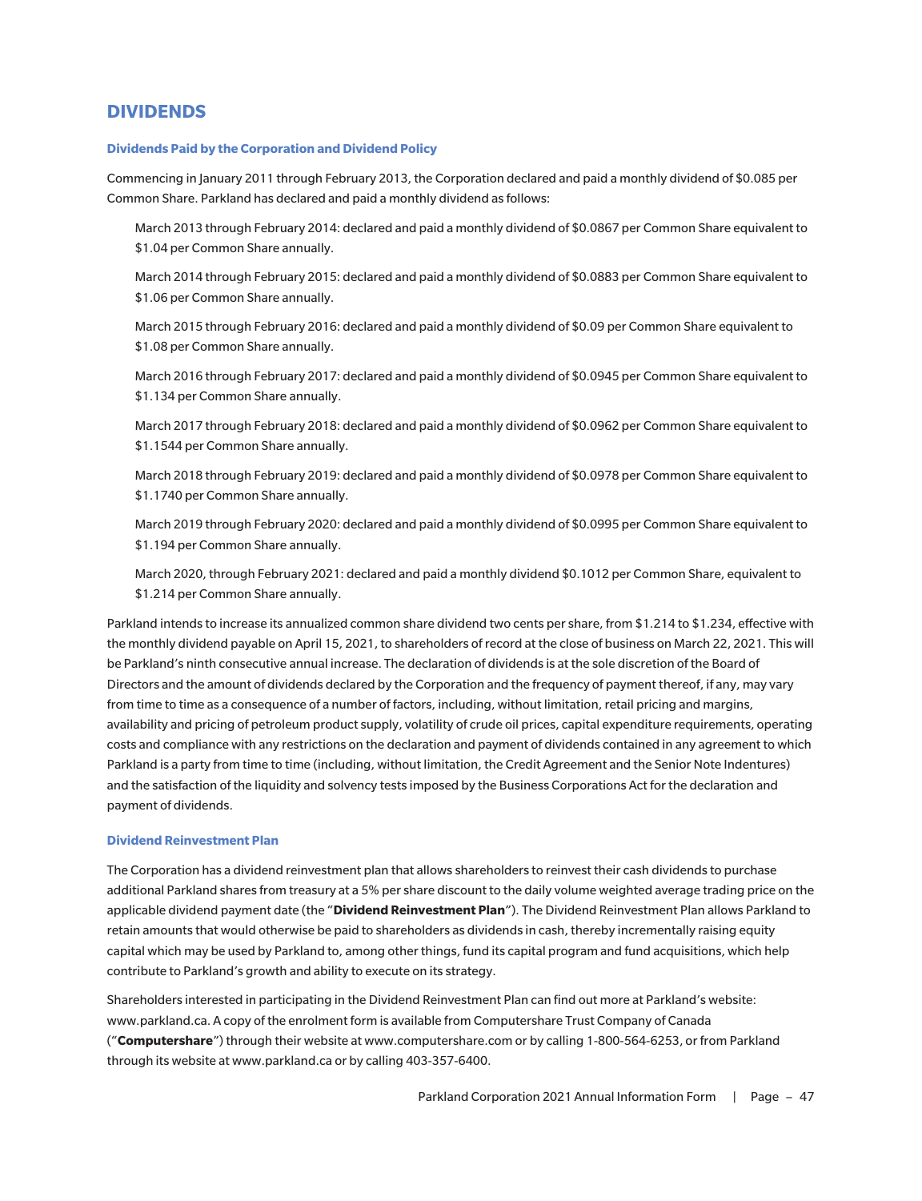## DIVIDENDS

### Dividends Paid by the Corporation and Dividend Policy

Commencing in January 2011 through February 2013, the Corporation declared and paid a monthly dividend of $0.085 per Common Share. Parkland has declared and paid a monthly dividend as follows:

March 2013 through February 2014: declared and paid a monthly dividend of $0.0867 per Common Share equivalent to $1.04 per Common Share annually.

March 2014 through February 2015: declared and paid a monthly dividend of $0.0883 per Common Share equivalent to $1.06 per Common Share annually.

March 2015 through February 2016: declared and paid a monthly dividend of $0.09 per Common Share equivalent to $1.08 per Common Share annually.

March 2016 through February 2017: declared and paid a monthly dividend of $0.0945 per Common Share equivalent to $1.134 per Common Share annually.

March 2017 through February 2018: declared and paid a monthly dividend of $0.0962 per Common Share equivalent to $1.1544 per Common Share annually.

March 2018 through February 2019: declared and paid a monthly dividend of $0.0978 per Common Share equivalent to $1.1740 per Common Share annually.

March 2019 through February 2020: declared and paid a monthly dividend of $0.0995 per Common Share equivalent to $1.194 per Common Share annually.

March 2020, through February 2021: declared and paid a monthly dividend $0.1012 per Common Share, equivalent to $1.214 per Common Share annually.

Parkland intends to increase its annualized common share dividend two cents per share, from $1.214 to $1.234, effective with the monthly dividend payable on April 15, 2021, to shareholders of record at the close of business on March 22, 2021. This will be Parkland's ninth consecutive annual increase. The declaration of dividends is at the sole discretion of the Board of Directors and the amount of dividends declared by the Corporation and the frequency of payment thereof, if any, may vary from time to time as a consequence of a number of factors, including, without limitation, retail pricing and margins, availability and pricing of petroleum product supply, volatility of crude oil prices, capital expenditure requirements, operating costs and compliance with any restrictions on the declaration and payment of dividends contained in any agreement to which Parkland is a party from time to time (including, without limitation, the Credit Agreement and the Senior Note Indentures) and the satisfaction of the liquidity and solvency tests imposed by the Business Corporations Act for the declaration and payment of dividends.

### Dividend Reinvestment Plan

The Corporation has a dividend reinvestment plan that allows shareholders to reinvest their cash dividends to purchase additional Parkland shares from treasury at a 5% per share discount to the daily volume weighted average trading price on the applicable dividend payment date (the "**Dividend Reinvestment Plan**"). The Dividend Reinvestment Plan allows Parkland to retain amounts that would otherwise be paid to shareholders as dividends in cash, thereby incrementally raising equity capital which may be used by Parkland to, among other things, fund its capital program and fund acquisitions, which help contribute to Parkland's growth and ability to execute on its strategy.

Shareholders interested in participating in the Dividend Reinvestment Plan can find out more at Parkland's website: www.parkland.ca. A copy of the enrolment form is available from Computershare Trust Company of Canada ("**Computershare**") through their website at www.computershare.com or by calling 1-800-564-6253, or from Parkland through its website at www.parkland.ca or by calling 403-357-6400.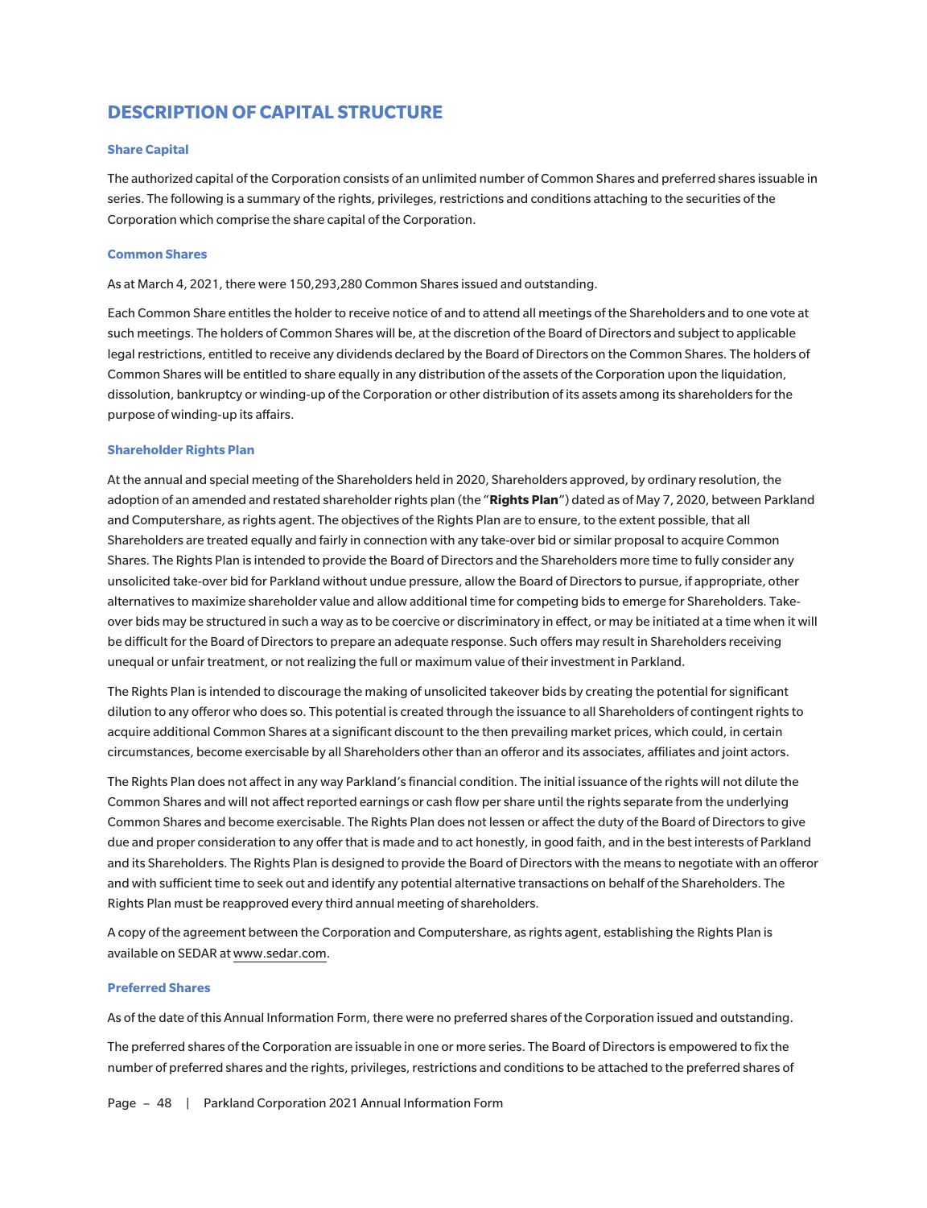# DESCRIPTION OF CAPITAL STRUCTURE

### Share Capital

The authorized capital of the Corporation consists of an unlimited number of Common Shares and preferred shares issuable in series. The following is a summary of the rights, privileges, restrictions and conditions attaching to the securities of the Corporation which comprise the share capital of the Corporation.

### Common Shares

As at March 4, 2021, there were 150,293,280 Common Shares issued and outstanding.

Each Common Share entitles the holder to receive notice of and to attend all meetings of the Shareholders and to one vote at such meetings. The holders of Common Shares will be, at the discretion of the Board of Directors and subject to applicable legal restrictions, entitled to receive any dividends declared by the Board of Directors on the Common Shares. The holders of Common Shares will be entitled to share equally in any distribution of the assets of the Corporation upon the liquidation, dissolution, bankruptcy or winding-up of the Corporation or other distribution of its assets among its shareholders for the purpose of winding-up its affairs.

### Shareholder Rights Plan

At the annual and special meeting of the Shareholders held in 2020, Shareholders approved, by ordinary resolution, the adoption of an amended and restated shareholder rights plan (the "**Rights Plan**") dated as of May 7, 2020, between Parkland and Computershare, as rights agent. The objectives of the Rights Plan are to ensure, to the extent possible, that all Shareholders are treated equally and fairly in connection with any take-over bid or similar proposal to acquire Common Shares. The Rights Plan is intended to provide the Board of Directors and the Shareholders more time to fully consider any unsolicited take-over bid for Parkland without undue pressure, allow the Board of Directors to pursue, if appropriate, other alternatives to maximize shareholder value and allow additional time for competing bids to emerge for Shareholders. Take-over bids may be structured in such a way as to be coercive or discriminatory in effect, or may be initiated at a time when it will be difficult for the Board of Directors to prepare an adequate response. Such offers may result in Shareholders receiving unequal or unfair treatment, or not realizing the full or maximum value of their investment in Parkland.

The Rights Plan is intended to discourage the making of unsolicited takeover bids by creating the potential for significant dilution to any offeror who does so. This potential is created through the issuance to all Shareholders of contingent rights to acquire additional Common Shares at a significant discount to the then prevailing market prices, which could, in certain circumstances, become exercisable by all Shareholders other than an offeror and its associates, affiliates and joint actors.

The Rights Plan does not affect in any way Parkland's financial condition. The initial issuance of the rights will not dilute the Common Shares and will not affect reported earnings or cash flow per share until the rights separate from the underlying Common Shares and become exercisable. The Rights Plan does not lessen or affect the duty of the Board of Directors to give due and proper consideration to any offer that is made and to act honestly, in good faith, and in the best interests of Parkland and its Shareholders. The Rights Plan is designed to provide the Board of Directors with the means to negotiate with an offeror and with sufficient time to seek out and identify any potential alternative transactions on behalf of the Shareholders. The Rights Plan must be reapproved every third annual meeting of shareholders.

A copy of the agreement between the Corporation and Computershare, as rights agent, establishing the Rights Plan is available on SEDAR at www.sedar.com.

### Preferred Shares

As of the date of this Annual Information Form, there were no preferred shares of the Corporation issued and outstanding.

The preferred shares of the Corporation are issuable in one or more series. The Board of Directors is empowered to fix the number of preferred shares and the rights, privileges, restrictions and conditions to be attached to the preferred shares of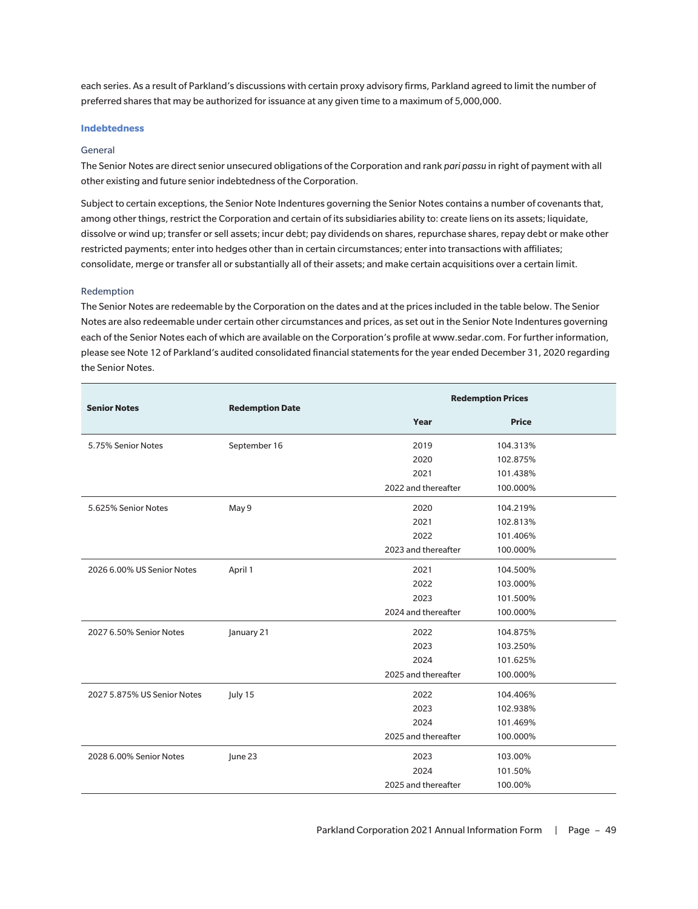each series. As a result of Parkland's discussions with certain proxy advisory firms, Parkland agreed to limit the number of preferred shares that may be authorized for issuance at any given time to a maximum of 5,000,000.

### Indebtedness

#### General

The Senior Notes are direct senior unsecured obligations of the Corporation and rank *pari passu* in right of payment with all other existing and future senior indebtedness of the Corporation.

Subject to certain exceptions, the Senior Note Indentures governing the Senior Notes contains a number of covenants that, among other things, restrict the Corporation and certain of its subsidiaries ability to: create liens on its assets; liquidate, dissolve or wind up; transfer or sell assets; incur debt; pay dividends on shares, repurchase shares, repay debt or make other restricted payments; enter into hedges other than in certain circumstances; enter into transactions with affiliates; consolidate, merge or transfer all or substantially all of their assets; and make certain acquisitions over a certain limit.

#### Redemption

The Senior Notes are redeemable by the Corporation on the dates and at the prices included in the table below. The Senior Notes are also redeemable under certain other circumstances and prices, as set out in the Senior Note Indentures governing each of the Senior Notes each of which are available on the Corporation's profile at www.sedar.com. For further information, please see Note 12 of Parkland's audited consolidated financial statements for the year ended December 31, 2020 regarding the Senior Notes.

| Senior Notes | Redemption Date | Redemption Prices | |
|---|---|---|---|
| | | **Year** | **Price** |
| 5.75% Senior Notes | September 16 | 2019 | 104.313% |
| | | 2020 | 102.875% |
| | | 2021 | 101.438% |
| | | 2022 and thereafter | 100.000% |
| 5.625% Senior Notes | May 9 | 2020 | 104.219% |
| | | 2021 | 102.813% |
| | | 2022 | 101.406% |
| | | 2023 and thereafter | 100.000% |
| 2026 6.00% US Senior Notes | April 1 | 2021 | 104.500% |
| | | 2022 | 103.000% |
| | | 2023 | 101.500% |
| | | 2024 and thereafter | 100.000% |
| 2027 6.50% Senior Notes | January 21 | 2022 | 104.875% |
| | | 2023 | 103.250% |
| | | 2024 | 101.625% |
| | | 2025 and thereafter | 100.000% |
| 2027 5.875% US Senior Notes | July 15 | 2022 | 104.406% |
| | | 2023 | 102.938% |
| | | 2024 | 101.469% |
| | | 2025 and thereafter | 100.000% |
| 2028 6.00% Senior Notes | June 23 | 2023 | 103.00% |
| | | 2024 | 101.50% |
| | | 2025 and thereafter | 100.00% |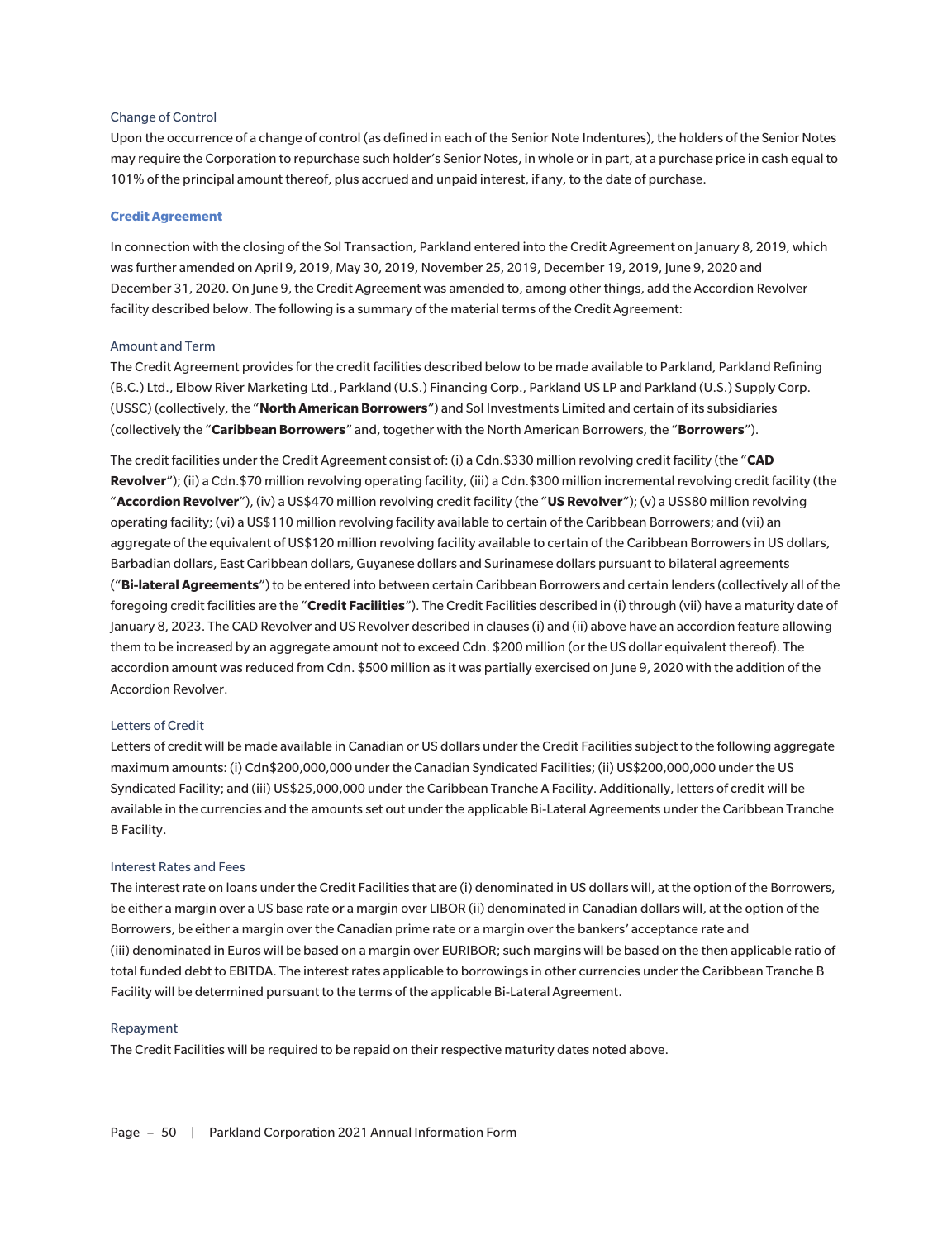### Change of Control

Upon the occurrence of a change of control (as defined in each of the Senior Note Indentures), the holders of the Senior Notes may require the Corporation to repurchase such holder's Senior Notes, in whole or in part, at a purchase price in cash equal to 101% of the principal amount thereof, plus accrued and unpaid interest, if any, to the date of purchase.

## Credit Agreement

In connection with the closing of the Sol Transaction, Parkland entered into the Credit Agreement on January 8, 2019, which was further amended on April 9, 2019, May 30, 2019, November 25, 2019, December 19, 2019, June 9, 2020 and December 31, 2020. On June 9, the Credit Agreement was amended to, among other things, add the Accordion Revolver facility described below. The following is a summary of the material terms of the Credit Agreement:

### Amount and Term

The Credit Agreement provides for the credit facilities described below to be made available to Parkland, Parkland Refining (B.C.) Ltd., Elbow River Marketing Ltd., Parkland (U.S.) Financing Corp., Parkland US LP and Parkland (U.S.) Supply Corp. (USSC) (collectively, the "**North American Borrowers**") and Sol Investments Limited and certain of its subsidiaries (collectively the "**Caribbean Borrowers**" and, together with the North American Borrowers, the "**Borrowers**").

The credit facilities under the Credit Agreement consist of: (i) a Cdn.$330 million revolving credit facility (the "**CAD Revolver**"); (ii) a Cdn.$70 million revolving operating facility, (iii) a Cdn.$300 million incremental revolving credit facility (the "**Accordion Revolver**"), (iv) a US$470 million revolving credit facility (the "**US Revolver**"); (v) a US$80 million revolving operating facility; (vi) a US$110 million revolving facility available to certain of the Caribbean Borrowers; and (vii) an aggregate of the equivalent of US$120 million revolving facility available to certain of the Caribbean Borrowers in US dollars, Barbadian dollars, East Caribbean dollars, Guyanese dollars and Surinamese dollars pursuant to bilateral agreements ("**Bi-lateral Agreements**") to be entered into between certain Caribbean Borrowers and certain lenders (collectively all of the foregoing credit facilities are the "**Credit Facilities**"). The Credit Facilities described in (i) through (vii) have a maturity date of January 8, 2023. The CAD Revolver and US Revolver described in clauses (i) and (ii) above have an accordion feature allowing them to be increased by an aggregate amount not to exceed Cdn. $200 million (or the US dollar equivalent thereof). The accordion amount was reduced from Cdn. $500 million as it was partially exercised on June 9, 2020 with the addition of the Accordion Revolver.

### Letters of Credit

Letters of credit will be made available in Canadian or US dollars under the Credit Facilities subject to the following aggregate maximum amounts: (i) Cdn$200,000,000 under the Canadian Syndicated Facilities; (ii) US$200,000,000 under the US Syndicated Facility; and (iii) US$25,000,000 under the Caribbean Tranche A Facility. Additionally, letters of credit will be available in the currencies and the amounts set out under the applicable Bi-Lateral Agreements under the Caribbean Tranche B Facility.

### Interest Rates and Fees

The interest rate on loans under the Credit Facilities that are (i) denominated in US dollars will, at the option of the Borrowers, be either a margin over a US base rate or a margin over LIBOR (ii) denominated in Canadian dollars will, at the option of the Borrowers, be either a margin over the Canadian prime rate or a margin over the bankers' acceptance rate and (iii) denominated in Euros will be based on a margin over EURIBOR; such margins will be based on the then applicable ratio of total funded debt to EBITDA. The interest rates applicable to borrowings in other currencies under the Caribbean Tranche B Facility will be determined pursuant to the terms of the applicable Bi-Lateral Agreement.

### Repayment

The Credit Facilities will be required to be repaid on their respective maturity dates noted above.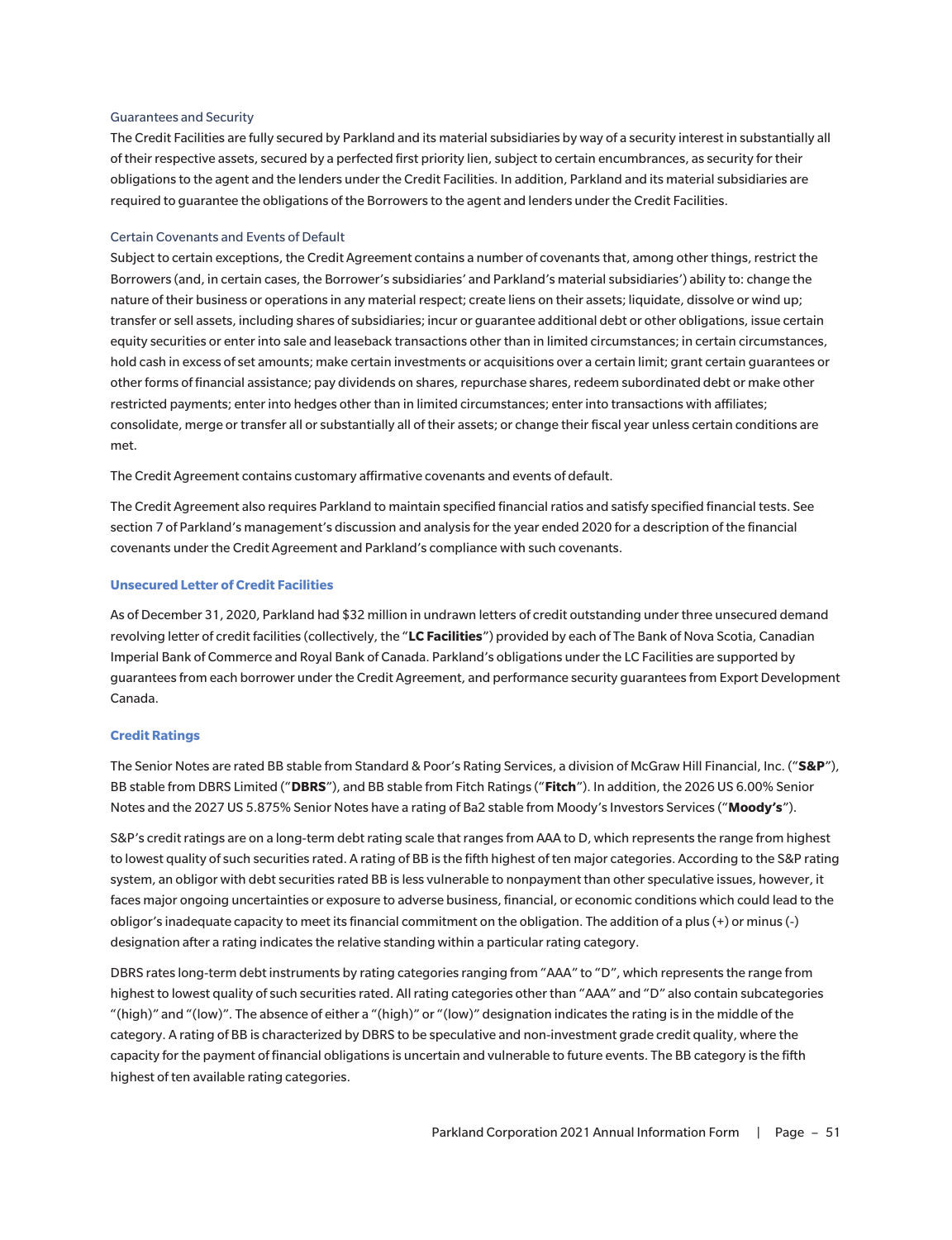#### Guarantees and Security

The Credit Facilities are fully secured by Parkland and its material subsidiaries by way of a security interest in substantially all of their respective assets, secured by a perfected first priority lien, subject to certain encumbrances, as security for their obligations to the agent and the lenders under the Credit Facilities. In addition, Parkland and its material subsidiaries are required to guarantee the obligations of the Borrowers to the agent and lenders under the Credit Facilities.

#### Certain Covenants and Events of Default

Subject to certain exceptions, the Credit Agreement contains a number of covenants that, among other things, restrict the Borrowers (and, in certain cases, the Borrower's subsidiaries' and Parkland's material subsidiaries') ability to: change the nature of their business or operations in any material respect; create liens on their assets; liquidate, dissolve or wind up; transfer or sell assets, including shares of subsidiaries; incur or guarantee additional debt or other obligations, issue certain equity securities or enter into sale and leaseback transactions other than in limited circumstances; in certain circumstances, hold cash in excess of set amounts; make certain investments or acquisitions over a certain limit; grant certain guarantees or other forms of financial assistance; pay dividends on shares, repurchase shares, redeem subordinated debt or make other restricted payments; enter into hedges other than in limited circumstances; enter into transactions with affiliates; consolidate, merge or transfer all or substantially all of their assets; or change their fiscal year unless certain conditions are met.

The Credit Agreement contains customary affirmative covenants and events of default.

The Credit Agreement also requires Parkland to maintain specified financial ratios and satisfy specified financial tests. See section 7 of Parkland's management's discussion and analysis for the year ended 2020 for a description of the financial covenants under the Credit Agreement and Parkland's compliance with such covenants.

### Unsecured Letter of Credit Facilities

As of December 31, 2020, Parkland had $32 million in undrawn letters of credit outstanding under three unsecured demand revolving letter of credit facilities (collectively, the "**LC Facilities**") provided by each of The Bank of Nova Scotia, Canadian Imperial Bank of Commerce and Royal Bank of Canada. Parkland's obligations under the LC Facilities are supported by guarantees from each borrower under the Credit Agreement, and performance security guarantees from Export Development Canada.

### Credit Ratings

The Senior Notes are rated BB stable from Standard & Poor's Rating Services, a division of McGraw Hill Financial, Inc. ("**S&P**"), BB stable from DBRS Limited ("**DBRS**"), and BB stable from Fitch Ratings ("**Fitch**"). In addition, the 2026 US 6.00% Senior Notes and the 2027 US 5.875% Senior Notes have a rating of Ba2 stable from Moody's Investors Services ("**Moody's**").

S&P's credit ratings are on a long-term debt rating scale that ranges from AAA to D, which represents the range from highest to lowest quality of such securities rated. A rating of BB is the fifth highest of ten major categories. According to the S&P rating system, an obligor with debt securities rated BB is less vulnerable to nonpayment than other speculative issues, however, it faces major ongoing uncertainties or exposure to adverse business, financial, or economic conditions which could lead to the obligor's inadequate capacity to meet its financial commitment on the obligation. The addition of a plus (+) or minus (-) designation after a rating indicates the relative standing within a particular rating category.

DBRS rates long-term debt instruments by rating categories ranging from "AAA" to "D", which represents the range from highest to lowest quality of such securities rated. All rating categories other than "AAA" and "D" also contain subcategories "(high)" and "(low)". The absence of either a "(high)" or "(low)" designation indicates the rating is in the middle of the category. A rating of BB is characterized by DBRS to be speculative and non-investment grade credit quality, where the capacity for the payment of financial obligations is uncertain and vulnerable to future events. The BB category is the fifth highest of ten available rating categories.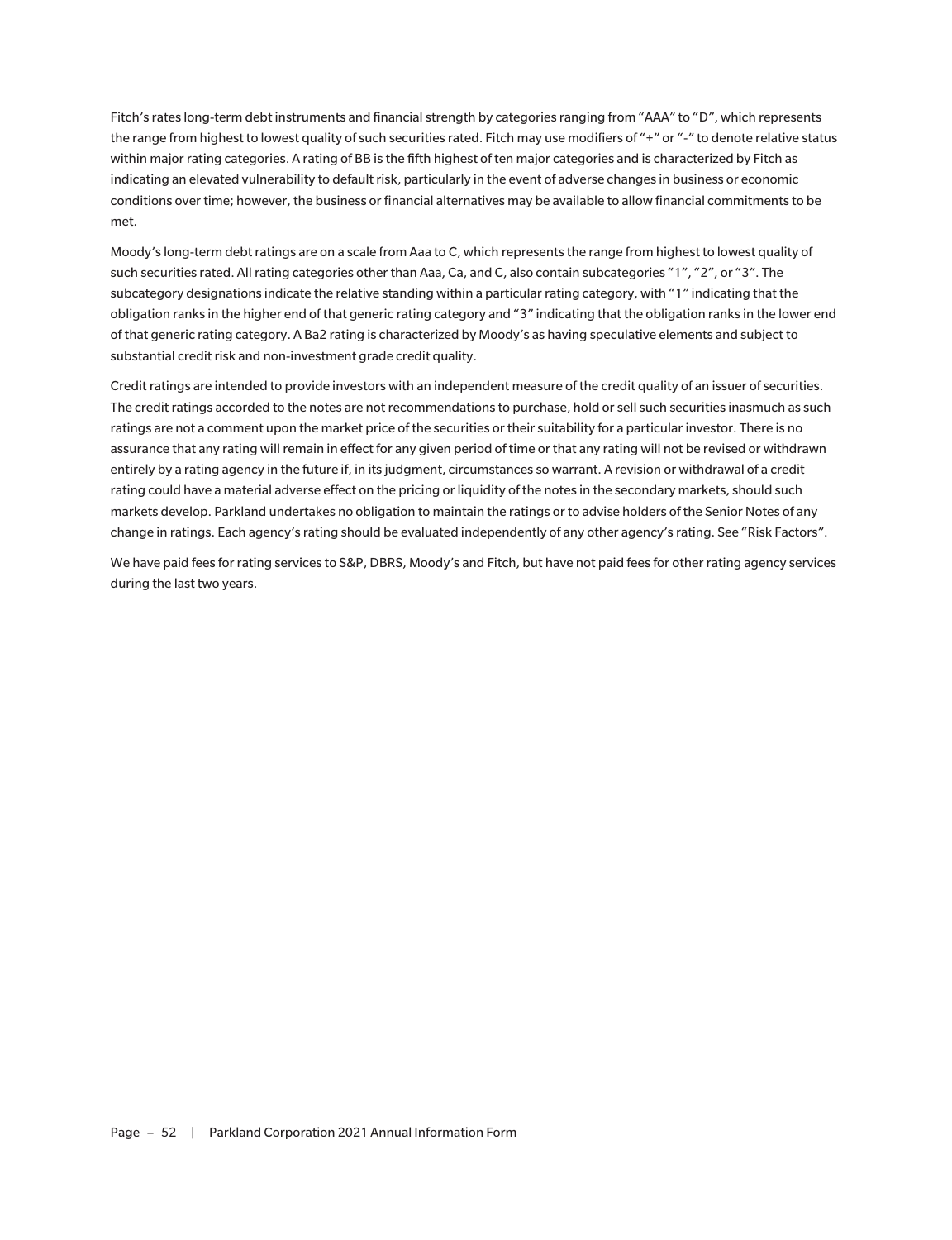Fitch's rates long-term debt instruments and financial strength by categories ranging from "AAA" to "D", which represents the range from highest to lowest quality of such securities rated. Fitch may use modifiers of "+" or "-" to denote relative status within major rating categories. A rating of BB is the fifth highest of ten major categories and is characterized by Fitch as indicating an elevated vulnerability to default risk, particularly in the event of adverse changes in business or economic conditions over time; however, the business or financial alternatives may be available to allow financial commitments to be met.

Moody's long-term debt ratings are on a scale from Aaa to C, which represents the range from highest to lowest quality of such securities rated. All rating categories other than Aaa, Ca, and C, also contain subcategories "1", "2", or "3". The subcategory designations indicate the relative standing within a particular rating category, with "1" indicating that the obligation ranks in the higher end of that generic rating category and "3" indicating that the obligation ranks in the lower end of that generic rating category. A Ba2 rating is characterized by Moody's as having speculative elements and subject to substantial credit risk and non-investment grade credit quality.

Credit ratings are intended to provide investors with an independent measure of the credit quality of an issuer of securities. The credit ratings accorded to the notes are not recommendations to purchase, hold or sell such securities inasmuch as such ratings are not a comment upon the market price of the securities or their suitability for a particular investor. There is no assurance that any rating will remain in effect for any given period of time or that any rating will not be revised or withdrawn entirely by a rating agency in the future if, in its judgment, circumstances so warrant. A revision or withdrawal of a credit rating could have a material adverse effect on the pricing or liquidity of the notes in the secondary markets, should such markets develop. Parkland undertakes no obligation to maintain the ratings or to advise holders of the Senior Notes of any change in ratings. Each agency's rating should be evaluated independently of any other agency's rating. See "Risk Factors".

We have paid fees for rating services to S&P, DBRS, Moody's and Fitch, but have not paid fees for other rating agency services during the last two years.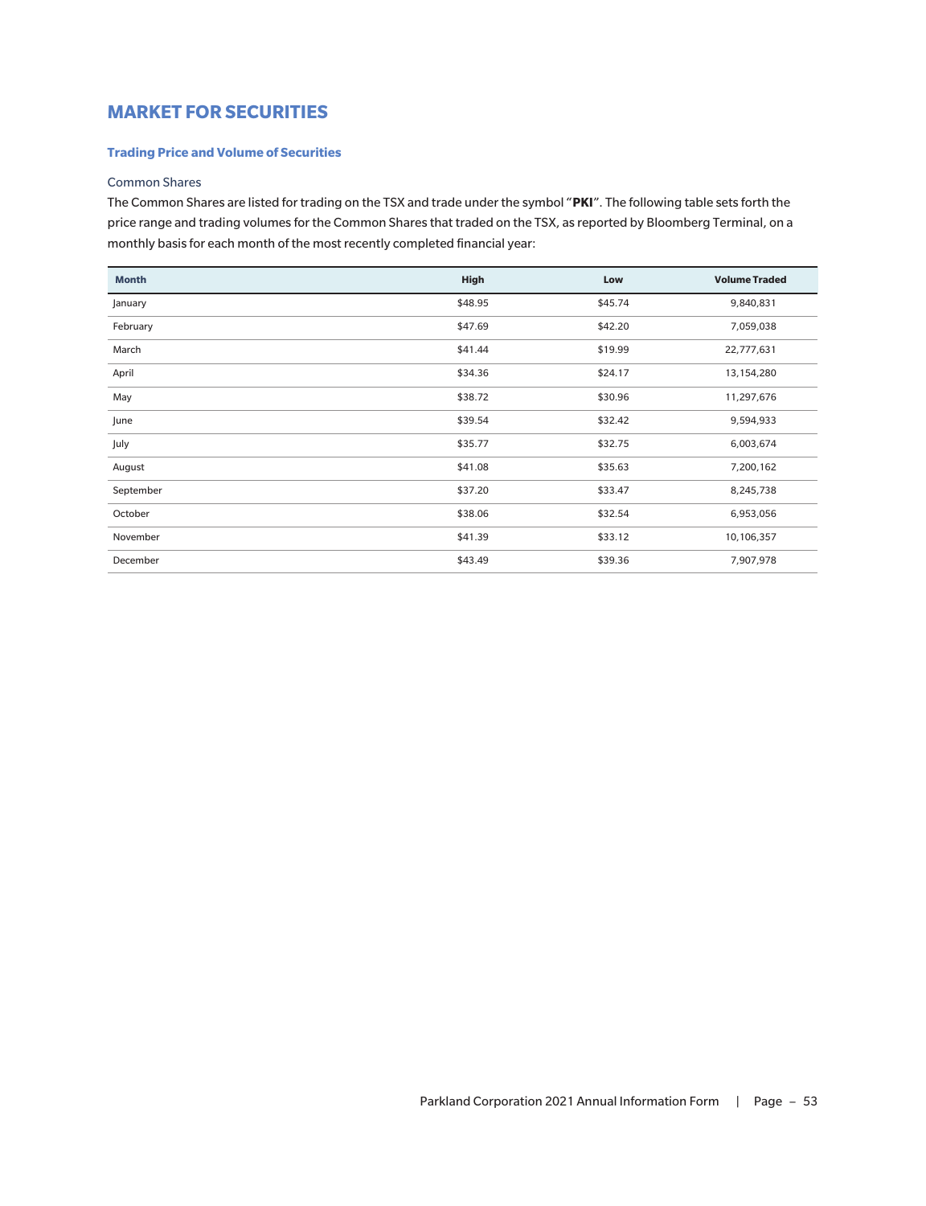# MARKET FOR SECURITIES

## Trading Price and Volume of Securities

### Common Shares

The Common Shares are listed for trading on the TSX and trade under the symbol "**PKI**". The following table sets forth the price range and trading volumes for the Common Shares that traded on the TSX, as reported by Bloomberg Terminal, on a monthly basis for each month of the most recently completed financial year:

| Month | High | Low | Volume Traded |
|---|---|---|---|
| January | $48.95 | $45.74 | 9,840,831 |
| February | $47.69 | $42.20 | 7,059,038 |
| March | $41.44 | $19.99 | 22,777,631 |
| April | $34.36 | $24.17 | 13,154,280 |
| May | $38.72 | $30.96 | 11,297,676 |
| June | $39.54 | $32.42 | 9,594,933 |
| July | $35.77 | $32.75 | 6,003,674 |
| August | $41.08 | $35.63 | 7,200,162 |
| September | $37.20 | $33.47 | 8,245,738 |
| October | $38.06 | $32.54 | 6,953,056 |
| November | $41.39 | $33.12 | 10,106,357 |
| December | $43.49 | $39.36 | 7,907,978 |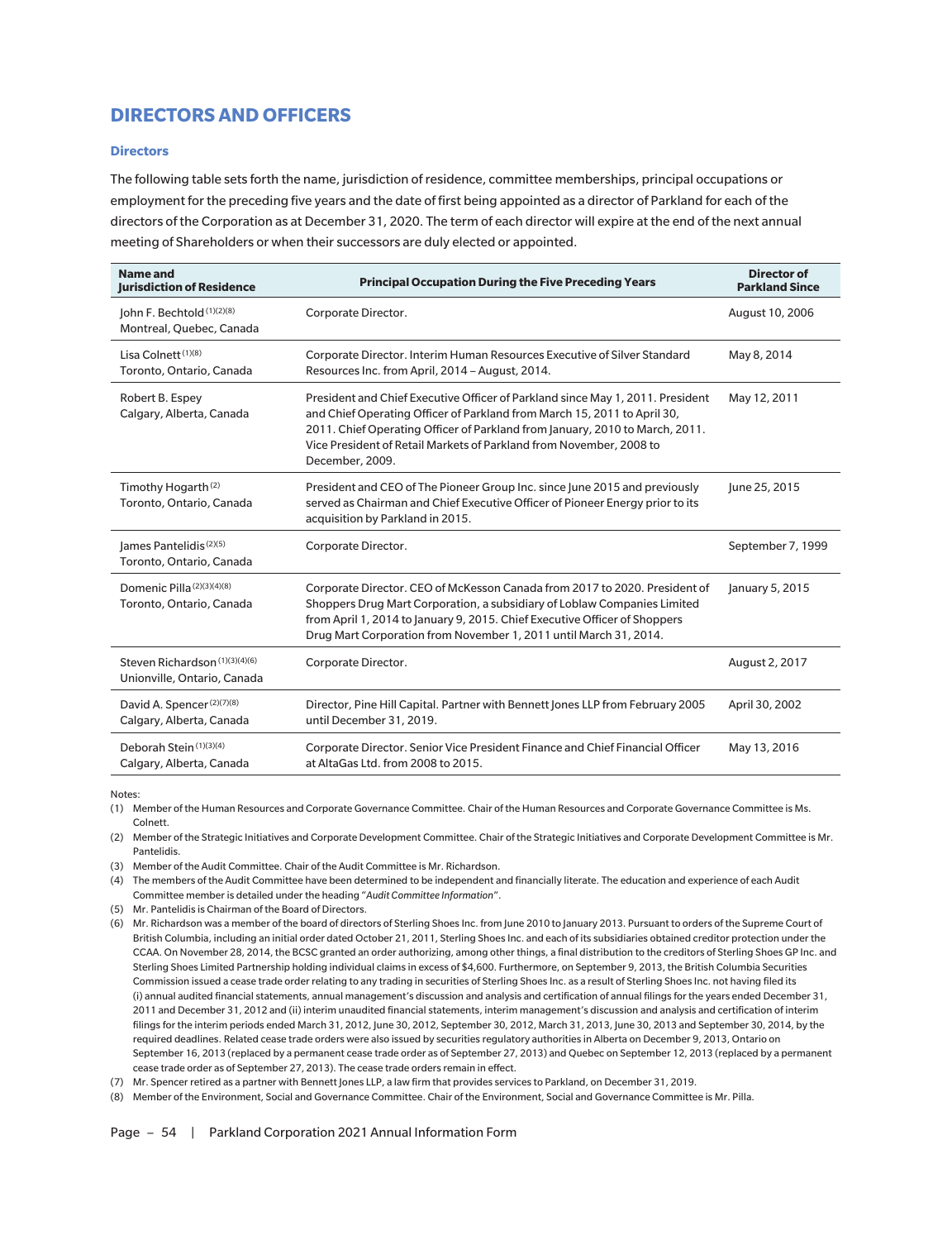## DIRECTORS AND OFFICERS

### Directors

The following table sets forth the name, jurisdiction of residence, committee memberships, principal occupations or employment for the preceding five years and the date of first being appointed as a director of Parkland for each of the directors of the Corporation as at December 31, 2020. The term of each director will expire at the end of the next annual meeting of Shareholders or when their successors are duly elected or appointed.

| Name and Jurisdiction of Residence | Principal Occupation During the Five Preceding Years | Director of Parkland Since |
|---|---|---|
| John F. Bechtold (1)(2)(8)<br>Montreal, Quebec, Canada | Corporate Director. | August 10, 2006 |
| Lisa Colnett (1)(8)<br>Toronto, Ontario, Canada | Corporate Director. Interim Human Resources Executive of Silver Standard Resources Inc. from April, 2014 – August, 2014. | May 8, 2014 |
| Robert B. Espey<br>Calgary, Alberta, Canada | President and Chief Executive Officer of Parkland since May 1, 2011. President and Chief Operating Officer of Parkland from March 15, 2011 to April 30, 2011. Chief Operating Officer of Parkland from January, 2010 to March, 2011. Vice President of Retail Markets of Parkland from November, 2008 to December, 2009. | May 12, 2011 |
| Timothy Hogarth (2)<br>Toronto, Ontario, Canada | President and CEO of The Pioneer Group Inc. since June 2015 and previously served as Chairman and Chief Executive Officer of Pioneer Energy prior to its acquisition by Parkland in 2015. | June 25, 2015 |
| James Pantelidis (2)(5)<br>Toronto, Ontario, Canada | Corporate Director. | September 7, 1999 |
| Domenic Pilla (2)(3)(4)(8)<br>Toronto, Ontario, Canada | Corporate Director. CEO of McKesson Canada from 2017 to 2020. President of Shoppers Drug Mart Corporation, a subsidiary of Loblaw Companies Limited from April 1, 2014 to January 9, 2015. Chief Executive Officer of Shoppers Drug Mart Corporation from November 1, 2011 until March 31, 2014. | January 5, 2015 |
| Steven Richardson (1)(3)(4)(6)<br>Unionville, Ontario, Canada | Corporate Director. | August 2, 2017 |
| David A. Spencer (2)(7)(8)<br>Calgary, Alberta, Canada | Director, Pine Hill Capital. Partner with Bennett Jones LLP from February 2005 until December 31, 2019. | April 30, 2002 |
| Deborah Stein (1)(3)(4)<br>Calgary, Alberta, Canada | Corporate Director. Senior Vice President Finance and Chief Financial Officer at AltaGas Ltd. from 2008 to 2015. | May 13, 2016 |

Notes:

(1) Member of the Human Resources and Corporate Governance Committee. Chair of the Human Resources and Corporate Governance Committee is Ms. Colnett.

(2) Member of the Strategic Initiatives and Corporate Development Committee. Chair of the Strategic Initiatives and Corporate Development Committee is Mr. Pantelidis.

(3) Member of the Audit Committee. Chair of the Audit Committee is Mr. Richardson.

(4) The members of the Audit Committee have been determined to be independent and financially literate. The education and experience of each Audit Committee member is detailed under the heading "*Audit Committee Information*".

(5) Mr. Pantelidis is Chairman of the Board of Directors.

(6) Mr. Richardson was a member of the board of directors of Sterling Shoes Inc. from June 2010 to January 2013. Pursuant to orders of the Supreme Court of British Columbia, including an initial order dated October 21, 2011, Sterling Shoes Inc. and each of its subsidiaries obtained creditor protection under the CCAA. On November 28, 2014, the BCSC granted an order authorizing, among other things, a final distribution to the creditors of Sterling Shoes GP Inc. and Sterling Shoes Limited Partnership holding individual claims in excess of $4,600. Furthermore, on September 9, 2013, the British Columbia Securities Commission issued a cease trade order relating to any trading in securities of Sterling Shoes Inc. as a result of Sterling Shoes Inc. not having filed its (i) annual audited financial statements, annual management's discussion and analysis and certification of annual filings for the years ended December 31, 2011 and December 31, 2012 and (ii) interim unaudited financial statements, interim management's discussion and analysis and certification of interim filings for the interim periods ended March 31, 2012, June 30, 2012, September 30, 2012, March 31, 2013, June 30, 2013 and September 30, 2014, by the required deadlines. Related cease trade orders were also issued by securities regulatory authorities in Alberta on December 9, 2013, Ontario on September 16, 2013 (replaced by a permanent cease trade order as of September 27, 2013) and Quebec on September 12, 2013 (replaced by a permanent cease trade order as of September 27, 2013). The cease trade orders remain in effect.

(7) Mr. Spencer retired as a partner with Bennett Jones LLP, a law firm that provides services to Parkland, on December 31, 2019.

(8) Member of the Environment, Social and Governance Committee. Chair of the Environment, Social and Governance Committee is Mr. Pilla.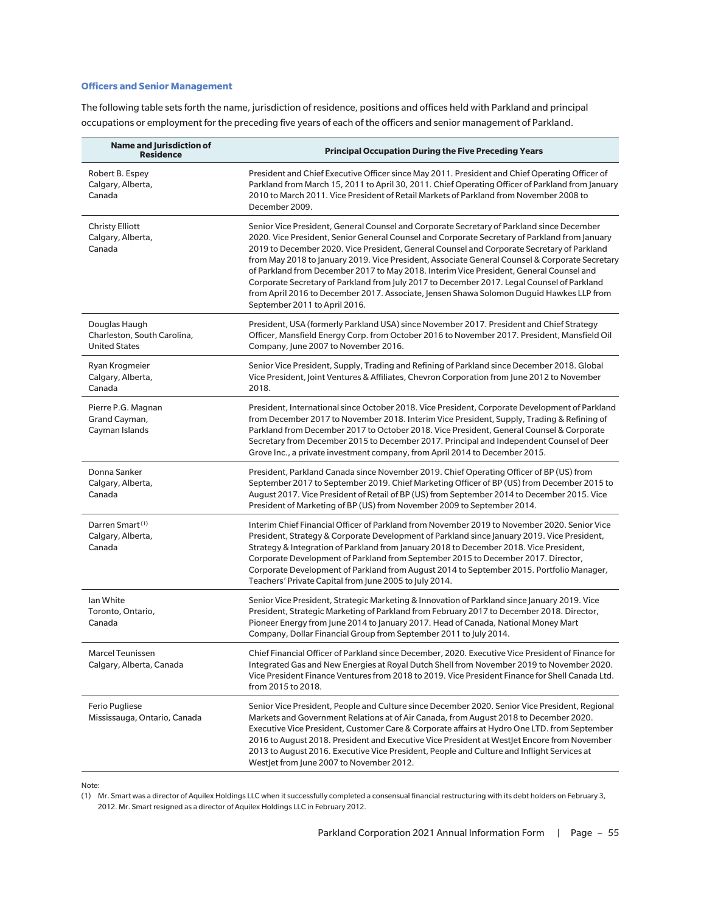### Officers and Senior Management

The following table sets forth the name, jurisdiction of residence, positions and offices held with Parkland and principal occupations or employment for the preceding five years of each of the officers and senior management of Parkland.

| Name and Jurisdiction of Residence | Principal Occupation During the Five Preceding Years |
|---|---|
| Robert B. Espey<br>Calgary, Alberta,<br>Canada | President and Chief Executive Officer since May 2011. President and Chief Operating Officer of Parkland from March 15, 2011 to April 30, 2011. Chief Operating Officer of Parkland from January 2010 to March 2011. Vice President of Retail Markets of Parkland from November 2008 to December 2009. |
| Christy Elliott<br>Calgary, Alberta,<br>Canada | Senior Vice President, General Counsel and Corporate Secretary of Parkland since December 2020. Vice President, Senior General Counsel and Corporate Secretary of Parkland from January 2019 to December 2020. Vice President, General Counsel and Corporate Secretary of Parkland from May 2018 to January 2019. Vice President, Associate General Counsel & Corporate Secretary of Parkland from December 2017 to May 2018. Interim Vice President, General Counsel and Corporate Secretary of Parkland from July 2017 to December 2017. Legal Counsel of Parkland from April 2016 to December 2017. Associate, Jensen Shawa Solomon Duguid Hawkes LLP from September 2011 to April 2016. |
| Douglas Haugh<br>Charleston, South Carolina,<br>United States | President, USA (formerly Parkland USA) since November 2017. President and Chief Strategy Officer, Mansfield Energy Corp. from October 2016 to November 2017. President, Mansfield Oil Company, June 2007 to November 2016. |
| Ryan Krogmeier<br>Calgary, Alberta,<br>Canada | Senior Vice President, Supply, Trading and Refining of Parkland since December 2018. Global Vice President, Joint Ventures & Affiliates, Chevron Corporation from June 2012 to November 2018. |
| Pierre P.G. Magnan<br>Grand Cayman,<br>Cayman Islands | President, International since October 2018. Vice President, Corporate Development of Parkland from December 2017 to November 2018. Interim Vice President, Supply, Trading & Refining of Parkland from December 2017 to October 2018. Vice President, General Counsel & Corporate Secretary from December 2015 to December 2017. Principal and Independent Counsel of Deer Grove Inc., a private investment company, from April 2014 to December 2015. |
| Donna Sanker<br>Calgary, Alberta,<br>Canada | President, Parkland Canada since November 2019. Chief Operating Officer of BP (US) from September 2017 to September 2019. Chief Marketing Officer of BP (US) from December 2015 to August 2017. Vice President of Retail of BP (US) from September 2014 to December 2015. Vice President of Marketing of BP (US) from November 2009 to September 2014. |
| Darren Smart[(1)]<br>Calgary, Alberta,<br>Canada | Interim Chief Financial Officer of Parkland from November 2019 to November 2020. Senior Vice President, Strategy & Corporate Development of Parkland since January 2019. Vice President, Strategy & Integration of Parkland from January 2018 to December 2018. Vice President, Corporate Development of Parkland from September 2015 to December 2017. Director, Corporate Development of Parkland from August 2014 to September 2015. Portfolio Manager, Teachers' Private Capital from June 2005 to July 2014. |
| Ian White<br>Toronto, Ontario,<br>Canada | Senior Vice President, Strategic Marketing & Innovation of Parkland since January 2019. Vice President, Strategic Marketing of Parkland from February 2017 to December 2018. Director, Pioneer Energy from June 2014 to January 2017. Head of Canada, National Money Mart Company, Dollar Financial Group from September 2011 to July 2014. |
| Marcel Teunissen<br>Calgary, Alberta, Canada | Chief Financial Officer of Parkland since December, 2020. Executive Vice President of Finance for Integrated Gas and New Energies at Royal Dutch Shell from November 2019 to November 2020. Vice President Finance Ventures from 2018 to 2019. Vice President Finance for Shell Canada Ltd. from 2015 to 2018. |
| Ferio Pugliese<br>Mississauga, Ontario, Canada | Senior Vice President, People and Culture since December 2020. Senior Vice President, Regional Markets and Government Relations at of Air Canada, from August 2018 to December 2020. Executive Vice President, Customer Care & Corporate affairs at Hydro One LTD. from September 2016 to August 2018. President and Executive Vice President at WestJet Encore from November 2013 to August 2016. Executive Vice President, People and Culture and Inflight Services at WestJet from June 2007 to November 2012. |

Note:

(1) Mr. Smart was a director of Aquilex Holdings LLC when it successfully completed a consensual financial restructuring with its debt holders on February 3, 2012. Mr. Smart resigned as a director of Aquilex Holdings LLC in February 2012.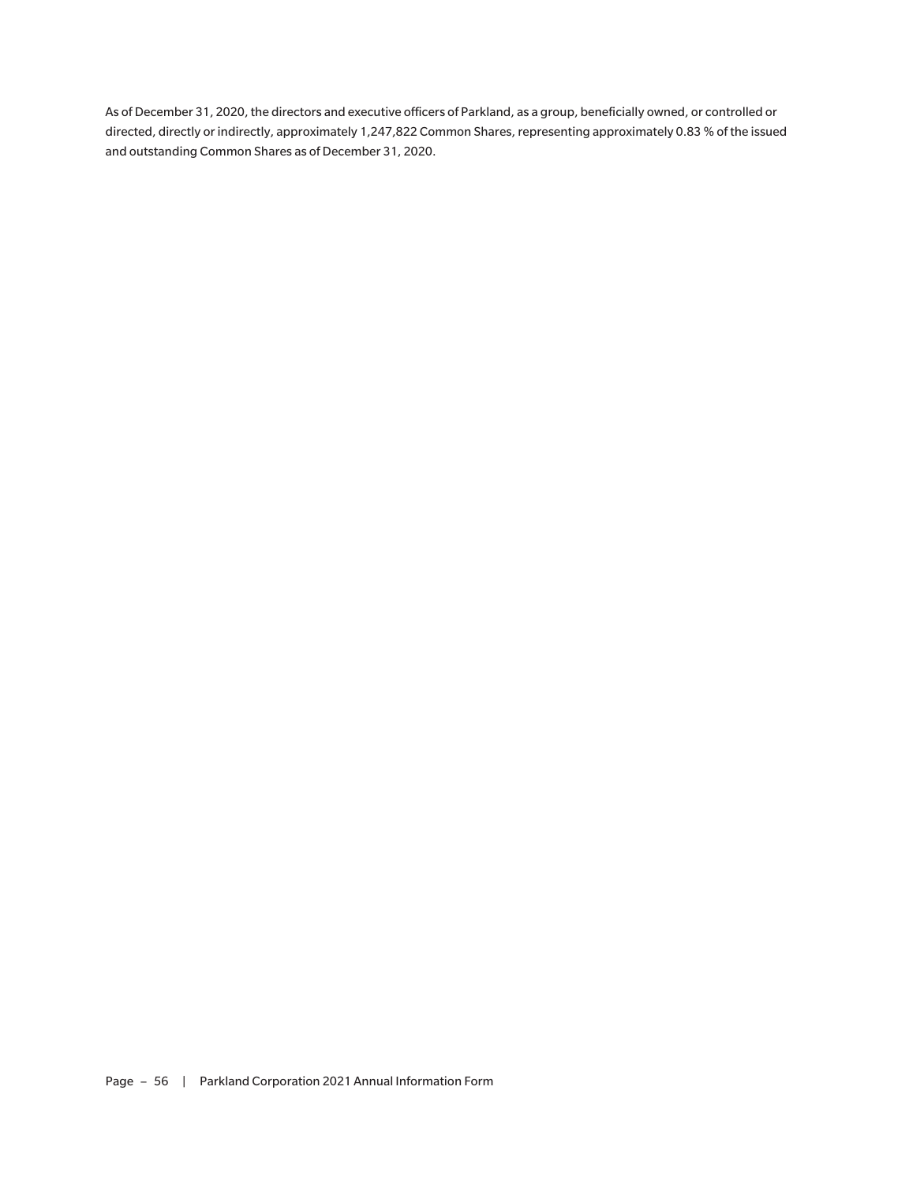As of December 31, 2020, the directors and executive officers of Parkland, as a group, beneficially owned, or controlled or directed, directly or indirectly, approximately 1,247,822 Common Shares, representing approximately 0.83 % of the issued and outstanding Common Shares as of December 31, 2020.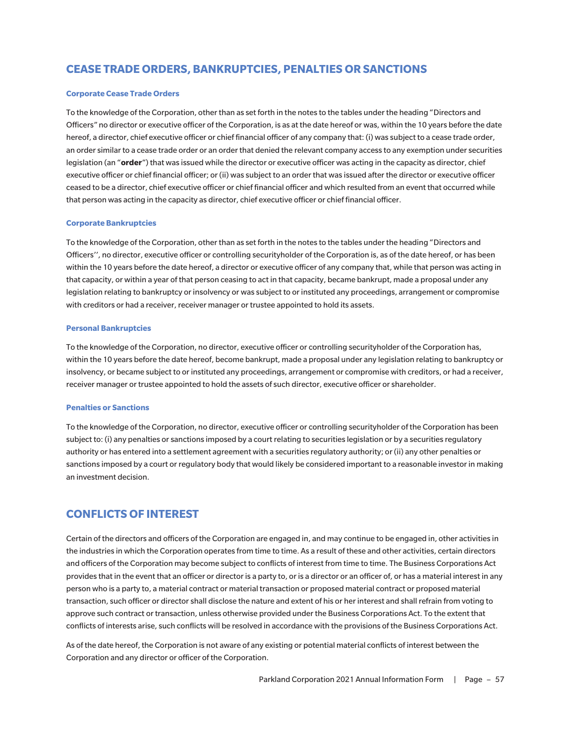## CEASE TRADE ORDERS, BANKRUPTCIES, PENALTIES OR SANCTIONS

### Corporate Cease Trade Orders

To the knowledge of the Corporation, other than as set forth in the notes to the tables under the heading "Directors and Officers" no director or executive officer of the Corporation, is as at the date hereof or was, within the 10 years before the date hereof, a director, chief executive officer or chief financial officer of any company that: (i) was subject to a cease trade order, an order similar to a cease trade order or an order that denied the relevant company access to any exemption under securities legislation (an "**order**") that was issued while the director or executive officer was acting in the capacity as director, chief executive officer or chief financial officer; or (ii) was subject to an order that was issued after the director or executive officer ceased to be a director, chief executive officer or chief financial officer and which resulted from an event that occurred while that person was acting in the capacity as director, chief executive officer or chief financial officer.

### Corporate Bankruptcies

To the knowledge of the Corporation, other than as set forth in the notes to the tables under the heading "Directors and Officers'', no director, executive officer or controlling securityholder of the Corporation is, as of the date hereof, or has been within the 10 years before the date hereof, a director or executive officer of any company that, while that person was acting in that capacity, or within a year of that person ceasing to act in that capacity, became bankrupt, made a proposal under any legislation relating to bankruptcy or insolvency or was subject to or instituted any proceedings, arrangement or compromise with creditors or had a receiver, receiver manager or trustee appointed to hold its assets.

### Personal Bankruptcies

To the knowledge of the Corporation, no director, executive officer or controlling securityholder of the Corporation has, within the 10 years before the date hereof, become bankrupt, made a proposal under any legislation relating to bankruptcy or insolvency, or became subject to or instituted any proceedings, arrangement or compromise with creditors, or had a receiver, receiver manager or trustee appointed to hold the assets of such director, executive officer or shareholder.

### Penalties or Sanctions

To the knowledge of the Corporation, no director, executive officer or controlling securityholder of the Corporation has been subject to: (i) any penalties or sanctions imposed by a court relating to securities legislation or by a securities regulatory authority or has entered into a settlement agreement with a securities regulatory authority; or (ii) any other penalties or sanctions imposed by a court or regulatory body that would likely be considered important to a reasonable investor in making an investment decision.

## CONFLICTS OF INTEREST

Certain of the directors and officers of the Corporation are engaged in, and may continue to be engaged in, other activities in the industries in which the Corporation operates from time to time. As a result of these and other activities, certain directors and officers of the Corporation may become subject to conflicts of interest from time to time. The Business Corporations Act provides that in the event that an officer or director is a party to, or is a director or an officer of, or has a material interest in any person who is a party to, a material contract or material transaction or proposed material contract or proposed material transaction, such officer or director shall disclose the nature and extent of his or her interest and shall refrain from voting to approve such contract or transaction, unless otherwise provided under the Business Corporations Act. To the extent that conflicts of interests arise, such conflicts will be resolved in accordance with the provisions of the Business Corporations Act.

As of the date hereof, the Corporation is not aware of any existing or potential material conflicts of interest between the Corporation and any director or officer of the Corporation.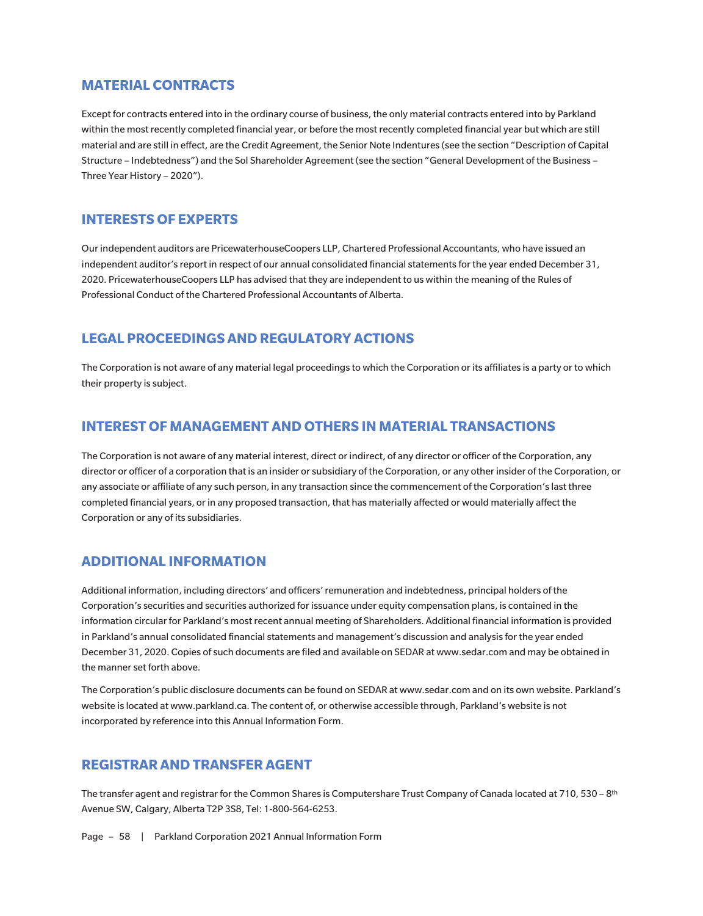## MATERIAL CONTRACTS

Except for contracts entered into in the ordinary course of business, the only material contracts entered into by Parkland within the most recently completed financial year, or before the most recently completed financial year but which are still material and are still in effect, are the Credit Agreement, the Senior Note Indentures (see the section "Description of Capital Structure – Indebtedness") and the Sol Shareholder Agreement (see the section "General Development of the Business – Three Year History – 2020").

## INTERESTS OF EXPERTS

Our independent auditors are PricewaterhouseCoopers LLP, Chartered Professional Accountants, who have issued an independent auditor's report in respect of our annual consolidated financial statements for the year ended December 31, 2020. PricewaterhouseCoopers LLP has advised that they are independent to us within the meaning of the Rules of Professional Conduct of the Chartered Professional Accountants of Alberta.

## LEGAL PROCEEDINGS AND REGULATORY ACTIONS

The Corporation is not aware of any material legal proceedings to which the Corporation or its affiliates is a party or to which their property is subject.

## INTEREST OF MANAGEMENT AND OTHERS IN MATERIAL TRANSACTIONS

The Corporation is not aware of any material interest, direct or indirect, of any director or officer of the Corporation, any director or officer of a corporation that is an insider or subsidiary of the Corporation, or any other insider of the Corporation, or any associate or affiliate of any such person, in any transaction since the commencement of the Corporation's last three completed financial years, or in any proposed transaction, that has materially affected or would materially affect the Corporation or any of its subsidiaries.

## ADDITIONAL INFORMATION

Additional information, including directors' and officers' remuneration and indebtedness, principal holders of the Corporation's securities and securities authorized for issuance under equity compensation plans, is contained in the information circular for Parkland's most recent annual meeting of Shareholders. Additional financial information is provided in Parkland's annual consolidated financial statements and management's discussion and analysis for the year ended December 31, 2020. Copies of such documents are filed and available on SEDAR at www.sedar.com and may be obtained in the manner set forth above.

The Corporation's public disclosure documents can be found on SEDAR at www.sedar.com and on its own website. Parkland's website is located at www.parkland.ca. The content of, or otherwise accessible through, Parkland's website is not incorporated by reference into this Annual Information Form.

## REGISTRAR AND TRANSFER AGENT

The transfer agent and registrar for the Common Shares is Computershare Trust Company of Canada located at 710, 530 – 8th Avenue SW, Calgary, Alberta T2P 3S8, Tel: 1-800-564-6253.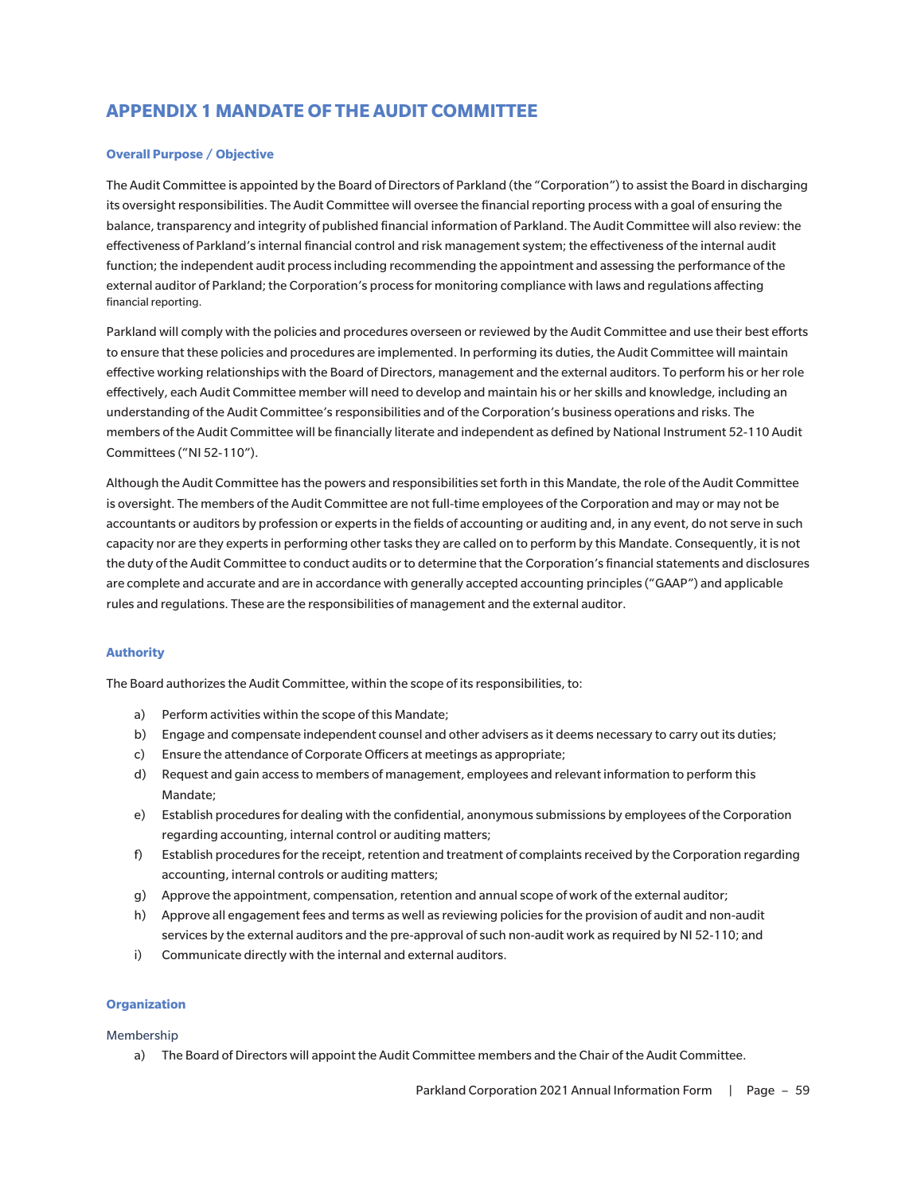# APPENDIX 1 MANDATE OF THE AUDIT COMMITTEE

### Overall Purpose / Objective

The Audit Committee is appointed by the Board of Directors of Parkland (the "Corporation") to assist the Board in discharging its oversight responsibilities. The Audit Committee will oversee the financial reporting process with a goal of ensuring the balance, transparency and integrity of published financial information of Parkland. The Audit Committee will also review: the effectiveness of Parkland's internal financial control and risk management system; the effectiveness of the internal audit function; the independent audit process including recommending the appointment and assessing the performance of the external auditor of Parkland; the Corporation's process for monitoring compliance with laws and regulations affecting financial reporting.

Parkland will comply with the policies and procedures overseen or reviewed by the Audit Committee and use their best efforts to ensure that these policies and procedures are implemented. In performing its duties, the Audit Committee will maintain effective working relationships with the Board of Directors, management and the external auditors. To perform his or her role effectively, each Audit Committee member will need to develop and maintain his or her skills and knowledge, including an understanding of the Audit Committee's responsibilities and of the Corporation's business operations and risks. The members of the Audit Committee will be financially literate and independent as defined by National Instrument 52-110 Audit Committees ("NI 52-110").

Although the Audit Committee has the powers and responsibilities set forth in this Mandate, the role of the Audit Committee is oversight. The members of the Audit Committee are not full-time employees of the Corporation and may or may not be accountants or auditors by profession or experts in the fields of accounting or auditing and, in any event, do not serve in such capacity nor are they experts in performing other tasks they are called on to perform by this Mandate. Consequently, it is not the duty of the Audit Committee to conduct audits or to determine that the Corporation's financial statements and disclosures are complete and accurate and are in accordance with generally accepted accounting principles ("GAAP") and applicable rules and regulations. These are the responsibilities of management and the external auditor.

### Authority

The Board authorizes the Audit Committee, within the scope of its responsibilities, to:

a) Perform activities within the scope of this Mandate;
b) Engage and compensate independent counsel and other advisers as it deems necessary to carry out its duties;
c) Ensure the attendance of Corporate Officers at meetings as appropriate;
d) Request and gain access to members of management, employees and relevant information to perform this Mandate;
e) Establish procedures for dealing with the confidential, anonymous submissions by employees of the Corporation regarding accounting, internal control or auditing matters;
f) Establish procedures for the receipt, retention and treatment of complaints received by the Corporation regarding accounting, internal controls or auditing matters;
g) Approve the appointment, compensation, retention and annual scope of work of the external auditor;
h) Approve all engagement fees and terms as well as reviewing policies for the provision of audit and non-audit services by the external auditors and the pre-approval of such non-audit work as required by NI 52-110; and
i) Communicate directly with the internal and external auditors.

### Organization

#### Membership

a) The Board of Directors will appoint the Audit Committee members and the Chair of the Audit Committee.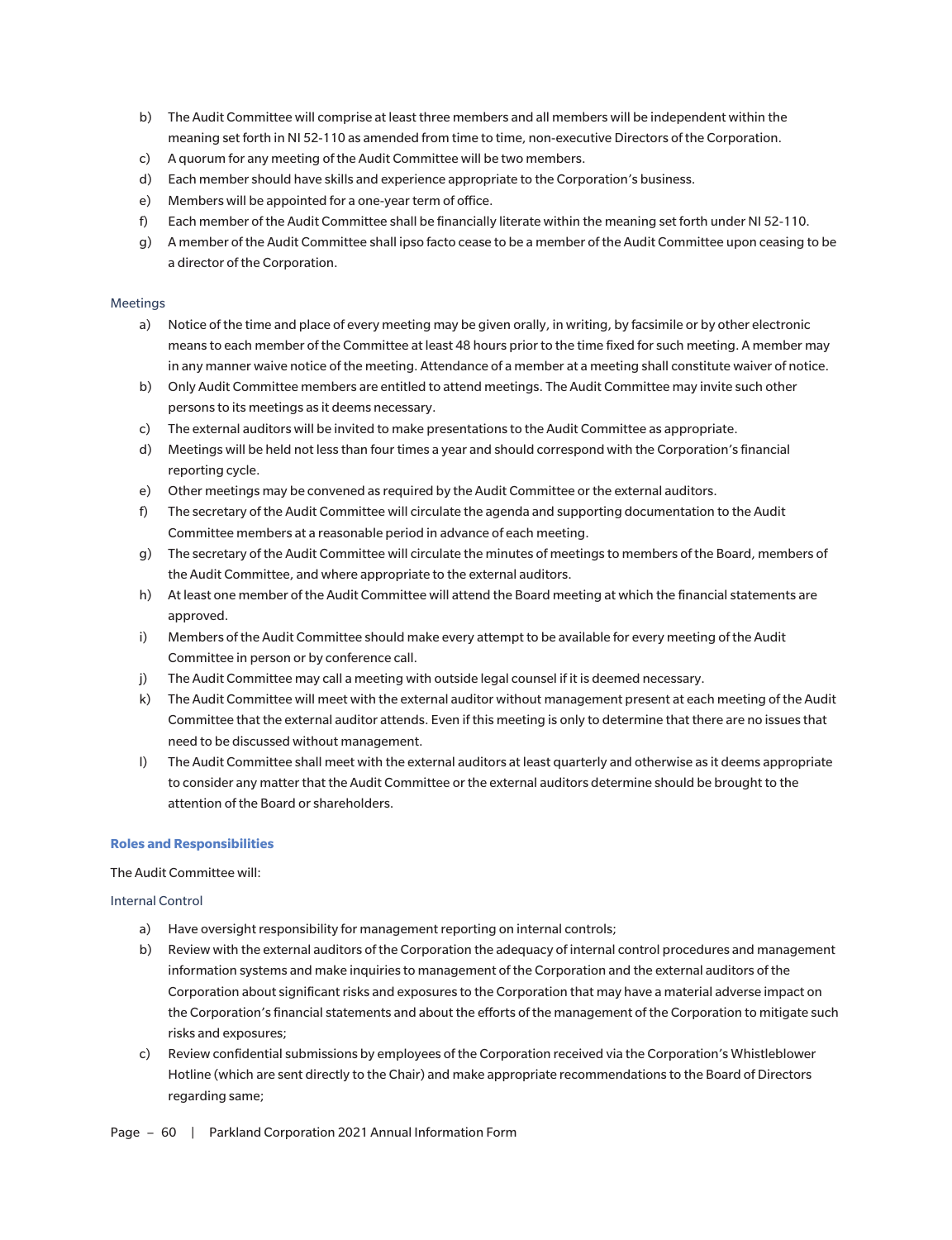b) The Audit Committee will comprise at least three members and all members will be independent within the meaning set forth in NI 52-110 as amended from time to time, non-executive Directors of the Corporation.

c) A quorum for any meeting of the Audit Committee will be two members.

d) Each member should have skills and experience appropriate to the Corporation's business.

e) Members will be appointed for a one-year term of office.

f) Each member of the Audit Committee shall be financially literate within the meaning set forth under NI 52-110.

g) A member of the Audit Committee shall ipso facto cease to be a member of the Audit Committee upon ceasing to be a director of the Corporation.

### Meetings

a) Notice of the time and place of every meeting may be given orally, in writing, by facsimile or by other electronic means to each member of the Committee at least 48 hours prior to the time fixed for such meeting. A member may in any manner waive notice of the meeting. Attendance of a member at a meeting shall constitute waiver of notice.

b) Only Audit Committee members are entitled to attend meetings. The Audit Committee may invite such other persons to its meetings as it deems necessary.

c) The external auditors will be invited to make presentations to the Audit Committee as appropriate.

d) Meetings will be held not less than four times a year and should correspond with the Corporation's financial reporting cycle.

e) Other meetings may be convened as required by the Audit Committee or the external auditors.

f) The secretary of the Audit Committee will circulate the agenda and supporting documentation to the Audit Committee members at a reasonable period in advance of each meeting.

g) The secretary of the Audit Committee will circulate the minutes of meetings to members of the Board, members of the Audit Committee, and where appropriate to the external auditors.

h) At least one member of the Audit Committee will attend the Board meeting at which the financial statements are approved.

i) Members of the Audit Committee should make every attempt to be available for every meeting of the Audit Committee in person or by conference call.

j) The Audit Committee may call a meeting with outside legal counsel if it is deemed necessary.

k) The Audit Committee will meet with the external auditor without management present at each meeting of the Audit Committee that the external auditor attends. Even if this meeting is only to determine that there are no issues that need to be discussed without management.

l) The Audit Committee shall meet with the external auditors at least quarterly and otherwise as it deems appropriate to consider any matter that the Audit Committee or the external auditors determine should be brought to the attention of the Board or shareholders.

## Roles and Responsibilities

The Audit Committee will:

### Internal Control

a) Have oversight responsibility for management reporting on internal controls;

b) Review with the external auditors of the Corporation the adequacy of internal control procedures and management information systems and make inquiries to management of the Corporation and the external auditors of the Corporation about significant risks and exposures to the Corporation that may have a material adverse impact on the Corporation's financial statements and about the efforts of the management of the Corporation to mitigate such risks and exposures;

c) Review confidential submissions by employees of the Corporation received via the Corporation's Whistleblower Hotline (which are sent directly to the Chair) and make appropriate recommendations to the Board of Directors regarding same;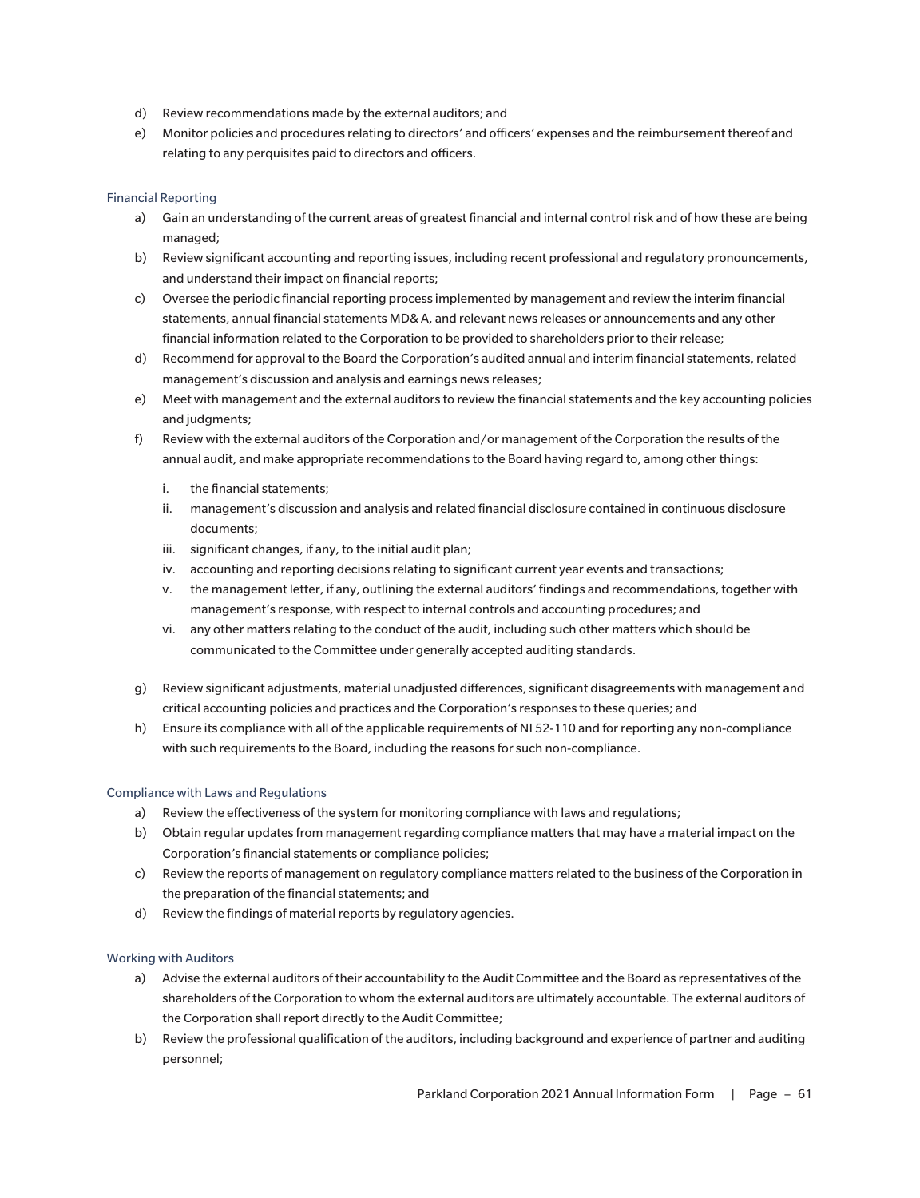d) Review recommendations made by the external auditors; and
e) Monitor policies and procedures relating to directors' and officers' expenses and the reimbursement thereof and relating to any perquisites paid to directors and officers.

### Financial Reporting

a) Gain an understanding of the current areas of greatest financial and internal control risk and of how these are being managed;
b) Review significant accounting and reporting issues, including recent professional and regulatory pronouncements, and understand their impact on financial reports;
c) Oversee the periodic financial reporting process implemented by management and review the interim financial statements, annual financial statements MD& A, and relevant news releases or announcements and any other financial information related to the Corporation to be provided to shareholders prior to their release;
d) Recommend for approval to the Board the Corporation's audited annual and interim financial statements, related management's discussion and analysis and earnings news releases;
e) Meet with management and the external auditors to review the financial statements and the key accounting policies and judgments;
f) Review with the external auditors of the Corporation and/or management of the Corporation the results of the annual audit, and make appropriate recommendations to the Board having regard to, among other things:
    i. the financial statements;
    ii. management's discussion and analysis and related financial disclosure contained in continuous disclosure documents;
    iii. significant changes, if any, to the initial audit plan;
    iv. accounting and reporting decisions relating to significant current year events and transactions;
    v. the management letter, if any, outlining the external auditors' findings and recommendations, together with management's response, with respect to internal controls and accounting procedures; and
    vi. any other matters relating to the conduct of the audit, including such other matters which should be communicated to the Committee under generally accepted auditing standards.
g) Review significant adjustments, material unadjusted differences, significant disagreements with management and critical accounting policies and practices and the Corporation's responses to these queries; and
h) Ensure its compliance with all of the applicable requirements of NI 52-110 and for reporting any non-compliance with such requirements to the Board, including the reasons for such non-compliance.

### Compliance with Laws and Regulations

a) Review the effectiveness of the system for monitoring compliance with laws and regulations;
b) Obtain regular updates from management regarding compliance matters that may have a material impact on the Corporation's financial statements or compliance policies;
c) Review the reports of management on regulatory compliance matters related to the business of the Corporation in the preparation of the financial statements; and
d) Review the findings of material reports by regulatory agencies.

### Working with Auditors

a) Advise the external auditors of their accountability to the Audit Committee and the Board as representatives of the shareholders of the Corporation to whom the external auditors are ultimately accountable. The external auditors of the Corporation shall report directly to the Audit Committee;
b) Review the professional qualification of the auditors, including background and experience of partner and auditing personnel;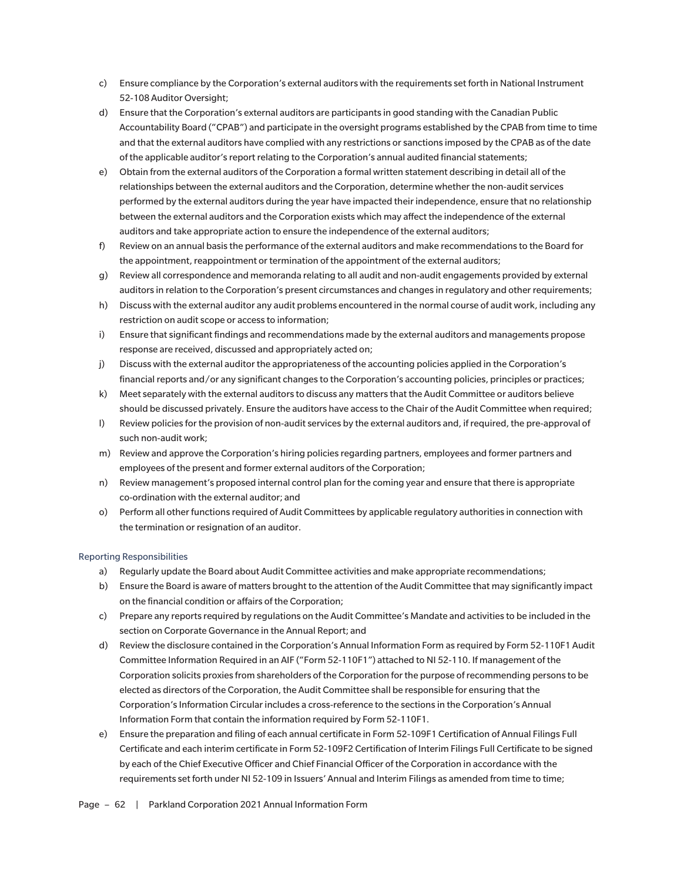c) Ensure compliance by the Corporation's external auditors with the requirements set forth in National Instrument 52-108 Auditor Oversight;

d) Ensure that the Corporation's external auditors are participants in good standing with the Canadian Public Accountability Board ("CPAB") and participate in the oversight programs established by the CPAB from time to time and that the external auditors have complied with any restrictions or sanctions imposed by the CPAB as of the date of the applicable auditor's report relating to the Corporation's annual audited financial statements;

e) Obtain from the external auditors of the Corporation a formal written statement describing in detail all of the relationships between the external auditors and the Corporation, determine whether the non-audit services performed by the external auditors during the year have impacted their independence, ensure that no relationship between the external auditors and the Corporation exists which may affect the independence of the external auditors and take appropriate action to ensure the independence of the external auditors;

f) Review on an annual basis the performance of the external auditors and make recommendations to the Board for the appointment, reappointment or termination of the appointment of the external auditors;

g) Review all correspondence and memoranda relating to all audit and non-audit engagements provided by external auditors in relation to the Corporation's present circumstances and changes in regulatory and other requirements;

h) Discuss with the external auditor any audit problems encountered in the normal course of audit work, including any restriction on audit scope or access to information;

i) Ensure that significant findings and recommendations made by the external auditors and managements propose response are received, discussed and appropriately acted on;

j) Discuss with the external auditor the appropriateness of the accounting policies applied in the Corporation's financial reports and/or any significant changes to the Corporation's accounting policies, principles or practices;

k) Meet separately with the external auditors to discuss any matters that the Audit Committee or auditors believe should be discussed privately. Ensure the auditors have access to the Chair of the Audit Committee when required;

l) Review policies for the provision of non-audit services by the external auditors and, if required, the pre-approval of such non-audit work;

m) Review and approve the Corporation's hiring policies regarding partners, employees and former partners and employees of the present and former external auditors of the Corporation;

n) Review management's proposed internal control plan for the coming year and ensure that there is appropriate co-ordination with the external auditor; and

o) Perform all other functions required of Audit Committees by applicable regulatory authorities in connection with the termination or resignation of an auditor.

### Reporting Responsibilities

a) Regularly update the Board about Audit Committee activities and make appropriate recommendations;

b) Ensure the Board is aware of matters brought to the attention of the Audit Committee that may significantly impact on the financial condition or affairs of the Corporation;

c) Prepare any reports required by regulations on the Audit Committee's Mandate and activities to be included in the section on Corporate Governance in the Annual Report; and

d) Review the disclosure contained in the Corporation's Annual Information Form as required by Form 52-110F1 Audit Committee Information Required in an AIF ("Form 52-110F1") attached to NI 52-110. If management of the Corporation solicits proxies from shareholders of the Corporation for the purpose of recommending persons to be elected as directors of the Corporation, the Audit Committee shall be responsible for ensuring that the Corporation's Information Circular includes a cross-reference to the sections in the Corporation's Annual Information Form that contain the information required by Form 52-110F1.

e) Ensure the preparation and filing of each annual certificate in Form 52-109F1 Certification of Annual Filings Full Certificate and each interim certificate in Form 52-109F2 Certification of Interim Filings Full Certificate to be signed by each of the Chief Executive Officer and Chief Financial Officer of the Corporation in accordance with the requirements set forth under NI 52-109 in Issuers' Annual and Interim Filings as amended from time to time;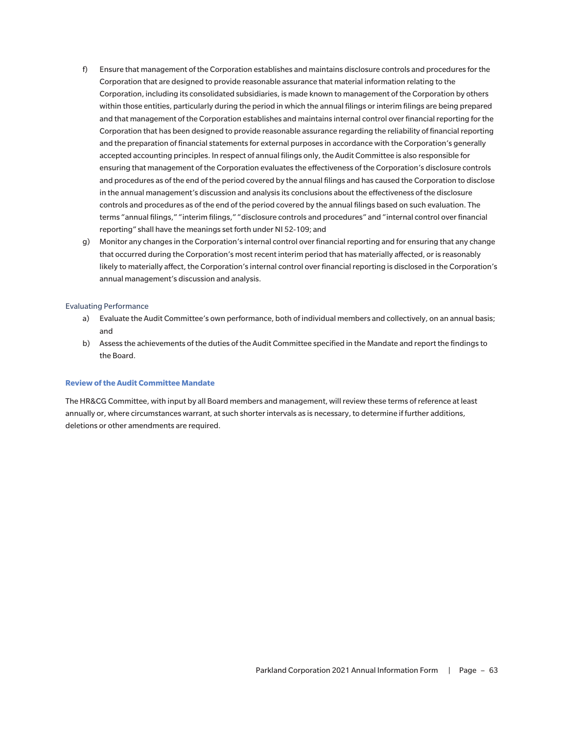f) Ensure that management of the Corporation establishes and maintains disclosure controls and procedures for the Corporation that are designed to provide reasonable assurance that material information relating to the Corporation, including its consolidated subsidiaries, is made known to management of the Corporation by others within those entities, particularly during the period in which the annual filings or interim filings are being prepared and that management of the Corporation establishes and maintains internal control over financial reporting for the Corporation that has been designed to provide reasonable assurance regarding the reliability of financial reporting and the preparation of financial statements for external purposes in accordance with the Corporation's generally accepted accounting principles. In respect of annual filings only, the Audit Committee is also responsible for ensuring that management of the Corporation evaluates the effectiveness of the Corporation's disclosure controls and procedures as of the end of the period covered by the annual filings and has caused the Corporation to disclose in the annual management's discussion and analysis its conclusions about the effectiveness of the disclosure controls and procedures as of the end of the period covered by the annual filings based on such evaluation. The terms "annual filings," "interim filings," "disclosure controls and procedures" and "internal control over financial reporting" shall have the meanings set forth under NI 52-109; and

g) Monitor any changes in the Corporation's internal control over financial reporting and for ensuring that any change that occurred during the Corporation's most recent interim period that has materially affected, or is reasonably likely to materially affect, the Corporation's internal control over financial reporting is disclosed in the Corporation's annual management's discussion and analysis.

Evaluating Performance

a) Evaluate the Audit Committee's own performance, both of individual members and collectively, on an annual basis; and

b) Assess the achievements of the duties of the Audit Committee specified in the Mandate and report the findings to the Board.

**Review of the Audit Committee Mandate**

The HR&CG Committee, with input by all Board members and management, will review these terms of reference at least annually or, where circumstances warrant, at such shorter intervals as is necessary, to determine if further additions, deletions or other amendments are required.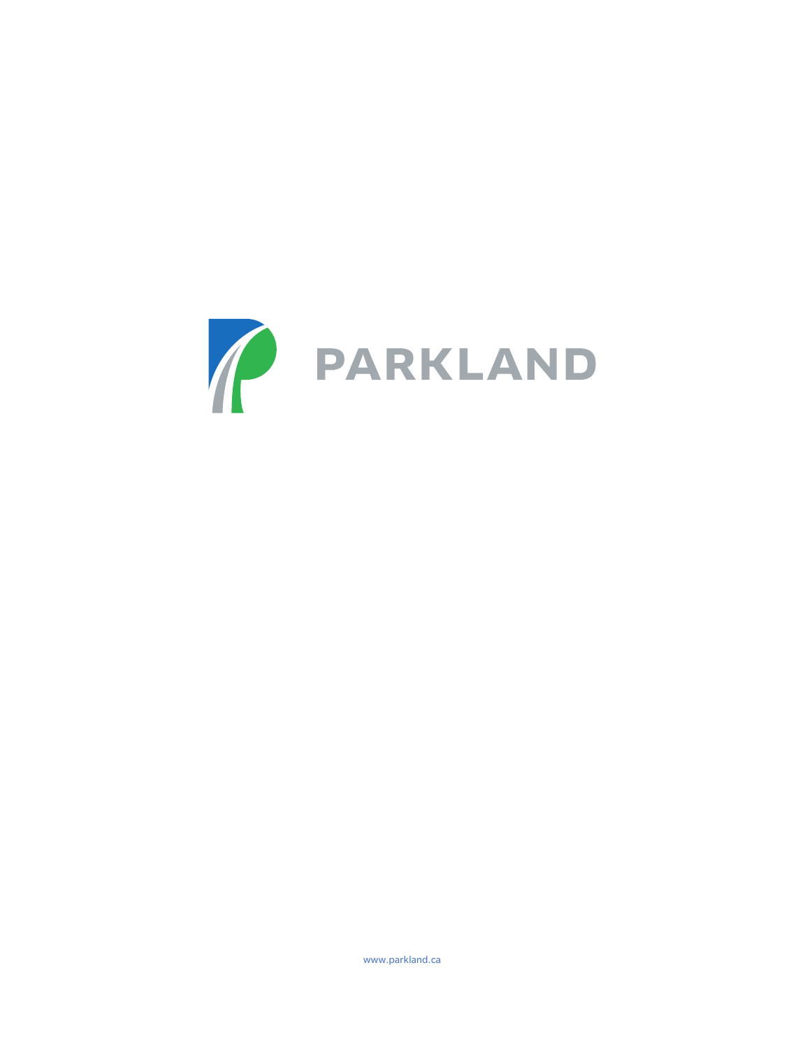PARKLAND

www.parkland.ca